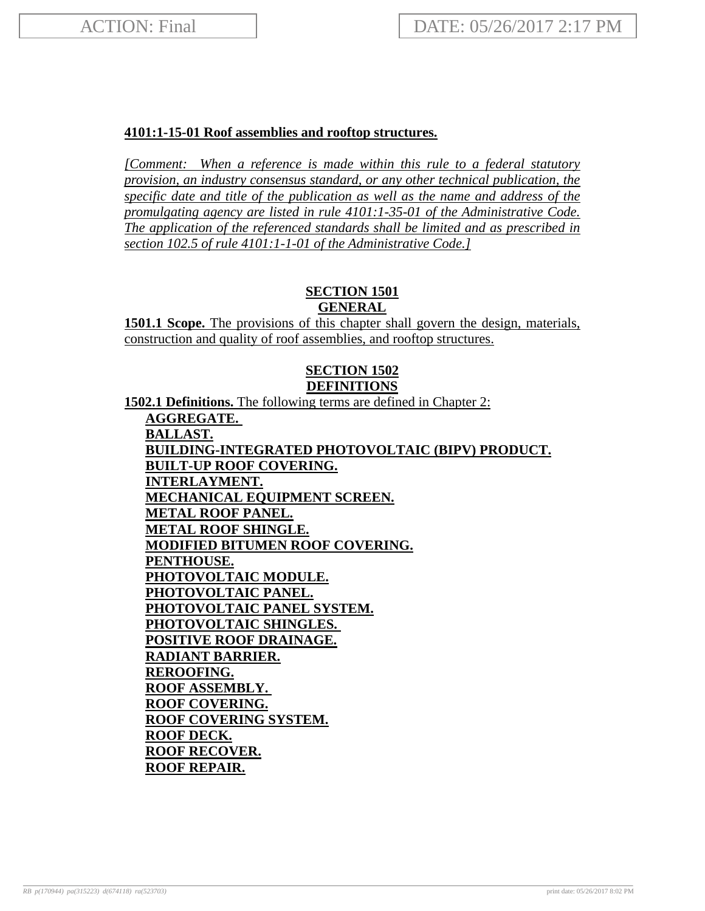**4101:1-15-01 Roof assemblies and rooftop structures.**

*[Comment: When a reference is made within this rule to a federal statutory provision, an industry consensus standard, or any other technical publication, the specific date and title of the publication as well as the name and address of the promulgating agency are listed in rule 4101:1-35-01 of the Administrative Code. The application of the referenced standards shall be limited and as prescribed in section 102.5 of rule 4101:1-1-01 of the Administrative Code.]*

## SECTION 1501
## GENERAL

**1501.1 Scope.** The provisions of this chapter shall govern the design, materials, construction and quality of roof assemblies, and rooftop structures.

## SECTION 1502
## DEFINITIONS

**1502.1 Definitions.** The following terms are defined in Chapter 2:

**AGGREGATE.**
**BALLAST.**
**BUILDING-INTEGRATED PHOTOVOLTAIC (BIPV) PRODUCT.**
**BUILT-UP ROOF COVERING.**
**INTERLAYMENT.**
**MECHANICAL EQUIPMENT SCREEN.**
**METAL ROOF PANEL.**
**METAL ROOF SHINGLE.**
**MODIFIED BITUMEN ROOF COVERING.**
**PENTHOUSE.**
**PHOTOVOLTAIC MODULE.**
**PHOTOVOLTAIC PANEL.**
**PHOTOVOLTAIC PANEL SYSTEM.**
**PHOTOVOLTAIC SHINGLES.**
**POSITIVE ROOF DRAINAGE.**
**RADIANT BARRIER.**
**REROOFING.**
**ROOF ASSEMBLY.**
**ROOF COVERING.**
**ROOF COVERING SYSTEM.**
**ROOF DECK.**
**ROOF RECOVER.**
**ROOF REPAIR.**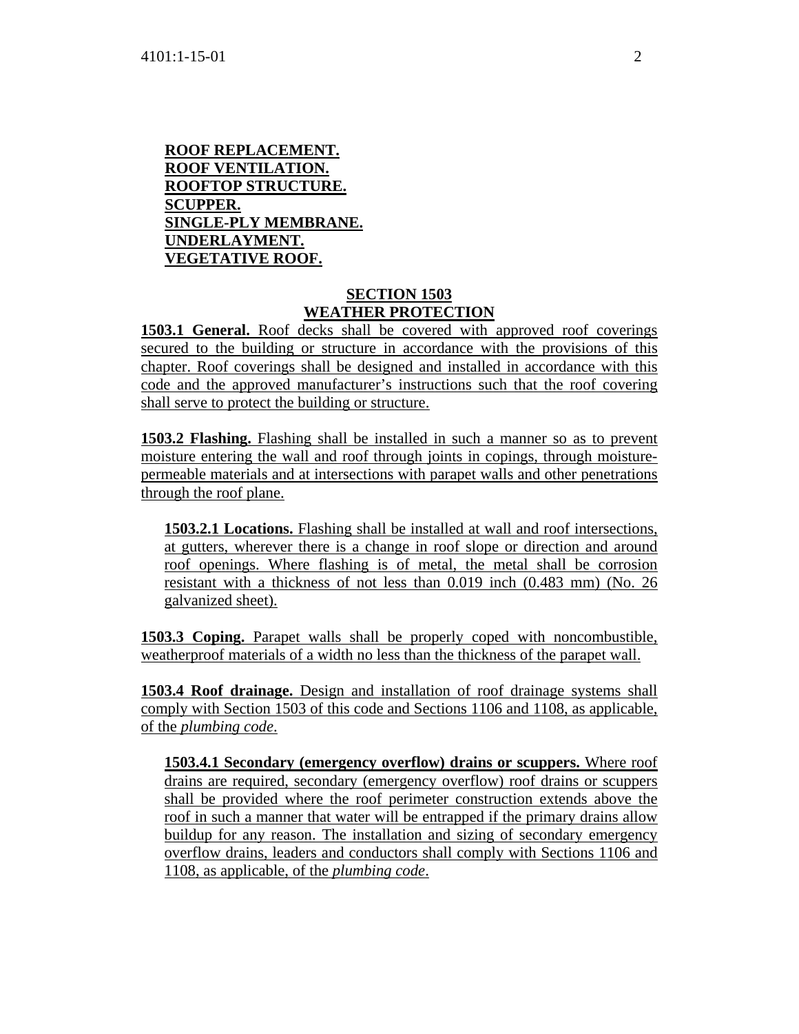**ROOF REPLACEMENT.**
**ROOF VENTILATION.**
**ROOFTOP STRUCTURE.**
**SCUPPER.**
**SINGLE-PLY MEMBRANE.**
**UNDERLAYMENT.**
**VEGETATIVE ROOF.**

## SECTION 1503
## WEATHER PROTECTION

**1503.1 General.** Roof decks shall be covered with approved roof coverings secured to the building or structure in accordance with the provisions of this chapter. Roof coverings shall be designed and installed in accordance with this code and the approved manufacturer's instructions such that the roof covering shall serve to protect the building or structure.

**1503.2 Flashing.** Flashing shall be installed in such a manner so as to prevent moisture entering the wall and roof through joints in copings, through moisture-permeable materials and at intersections with parapet walls and other penetrations through the roof plane.

**1503.2.1 Locations.** Flashing shall be installed at wall and roof intersections, at gutters, wherever there is a change in roof slope or direction and around roof openings. Where flashing is of metal, the metal shall be corrosion resistant with a thickness of not less than 0.019 inch (0.483 mm) (No. 26 galvanized sheet).

**1503.3 Coping.** Parapet walls shall be properly coped with noncombustible, weatherproof materials of a width no less than the thickness of the parapet wall.

**1503.4 Roof drainage.** Design and installation of roof drainage systems shall comply with Section 1503 of this code and Sections 1106 and 1108, as applicable, of the *plumbing code*.

**1503.4.1 Secondary (emergency overflow) drains or scuppers.** Where roof drains are required, secondary (emergency overflow) roof drains or scuppers shall be provided where the roof perimeter construction extends above the roof in such a manner that water will be entrapped if the primary drains allow buildup for any reason. The installation and sizing of secondary emergency overflow drains, leaders and conductors shall comply with Sections 1106 and 1108, as applicable, of the *plumbing code*.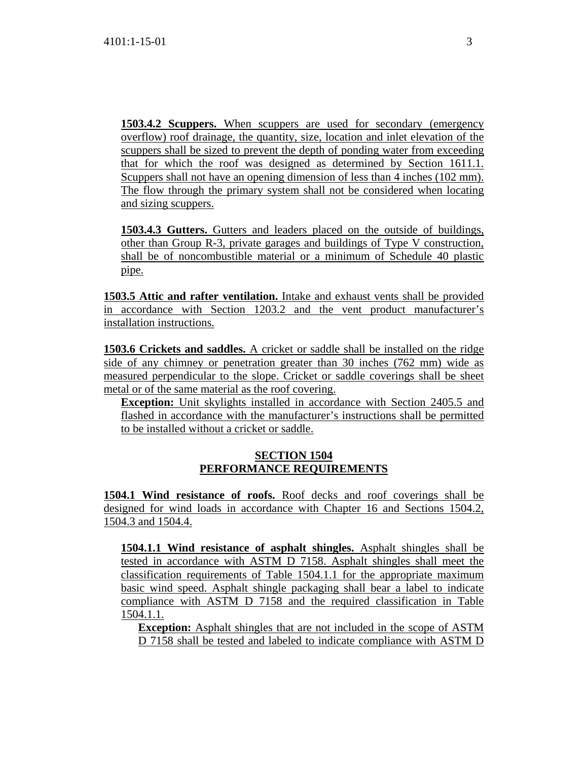**1503.4.2 Scuppers.** When scuppers are used for secondary (emergency overflow) roof drainage, the quantity, size, location and inlet elevation of the scuppers shall be sized to prevent the depth of ponding water from exceeding that for which the roof was designed as determined by Section 1611.1. Scuppers shall not have an opening dimension of less than 4 inches (102 mm). The flow through the primary system shall not be considered when locating and sizing scuppers.

**1503.4.3 Gutters.** Gutters and leaders placed on the outside of buildings, other than Group R-3, private garages and buildings of Type V construction, shall be of noncombustible material or a minimum of Schedule 40 plastic pipe.

**1503.5 Attic and rafter ventilation.** Intake and exhaust vents shall be provided in accordance with Section 1203.2 and the vent product manufacturer's installation instructions.

**1503.6 Crickets and saddles.** A cricket or saddle shall be installed on the ridge side of any chimney or penetration greater than 30 inches (762 mm) wide as measured perpendicular to the slope. Cricket or saddle coverings shall be sheet metal or of the same material as the roof covering.

**Exception:** Unit skylights installed in accordance with Section 2405.5 and flashed in accordance with the manufacturer's instructions shall be permitted to be installed without a cricket or saddle.

## SECTION 1504
## PERFORMANCE REQUIREMENTS

**1504.1 Wind resistance of roofs.** Roof decks and roof coverings shall be designed for wind loads in accordance with Chapter 16 and Sections 1504.2, 1504.3 and 1504.4.

**1504.1.1 Wind resistance of asphalt shingles.** Asphalt shingles shall be tested in accordance with ASTM D 7158. Asphalt shingles shall meet the classification requirements of Table 1504.1.1 for the appropriate maximum basic wind speed. Asphalt shingle packaging shall bear a label to indicate compliance with ASTM D 7158 and the required classification in Table 1504.1.1.

**Exception:** Asphalt shingles that are not included in the scope of ASTM D 7158 shall be tested and labeled to indicate compliance with ASTM D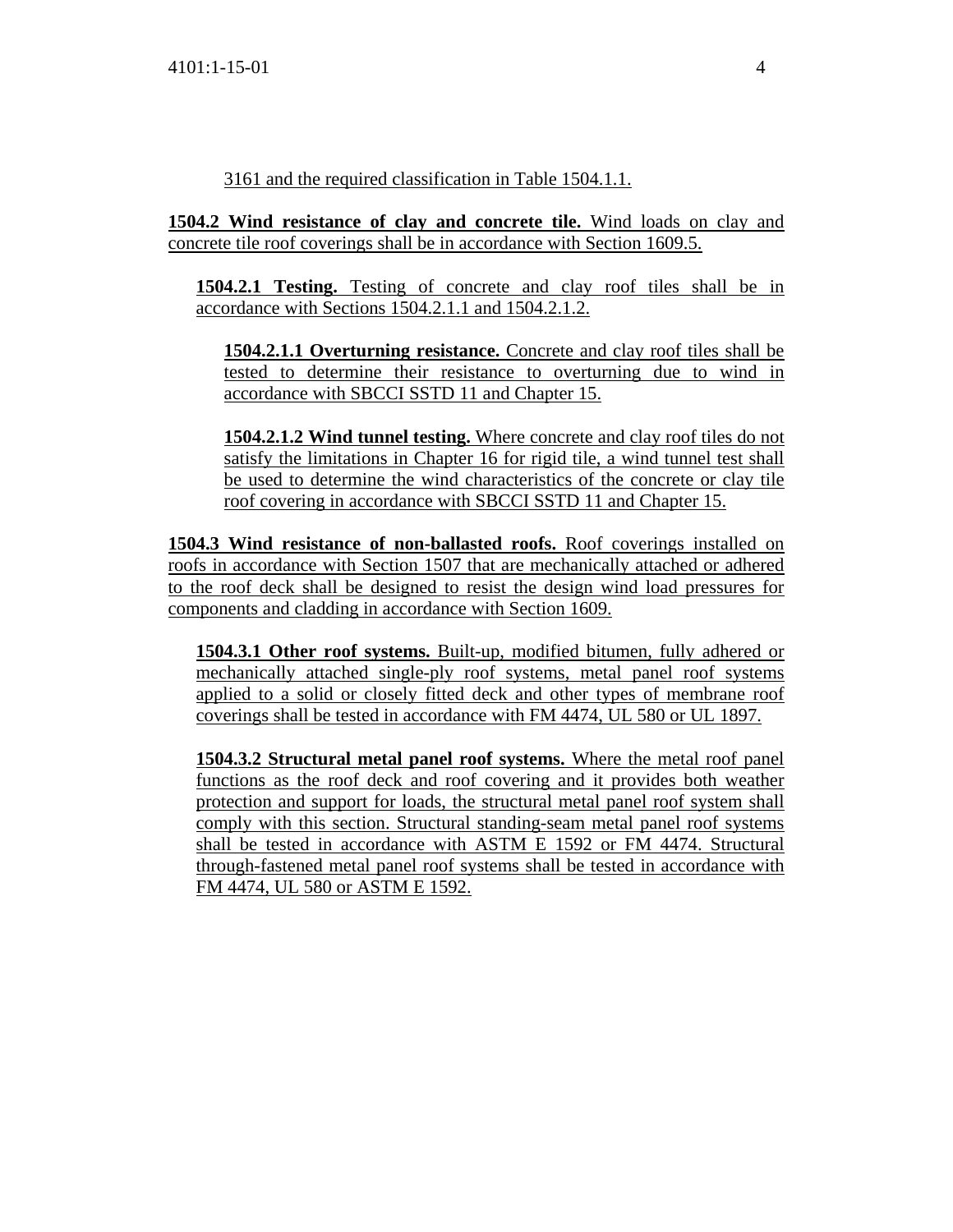3161 and the required classification in Table 1504.1.1.

**1504.2 Wind resistance of clay and concrete tile.** Wind loads on clay and concrete tile roof coverings shall be in accordance with Section 1609.5.

**1504.2.1 Testing.** Testing of concrete and clay roof tiles shall be in accordance with Sections 1504.2.1.1 and 1504.2.1.2.

**1504.2.1.1 Overturning resistance.** Concrete and clay roof tiles shall be tested to determine their resistance to overturning due to wind in accordance with SBCCI SSTD 11 and Chapter 15.

**1504.2.1.2 Wind tunnel testing.** Where concrete and clay roof tiles do not satisfy the limitations in Chapter 16 for rigid tile, a wind tunnel test shall be used to determine the wind characteristics of the concrete or clay tile roof covering in accordance with SBCCI SSTD 11 and Chapter 15.

**1504.3 Wind resistance of non-ballasted roofs.** Roof coverings installed on roofs in accordance with Section 1507 that are mechanically attached or adhered to the roof deck shall be designed to resist the design wind load pressures for components and cladding in accordance with Section 1609.

**1504.3.1 Other roof systems.** Built-up, modified bitumen, fully adhered or mechanically attached single-ply roof systems, metal panel roof systems applied to a solid or closely fitted deck and other types of membrane roof coverings shall be tested in accordance with FM 4474, UL 580 or UL 1897.

**1504.3.2 Structural metal panel roof systems.** Where the metal roof panel functions as the roof deck and roof covering and it provides both weather protection and support for loads, the structural metal panel roof system shall comply with this section. Structural standing-seam metal panel roof systems shall be tested in accordance with ASTM E 1592 or FM 4474. Structural through-fastened metal panel roof systems shall be tested in accordance with FM 4474, UL 580 or ASTM E 1592.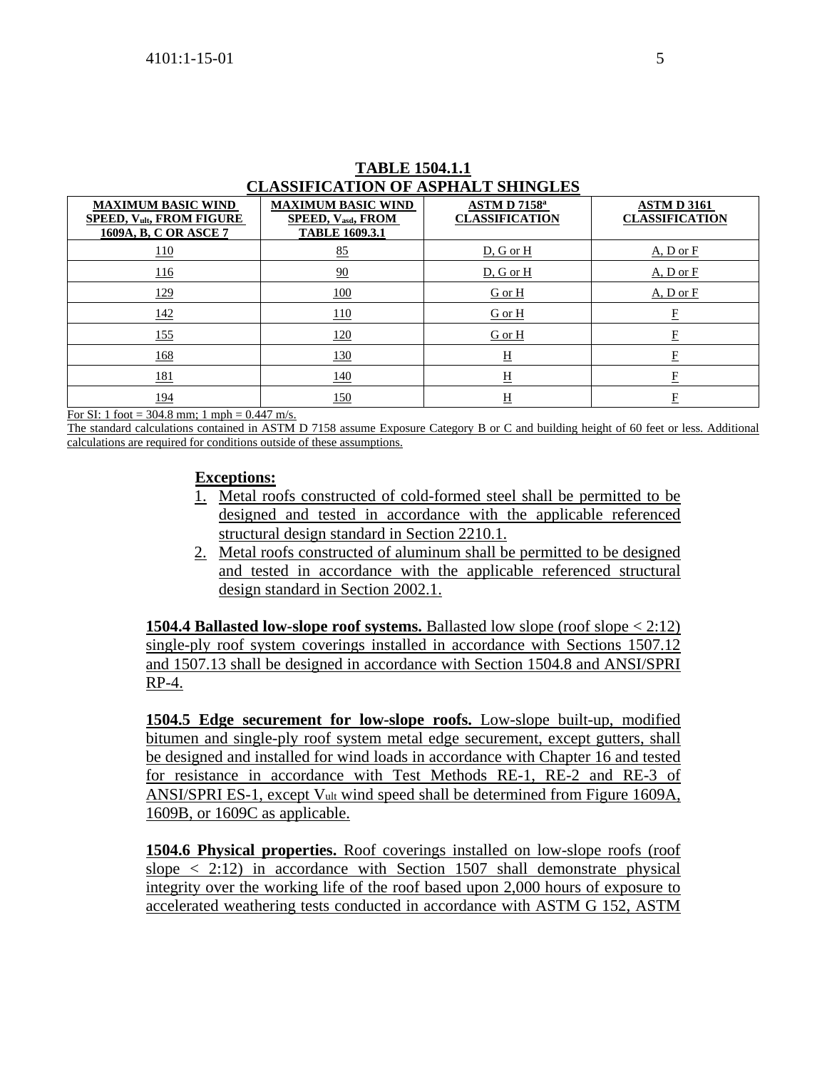**TABLE 1504.1.1**
**CLASSIFICATION OF ASPHALT SHINGLES**

| MAXIMUM BASIC WIND SPEED, $V_{ult}$, FROM FIGURE 1609A, B, C OR ASCE 7 | MAXIMUM BASIC WIND SPEED, $V_{asd}$, FROM TABLE 1609.3.1 | ASTM D 7158[a] CLASSIFICATION | ASTM D 3161 CLASSIFICATION |
|---|---|---|---|
| 110 | 85 | D, G or H | A, D or F |
| 116 | 90 | D, G or H | A, D or F |
| 129 | 100 | G or H | A, D or F |
| 142 | 110 | G or H | F |
| 155 | 120 | G or H | F |
| 168 | 130 | H | F |
| 181 | 140 | H | F |
| 194 | 150 | H | F |

For SI: 1 foot = 304.8 mm; 1 mph = 0.447 m/s.
The standard calculations contained in ASTM D 7158 assume Exposure Category B or C and building height of 60 feet or less. Additional calculations are required for conditions outside of these assumptions.

**Exceptions:**

1. Metal roofs constructed of cold-formed steel shall be permitted to be designed and tested in accordance with the applicable referenced structural design standard in Section 2210.1.
2. Metal roofs constructed of aluminum shall be permitted to be designed and tested in accordance with the applicable referenced structural design standard in Section 2002.1.

**1504.4 Ballasted low-slope roof systems.** Ballasted low slope (roof slope < 2:12) single-ply roof system coverings installed in accordance with Sections 1507.12 and 1507.13 shall be designed in accordance with Section 1504.8 and ANSI/SPRI RP-4.

**1504.5 Edge securement for low-slope roofs.** Low-slope built-up, modified bitumen and single-ply roof system metal edge securement, except gutters, shall be designed and installed for wind loads in accordance with Chapter 16 and tested for resistance in accordance with Test Methods RE-1, RE-2 and RE-3 of ANSI/SPRI ES-1, except $V_{ult}$ wind speed shall be determined from Figure 1609A, 1609B, or 1609C as applicable.

**1504.6 Physical properties.** Roof coverings installed on low-slope roofs (roof slope < 2:12) in accordance with Section 1507 shall demonstrate physical integrity over the working life of the roof based upon 2,000 hours of exposure to accelerated weathering tests conducted in accordance with ASTM G 152, ASTM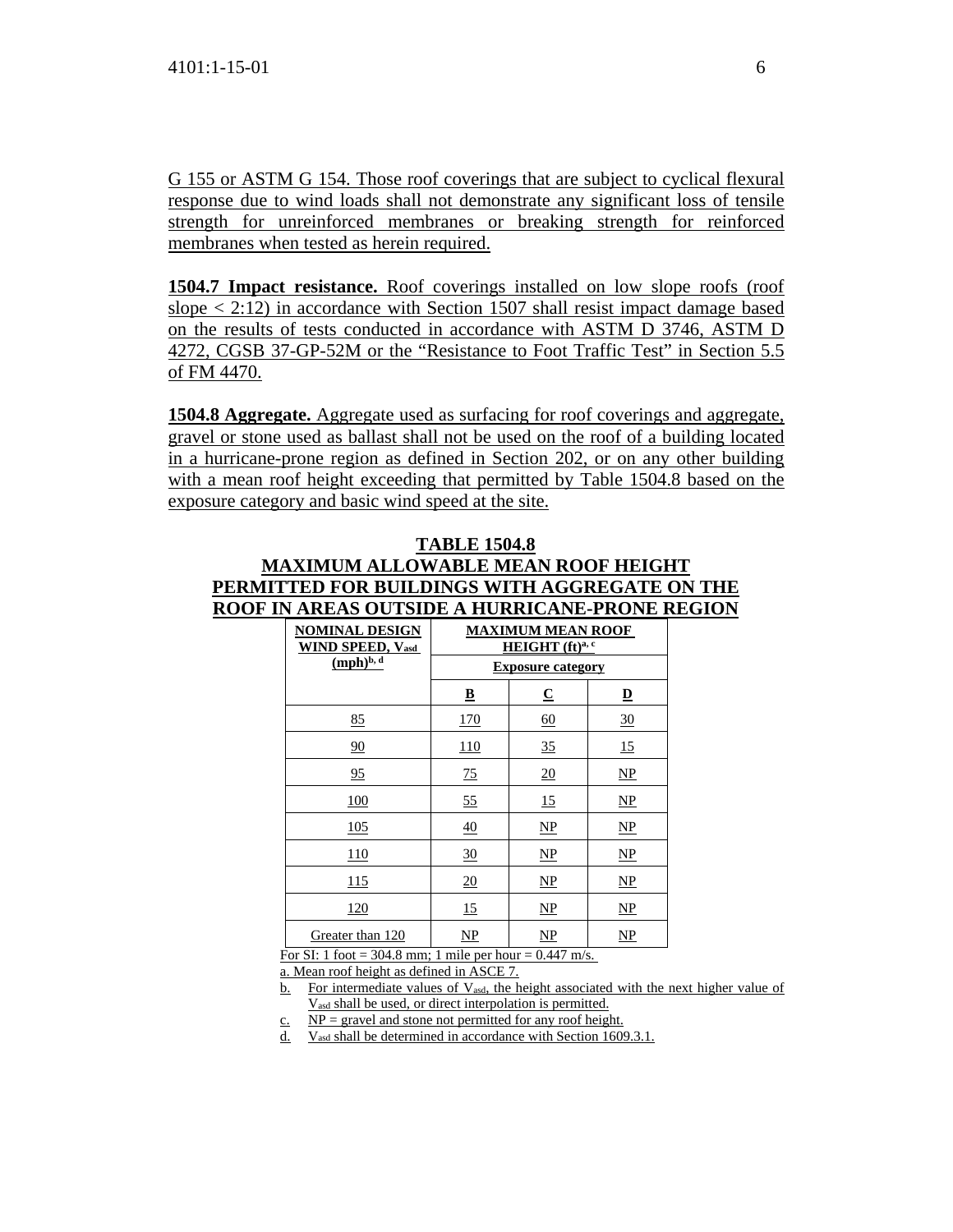G 155 or ASTM G 154. Those roof coverings that are subject to cyclical flexural response due to wind loads shall not demonstrate any significant loss of tensile strength for unreinforced membranes or breaking strength for reinforced membranes when tested as herein required.

**1504.7 Impact resistance.** Roof coverings installed on low slope roofs (roof slope < 2:12) in accordance with Section 1507 shall resist impact damage based on the results of tests conducted in accordance with ASTM D 3746, ASTM D 4272, CGSB 37-GP-52M or the "Resistance to Foot Traffic Test" in Section 5.5 of FM 4470.

**1504.8 Aggregate.** Aggregate used as surfacing for roof coverings and aggregate, gravel or stone used as ballast shall not be used on the roof of a building located in a hurricane-prone region as defined in Section 202, or on any other building with a mean roof height exceeding that permitted by Table 1504.8 based on the exposure category and basic wind speed at the site.

**TABLE 1504.8**
**MAXIMUM ALLOWABLE MEAN ROOF HEIGHT PERMITTED FOR BUILDINGS WITH AGGREGATE ON THE ROOF IN AREAS OUTSIDE A HURRICANE-PRONE REGION**

| NOMINAL DESIGN WIND SPEED, $V_{asd}$ (mph)[b, d] | MAXIMUM MEAN ROOF HEIGHT (ft)[a, c] | | |
|---|---|---|---|
| | Exposure category | | |
| | B | C | D |
| 85 | 170 | 60 | 30 |
| 90 | 110 | 35 | 15 |
| 95 | 75 | 20 | NP |
| 100 | 55 | 15 | NP |
| 105 | 40 | NP | NP |
| 110 | 30 | NP | NP |
| 115 | 20 | NP | NP |
| 120 | 15 | NP | NP |
| Greater than 120 | NP | NP | NP |

For SI: 1 foot = 304.8 mm; 1 mile per hour = 0.447 m/s.

a. Mean roof height as defined in ASCE 7.

b. For intermediate values of $V_{asd}$, the height associated with the next higher value of $V_{asd}$ shall be used, or direct interpolation is permitted.

c. NP = gravel and stone not permitted for any roof height.

d. $V_{asd}$ shall be determined in accordance with Section 1609.3.1.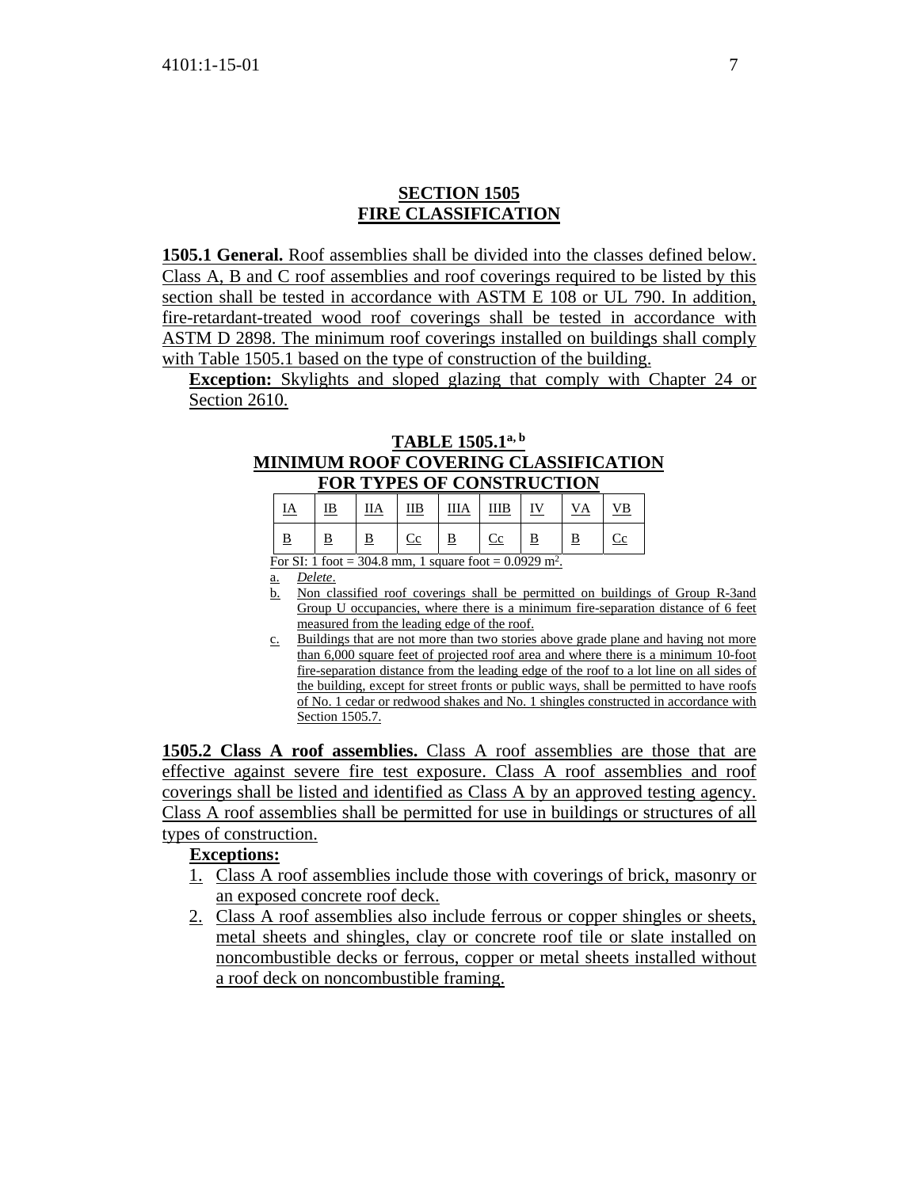## SECTION 1505
## FIRE CLASSIFICATION

**1505.1 General.** Roof assemblies shall be divided into the classes defined below. Class A, B and C roof assemblies and roof coverings required to be listed by this section shall be tested in accordance with ASTM E 108 or UL 790. In addition, fire-retardant-treated wood roof coverings shall be tested in accordance with ASTM D 2898. The minimum roof coverings installed on buildings shall comply with Table 1505.1 based on the type of construction of the building.

**Exception:** Skylights and sloped glazing that comply with Chapter 24 or Section 2610.

**TABLE 1505.1[a, b]**
**MINIMUM ROOF COVERING CLASSIFICATION FOR TYPES OF CONSTRUCTION**

| IA | IB | IIA | IIB | IIIA | IIIB | IV | VA | VB |
|---|---|---|---|---|---|---|---|---|
| B | B | B | C[c] | B | C[c] | B | B | C[c] |

For SI: 1 foot = 304.8 mm, 1 square foot = 0.0929 $m^2$.

a. *Delete*.

b. Non classified roof coverings shall be permitted on buildings of Group R-3and Group U occupancies, where there is a minimum fire-separation distance of 6 feet measured from the leading edge of the roof.

c. Buildings that are not more than two stories above grade plane and having not more than 6,000 square feet of projected roof area and where there is a minimum 10-foot fire-separation distance from the leading edge of the roof to a lot line on all sides of the building, except for street fronts or public ways, shall be permitted to have roofs of No. 1 cedar or redwood shakes and No. 1 shingles constructed in accordance with Section 1505.7.

**1505.2 Class A roof assemblies.** Class A roof assemblies are those that are effective against severe fire test exposure. Class A roof assemblies and roof coverings shall be listed and identified as Class A by an approved testing agency. Class A roof assemblies shall be permitted for use in buildings or structures of all types of construction.

**Exceptions:**

1. Class A roof assemblies include those with coverings of brick, masonry or an exposed concrete roof deck.
2. Class A roof assemblies also include ferrous or copper shingles or sheets, metal sheets and shingles, clay or concrete roof tile or slate installed on noncombustible decks or ferrous, copper or metal sheets installed without a roof deck on noncombustible framing.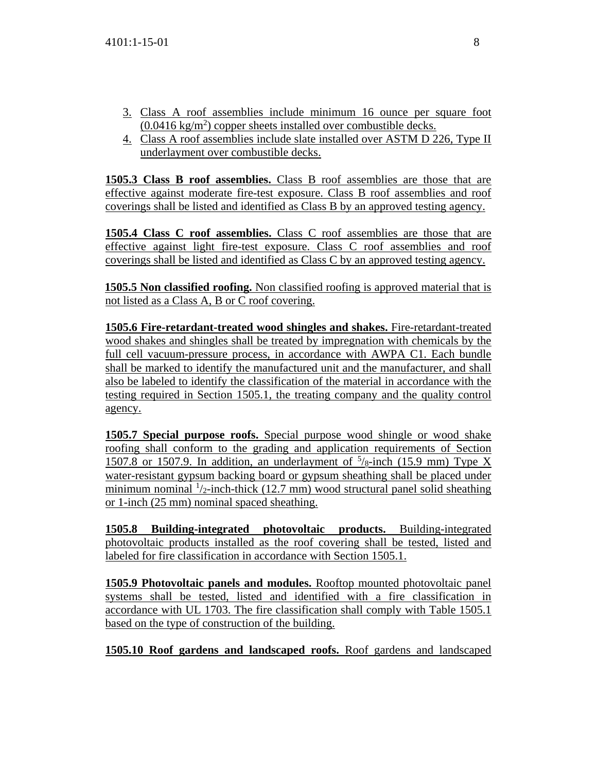3. Class A roof assemblies include minimum 16 ounce per square foot (0.0416 kg/m$^2$) copper sheets installed over combustible decks.
4. Class A roof assemblies include slate installed over ASTM D 226, Type II underlayment over combustible decks.

**1505.3 Class B roof assemblies.** Class B roof assemblies are those that are effective against moderate fire-test exposure. Class B roof assemblies and roof coverings shall be listed and identified as Class B by an approved testing agency.

**1505.4 Class C roof assemblies.** Class C roof assemblies are those that are effective against light fire-test exposure. Class C roof assemblies and roof coverings shall be listed and identified as Class C by an approved testing agency.

**1505.5 Non classified roofing.** Non classified roofing is approved material that is not listed as a Class A, B or C roof covering.

**1505.6 Fire-retardant-treated wood shingles and shakes.** Fire-retardant-treated wood shakes and shingles shall be treated by impregnation with chemicals by the full cell vacuum-pressure process, in accordance with AWPA C1. Each bundle shall be marked to identify the manufactured unit and the manufacturer, and shall also be labeled to identify the classification of the material in accordance with the testing required in Section 1505.1, the treating company and the quality control agency.

**1505.7 Special purpose roofs.** Special purpose wood shingle or wood shake roofing shall conform to the grading and application requirements of Section 1507.8 or 1507.9. In addition, an underlayment of $^5/_8$-inch (15.9 mm) Type X water-resistant gypsum backing board or gypsum sheathing shall be placed under minimum nominal $^1/_2$-inch-thick (12.7 mm) wood structural panel solid sheathing or 1-inch (25 mm) nominal spaced sheathing.

**1505.8 Building-integrated photovoltaic products.** Building-integrated photovoltaic products installed as the roof covering shall be tested, listed and labeled for fire classification in accordance with Section 1505.1.

**1505.9 Photovoltaic panels and modules.** Rooftop mounted photovoltaic panel systems shall be tested, listed and identified with a fire classification in accordance with UL 1703. The fire classification shall comply with Table 1505.1 based on the type of construction of the building.

**1505.10 Roof gardens and landscaped roofs.** Roof gardens and landscaped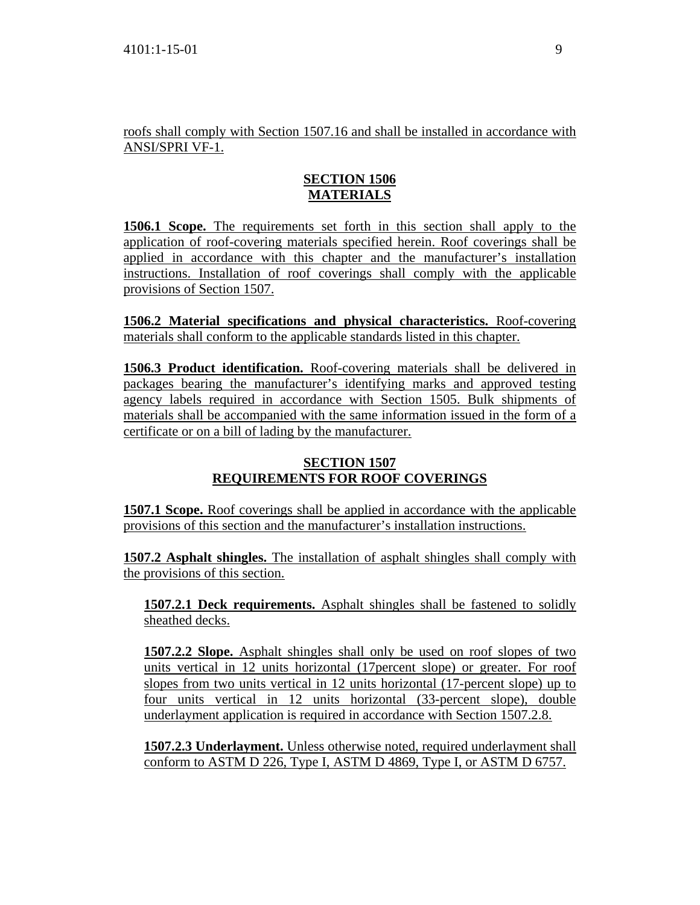roofs shall comply with Section 1507.16 and shall be installed in accordance with ANSI/SPRI VF-1.

## SECTION 1506
## MATERIALS

**1506.1 Scope.** The requirements set forth in this section shall apply to the application of roof-covering materials specified herein. Roof coverings shall be applied in accordance with this chapter and the manufacturer's installation instructions. Installation of roof coverings shall comply with the applicable provisions of Section 1507.

**1506.2 Material specifications and physical characteristics.** Roof-covering materials shall conform to the applicable standards listed in this chapter.

**1506.3 Product identification.** Roof-covering materials shall be delivered in packages bearing the manufacturer's identifying marks and approved testing agency labels required in accordance with Section 1505. Bulk shipments of materials shall be accompanied with the same information issued in the form of a certificate or on a bill of lading by the manufacturer.

## SECTION 1507
## REQUIREMENTS FOR ROOF COVERINGS

**1507.1 Scope.** Roof coverings shall be applied in accordance with the applicable provisions of this section and the manufacturer's installation instructions.

**1507.2 Asphalt shingles.** The installation of asphalt shingles shall comply with the provisions of this section.

**1507.2.1 Deck requirements.** Asphalt shingles shall be fastened to solidly sheathed decks.

**1507.2.2 Slope.** Asphalt shingles shall only be used on roof slopes of two units vertical in 12 units horizontal (17percent slope) or greater. For roof slopes from two units vertical in 12 units horizontal (17-percent slope) up to four units vertical in 12 units horizontal (33-percent slope), double underlayment application is required in accordance with Section 1507.2.8.

**1507.2.3 Underlayment.** Unless otherwise noted, required underlayment shall conform to ASTM D 226, Type I, ASTM D 4869, Type I, or ASTM D 6757.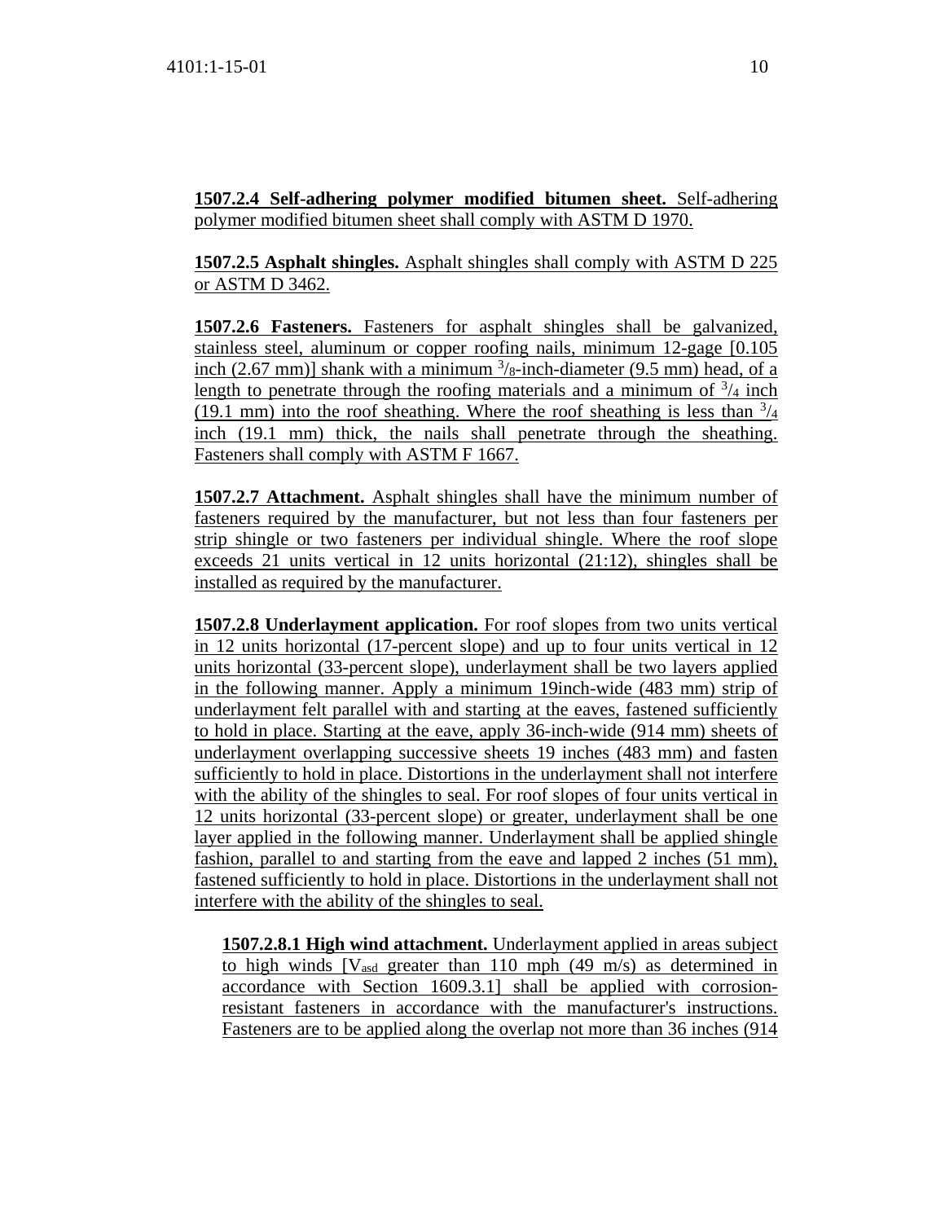**1507.2.4 Self-adhering polymer modified bitumen sheet.** Self-adhering polymer modified bitumen sheet shall comply with ASTM D 1970.

**1507.2.5 Asphalt shingles.** Asphalt shingles shall comply with ASTM D 225 or ASTM D 3462.

**1507.2.6 Fasteners.** Fasteners for asphalt shingles shall be galvanized, stainless steel, aluminum or copper roofing nails, minimum 12-gage [0.105 inch (2.67 mm)] shank with a minimum $^{3}/_{8}$-inch-diameter (9.5 mm) head, of a length to penetrate through the roofing materials and a minimum of $^{3}/_{4}$ inch (19.1 mm) into the roof sheathing. Where the roof sheathing is less than $^{3}/_{4}$ inch (19.1 mm) thick, the nails shall penetrate through the sheathing. Fasteners shall comply with ASTM F 1667.

**1507.2.7 Attachment.** Asphalt shingles shall have the minimum number of fasteners required by the manufacturer, but not less than four fasteners per strip shingle or two fasteners per individual shingle. Where the roof slope exceeds 21 units vertical in 12 units horizontal (21:12), shingles shall be installed as required by the manufacturer.

**1507.2.8 Underlayment application.** For roof slopes from two units vertical in 12 units horizontal (17-percent slope) and up to four units vertical in 12 units horizontal (33-percent slope), underlayment shall be two layers applied in the following manner. Apply a minimum 19inch-wide (483 mm) strip of underlayment felt parallel with and starting at the eaves, fastened sufficiently to hold in place. Starting at the eave, apply 36-inch-wide (914 mm) sheets of underlayment overlapping successive sheets 19 inches (483 mm) and fasten sufficiently to hold in place. Distortions in the underlayment shall not interfere with the ability of the shingles to seal. For roof slopes of four units vertical in 12 units horizontal (33-percent slope) or greater, underlayment shall be one layer applied in the following manner. Underlayment shall be applied shingle fashion, parallel to and starting from the eave and lapped 2 inches (51 mm), fastened sufficiently to hold in place. Distortions in the underlayment shall not interfere with the ability of the shingles to seal.

**1507.2.8.1 High wind attachment.** Underlayment applied in areas subject to high winds [$V_{asd}$ greater than 110 mph (49 m/s) as determined in accordance with Section 1609.3.1] shall be applied with corrosion-resistant fasteners in accordance with the manufacturer's instructions. Fasteners are to be applied along the overlap not more than 36 inches (914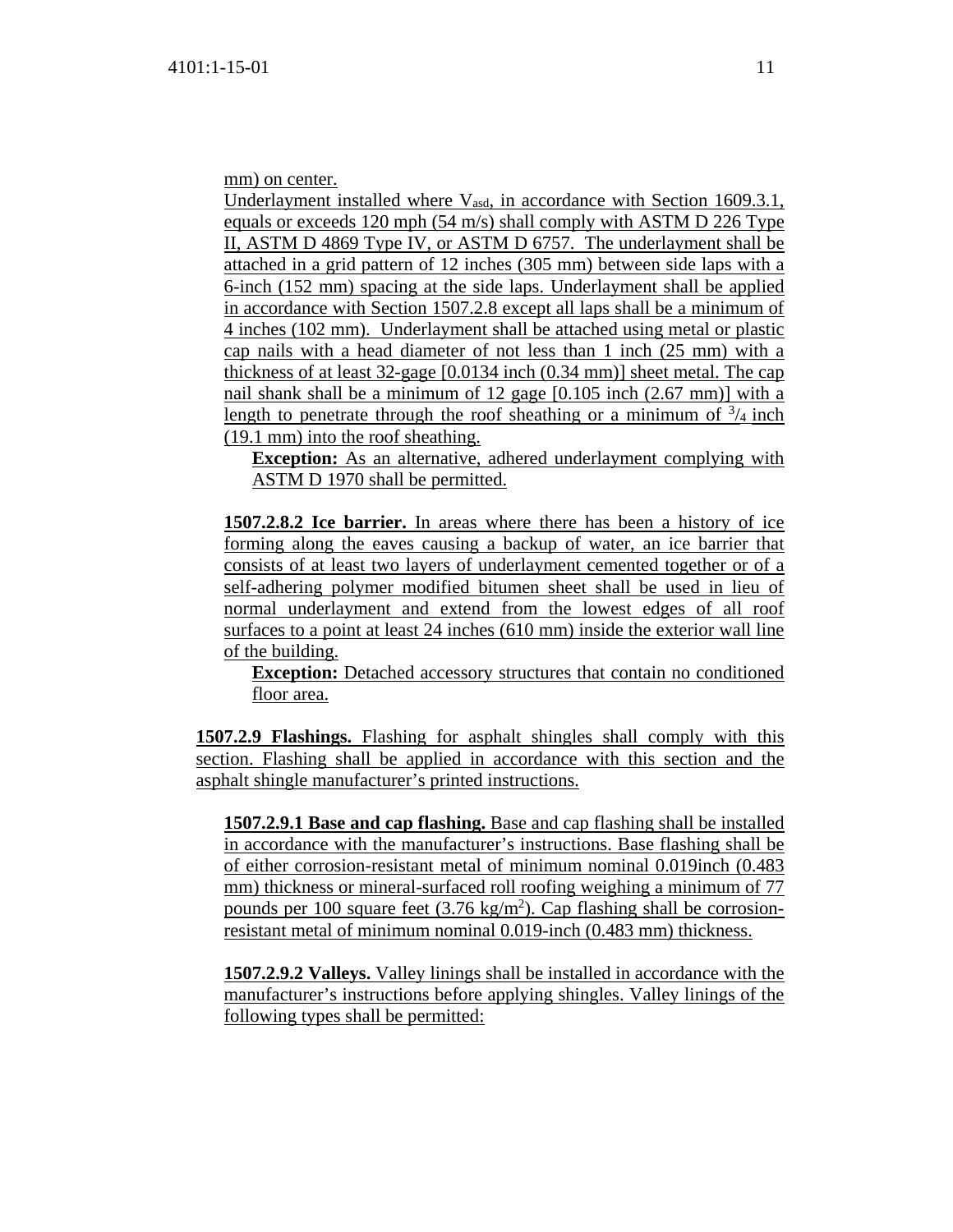mm) on center.

Underlayment installed where $V_{asd}$, in accordance with Section 1609.3.1, equals or exceeds 120 mph (54 m/s) shall comply with ASTM D 226 Type II, ASTM D 4869 Type IV, or ASTM D 6757. The underlayment shall be attached in a grid pattern of 12 inches (305 mm) between side laps with a 6-inch (152 mm) spacing at the side laps. Underlayment shall be applied in accordance with Section 1507.2.8 except all laps shall be a minimum of 4 inches (102 mm). Underlayment shall be attached using metal or plastic cap nails with a head diameter of not less than 1 inch (25 mm) with a thickness of at least 32-gage [0.0134 inch (0.34 mm)] sheet metal. The cap nail shank shall be a minimum of 12 gage [0.105 inch (2.67 mm)] with a length to penetrate through the roof sheathing or a minimum of $^{3}/_{4}$ inch (19.1 mm) into the roof sheathing.

**Exception:** As an alternative, adhered underlayment complying with ASTM D 1970 shall be permitted.

**1507.2.8.2 Ice barrier.** In areas where there has been a history of ice forming along the eaves causing a backup of water, an ice barrier that consists of at least two layers of underlayment cemented together or of a self-adhering polymer modified bitumen sheet shall be used in lieu of normal underlayment and extend from the lowest edges of all roof surfaces to a point at least 24 inches (610 mm) inside the exterior wall line of the building.

**Exception:** Detached accessory structures that contain no conditioned floor area.

**1507.2.9 Flashings.** Flashing for asphalt shingles shall comply with this section. Flashing shall be applied in accordance with this section and the asphalt shingle manufacturer's printed instructions.

**1507.2.9.1 Base and cap flashing.** Base and cap flashing shall be installed in accordance with the manufacturer's instructions. Base flashing shall be of either corrosion-resistant metal of minimum nominal 0.019inch (0.483 mm) thickness or mineral-surfaced roll roofing weighing a minimum of 77 pounds per 100 square feet (3.76 kg/m$^2$). Cap flashing shall be corrosion-resistant metal of minimum nominal 0.019-inch (0.483 mm) thickness.

**1507.2.9.2 Valleys.** Valley linings shall be installed in accordance with the manufacturer's instructions before applying shingles. Valley linings of the following types shall be permitted: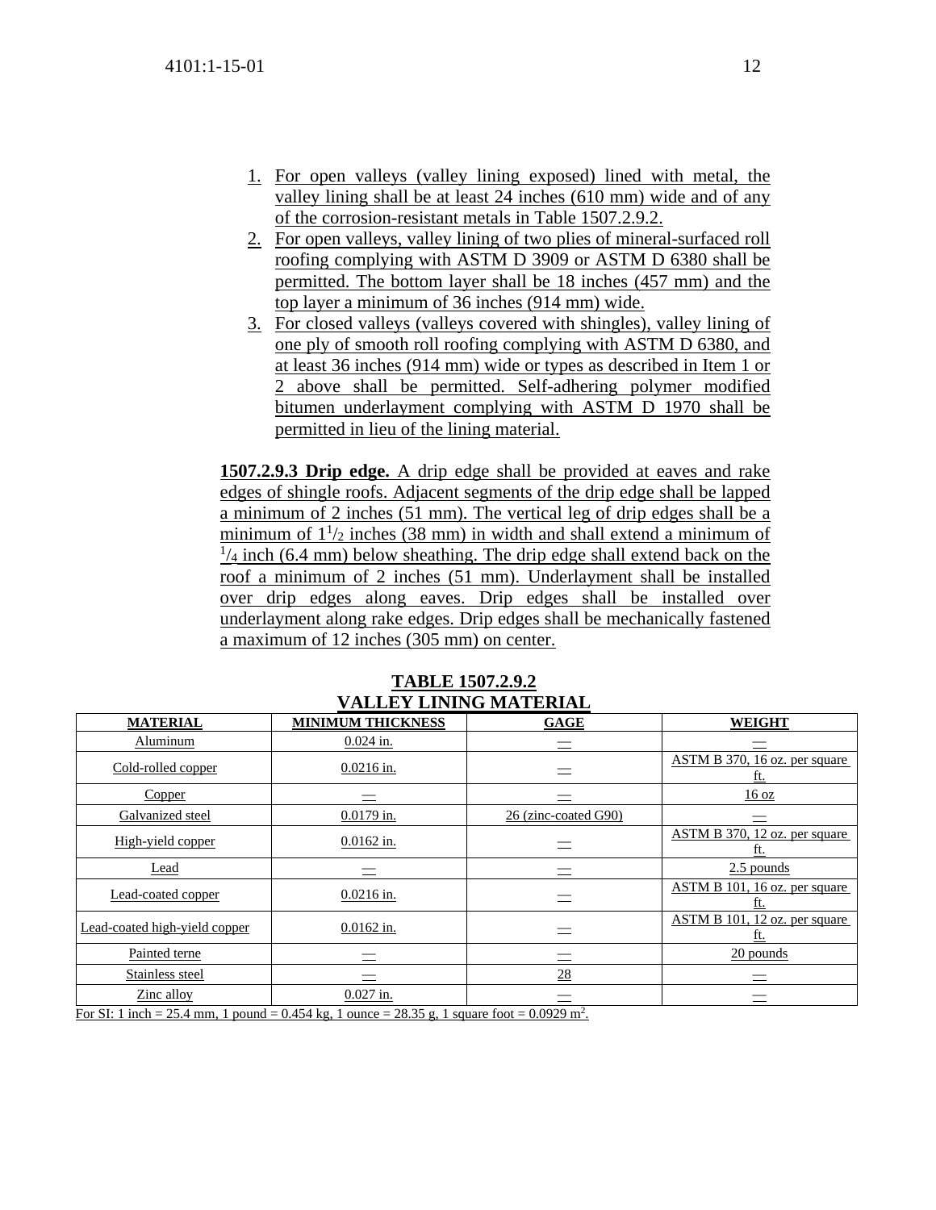1. For open valleys (valley lining exposed) lined with metal, the valley lining shall be at least 24 inches (610 mm) wide and of any of the corrosion-resistant metals in Table 1507.2.9.2.
2. For open valleys, valley lining of two plies of mineral-surfaced roll roofing complying with ASTM D 3909 or ASTM D 6380 shall be permitted. The bottom layer shall be 18 inches (457 mm) and the top layer a minimum of 36 inches (914 mm) wide.
3. For closed valleys (valleys covered with shingles), valley lining of one ply of smooth roll roofing complying with ASTM D 6380, and at least 36 inches (914 mm) wide or types as described in Item 1 or 2 above shall be permitted. Self-adhering polymer modified bitumen underlayment complying with ASTM D 1970 shall be permitted in lieu of the lining material.

**1507.2.9.3 Drip edge.** A drip edge shall be provided at eaves and rake edges of shingle roofs. Adjacent segments of the drip edge shall be lapped a minimum of 2 inches (51 mm). The vertical leg of drip edges shall be a minimum of $1^1/_2$ inches (38 mm) in width and shall extend a minimum of $^1/_4$ inch (6.4 mm) below sheathing. The drip edge shall extend back on the roof a minimum of 2 inches (51 mm). Underlayment shall be installed over drip edges along eaves. Drip edges shall be installed over underlayment along rake edges. Drip edges shall be mechanically fastened a maximum of 12 inches (305 mm) on center.

**TABLE 1507.2.9.2**
**VALLEY LINING MATERIAL**

| MATERIAL | MINIMUM THICKNESS | GAGE | WEIGHT |
|---|---|---|---|
| Aluminum | 0.024 in. | — | — |
| Cold-rolled copper | 0.0216 in. | — | ASTM B 370, 16 oz. per square ft. |
| Copper | — | — | 16 oz |
| Galvanized steel | 0.0179 in. | 26 (zinc-coated G90) | — |
| High-yield copper | 0.0162 in. | — | ASTM B 370, 12 oz. per square ft. |
| Lead | — | — | 2.5 pounds |
| Lead-coated copper | 0.0216 in. | — | ASTM B 101, 16 oz. per square ft. |
| Lead-coated high-yield copper | 0.0162 in. | — | ASTM B 101, 12 oz. per square ft. |
| Painted terne | — | — | 20 pounds |
| Stainless steel | — | 28 | — |
| Zinc alloy | 0.027 in. | — | — |

For SI: 1 inch = 25.4 mm, 1 pound = 0.454 kg, 1 ounce = 28.35 g, 1 square foot = 0.0929 $m^2$.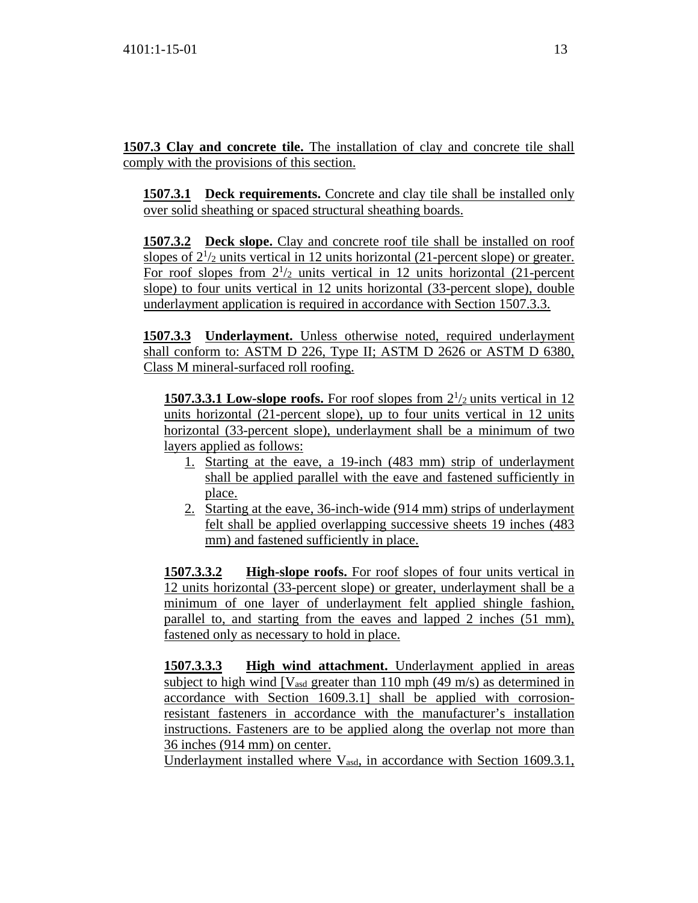**1507.3 Clay and concrete tile.** The installation of clay and concrete tile shall comply with the provisions of this section.

**1507.3.1 Deck requirements.** Concrete and clay tile shall be installed only over solid sheathing or spaced structural sheathing boards.

**1507.3.2 Deck slope.** Clay and concrete roof tile shall be installed on roof slopes of $2^1/_2$ units vertical in 12 units horizontal (21-percent slope) or greater. For roof slopes from $2^1/_2$ units vertical in 12 units horizontal (21-percent slope) to four units vertical in 12 units horizontal (33-percent slope), double underlayment application is required in accordance with Section 1507.3.3.

**1507.3.3 Underlayment.** Unless otherwise noted, required underlayment shall conform to: ASTM D 226, Type II; ASTM D 2626 or ASTM D 6380, Class M mineral-surfaced roll roofing.

**1507.3.3.1 Low-slope roofs.** For roof slopes from $2^1/_2$ units vertical in 12 units horizontal (21-percent slope), up to four units vertical in 12 units horizontal (33-percent slope), underlayment shall be a minimum of two layers applied as follows:

1. Starting at the eave, a 19-inch (483 mm) strip of underlayment shall be applied parallel with the eave and fastened sufficiently in place.
2. Starting at the eave, 36-inch-wide (914 mm) strips of underlayment felt shall be applied overlapping successive sheets 19 inches (483 mm) and fastened sufficiently in place.

**1507.3.3.2 High-slope roofs.** For roof slopes of four units vertical in 12 units horizontal (33-percent slope) or greater, underlayment shall be a minimum of one layer of underlayment felt applied shingle fashion, parallel to, and starting from the eaves and lapped 2 inches (51 mm), fastened only as necessary to hold in place.

**1507.3.3.3 High wind attachment.** Underlayment applied in areas subject to high wind [$V_{asd}$ greater than 110 mph (49 m/s) as determined in accordance with Section 1609.3.1] shall be applied with corrosion-resistant fasteners in accordance with the manufacturer's installation instructions. Fasteners are to be applied along the overlap not more than 36 inches (914 mm) on center.
Underlayment installed where $V_{asd}$, in accordance with Section 1609.3.1,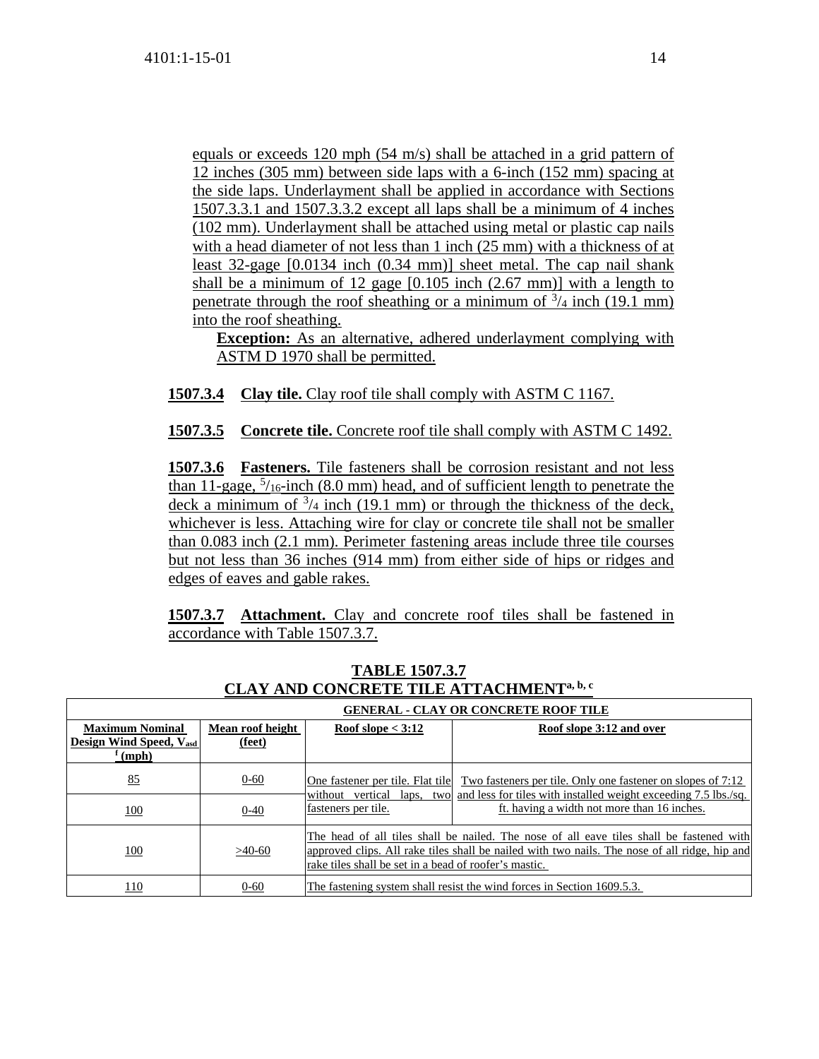equals or exceeds 120 mph (54 m/s) shall be attached in a grid pattern of 12 inches (305 mm) between side laps with a 6-inch (152 mm) spacing at the side laps. Underlayment shall be applied in accordance with Sections 1507.3.3.1 and 1507.3.3.2 except all laps shall be a minimum of 4 inches (102 mm). Underlayment shall be attached using metal or plastic cap nails with a head diameter of not less than 1 inch (25 mm) with a thickness of at least 32-gage [0.0134 inch (0.34 mm)] sheet metal. The cap nail shank shall be a minimum of 12 gage [0.105 inch (2.67 mm)] with a length to penetrate through the roof sheathing or a minimum of $^3/_4$ inch (19.1 mm) into the roof sheathing.

**Exception:** As an alternative, adhered underlayment complying with ASTM D 1970 shall be permitted.

**1507.3.4 Clay tile.** Clay roof tile shall comply with ASTM C 1167.

**1507.3.5 Concrete tile.** Concrete roof tile shall comply with ASTM C 1492.

**1507.3.6 Fasteners.** Tile fasteners shall be corrosion resistant and not less than 11-gage, $^5/_{16}$-inch (8.0 mm) head, and of sufficient length to penetrate the deck a minimum of $^3/_4$ inch (19.1 mm) or through the thickness of the deck, whichever is less. Attaching wire for clay or concrete tile shall not be smaller than 0.083 inch (2.1 mm). Perimeter fastening areas include three tile courses but not less than 36 inches (914 mm) from either side of hips or ridges and edges of eaves and gable rakes.

**1507.3.7 Attachment.** Clay and concrete roof tiles shall be fastened in accordance with Table 1507.3.7.

**TABLE 1507.3.7**
**CLAY AND CONCRETE TILE ATTACHMENT[a, b, c]**

| | | GENERAL - CLAY OR CONCRETE ROOF TILE | |
|---|---|---|---|
| **Maximum Nominal Design Wind Speed, $V_{asd}$ [f] (mph)** | **Mean roof height (feet)** | **Roof slope < 3:12** | **Roof slope 3:12 and over** |
| 85 | 0-60 | One fastener per tile. Flat tile without vertical laps, two fasteners per tile. | Two fasteners per tile. Only one fastener on slopes of 7:12 and less for tiles with installed weight exceeding 7.5 lbs./sq. ft. having a width not more than 16 inches. |
| 100 | 0-40 | | |
| 100 | >40-60 | The head of all tiles shall be nailed. The nose of all eave tiles shall be fastened with approved clips. All rake tiles shall be nailed with two nails. The nose of all ridge, hip and rake tiles shall be set in a bead of roofer's mastic. | |
| 110 | 0-60 | The fastening system shall resist the wind forces in Section 1609.5.3. | |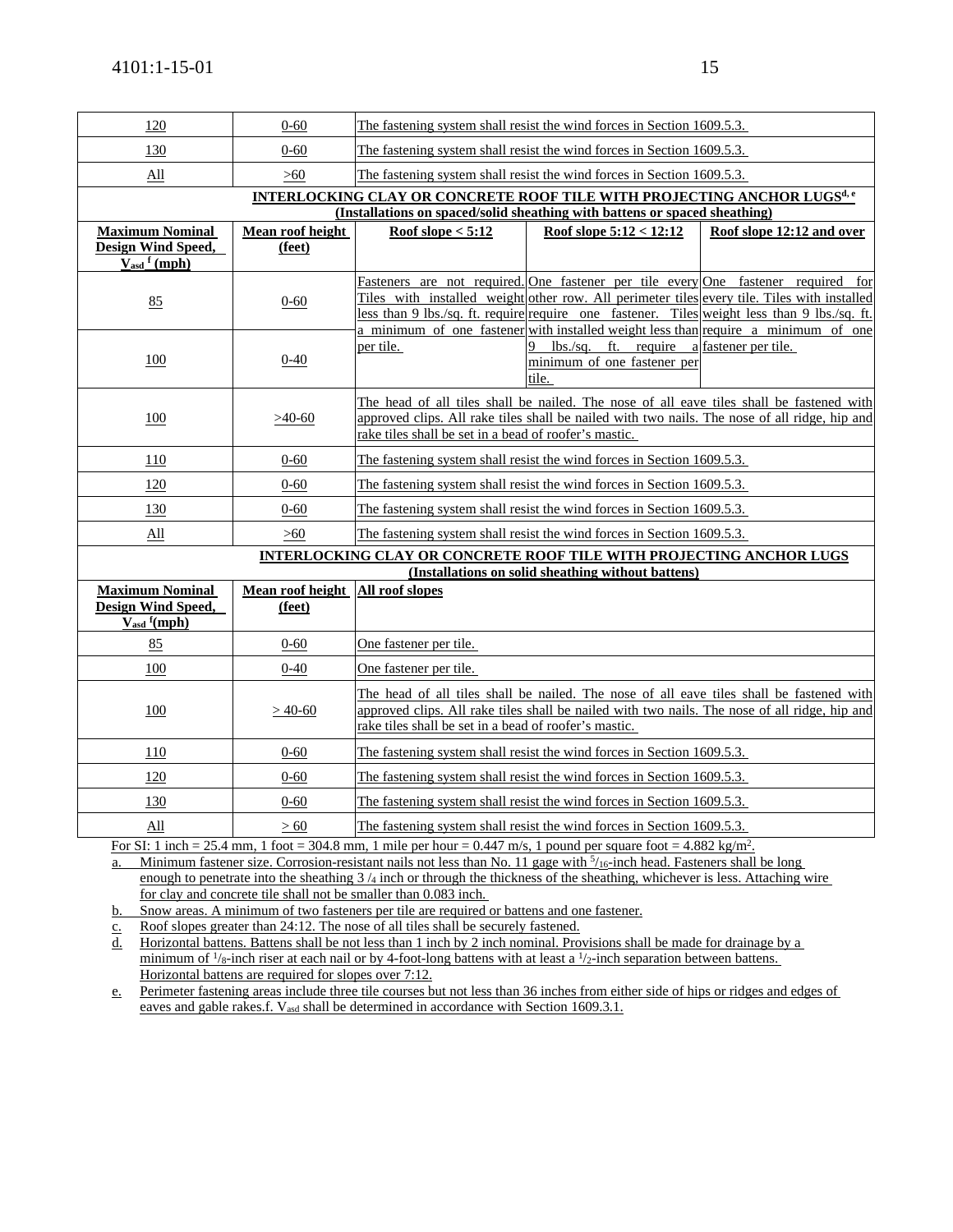| 120 | 0-60 | The fastening system shall resist the wind forces in Section 1609.5.3. | | |
|---|---|---|---|---|
| 130 | 0-60 | The fastening system shall resist the wind forces in Section 1609.5.3. | | |
| All | >60 | The fastening system shall resist the wind forces in Section 1609.5.3. | | |
| **INTERLOCKING CLAY OR CONCRETE ROOF TILE WITH PROJECTING ANCHOR LUGS[d, e] (Installations on spaced/solid sheathing with battens or spaced sheathing)** | | | | |
| **Maximum Nominal Design Wind Speed, $V_{asd}$ [f] (mph)** | **Mean roof height (feet)** | **Roof slope < 5:12** | **Roof slope 5:12 < 12:12** | **Roof slope 12:12 and over** |
| 85 | 0-60 | Fasteners are not required. Tiles with installed weight less than 9 lbs./sq. ft. require a minimum of one fastener per tile. | One fastener per tile every other row. All perimeter tiles require one fastener. Tiles with installed weight less than 9 lbs./sq. ft. require a minimum of one fastener per tile. | One fastener required for every tile. Tiles with installed weight less than 9 lbs./sq. ft. require a minimum of one fastener per tile. |
| 100 | 0-40 | | | |
| 100 | >40-60 | The head of all tiles shall be nailed. The nose of all eave tiles shall be fastened with approved clips. All rake tiles shall be nailed with two nails. The nose of all ridge, hip and rake tiles shall be set in a bead of roofer's mastic. | | |
| 110 | 0-60 | The fastening system shall resist the wind forces in Section 1609.5.3. | | |
| 120 | 0-60 | The fastening system shall resist the wind forces in Section 1609.5.3. | | |
| 130 | 0-60 | The fastening system shall resist the wind forces in Section 1609.5.3. | | |
| All | >60 | The fastening system shall resist the wind forces in Section 1609.5.3. | | |
| **INTERLOCKING CLAY OR CONCRETE ROOF TILE WITH PROJECTING ANCHOR LUGS (Installations on solid sheathing without battens)** | | | | |
| **Maximum Nominal Design Wind Speed, $V_{asd}$ [f](mph)** | **Mean roof height (feet)** | **All roof slopes** | | |
| 85 | 0-60 | One fastener per tile. | | |
| 100 | 0-40 | One fastener per tile. | | |
| 100 | > 40-60 | The head of all tiles shall be nailed. The nose of all eave tiles shall be fastened with approved clips. All rake tiles shall be nailed with two nails. The nose of all ridge, hip and rake tiles shall be set in a bead of roofer's mastic. | | |
| 110 | 0-60 | The fastening system shall resist the wind forces in Section 1609.5.3. | | |
| 120 | 0-60 | The fastening system shall resist the wind forces in Section 1609.5.3. | | |
| 130 | 0-60 | The fastening system shall resist the wind forces in Section 1609.5.3. | | |
| All | > 60 | The fastening system shall resist the wind forces in Section 1609.5.3. | | |

For SI: 1 inch = 25.4 mm, 1 foot = 304.8 mm, 1 mile per hour = 0.447 m/s, 1 pound per square foot = 4.882 kg/m$^2$.

a. Minimum fastener size. Corrosion-resistant nails not less than No. 11 gage with $^5/_{16}$-inch head. Fasteners shall be long enough to penetrate into the sheathing $3/_4$ inch or through the thickness of the sheathing, whichever is less. Attaching wire for clay and concrete tile shall not be smaller than 0.083 inch.

b. Snow areas. A minimum of two fasteners per tile are required or battens and one fastener.

c. Roof slopes greater than 24:12. The nose of all tiles shall be securely fastened.

d. Horizontal battens. Battens shall be not less than 1 inch by 2 inch nominal. Provisions shall be made for drainage by a minimum of $^1/_8$-inch riser at each nail or by 4-foot-long battens with at least a $^1/_2$-inch separation between battens. Horizontal battens are required for slopes over 7:12.

e. Perimeter fastening areas include three tile courses but not less than 36 inches from either side of hips or ridges and edges of eaves and gable rakes.f. $V_{asd}$ shall be determined in accordance with Section 1609.3.1.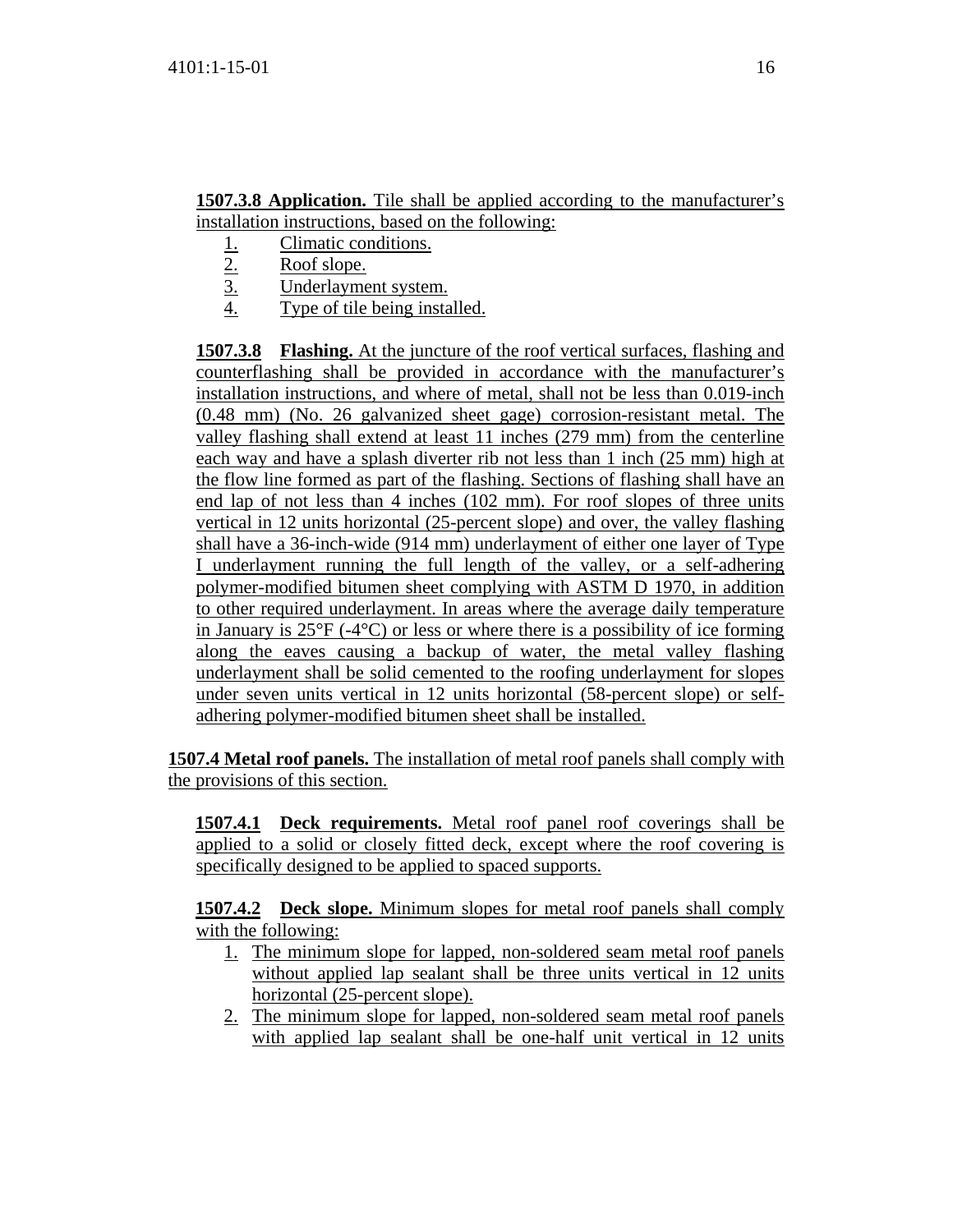**1507.3.8 Application.** Tile shall be applied according to the manufacturer's installation instructions, based on the following:

1. Climatic conditions.
2. Roof slope.
3. Underlayment system.
4. Type of tile being installed.

**1507.3.8 Flashing.** At the juncture of the roof vertical surfaces, flashing and counterflashing shall be provided in accordance with the manufacturer's installation instructions, and where of metal, shall not be less than 0.019-inch (0.48 mm) (No. 26 galvanized sheet gage) corrosion-resistant metal. The valley flashing shall extend at least 11 inches (279 mm) from the centerline each way and have a splash diverter rib not less than 1 inch (25 mm) high at the flow line formed as part of the flashing. Sections of flashing shall have an end lap of not less than 4 inches (102 mm). For roof slopes of three units vertical in 12 units horizontal (25-percent slope) and over, the valley flashing shall have a 36-inch-wide (914 mm) underlayment of either one layer of Type I underlayment running the full length of the valley, or a self-adhering polymer-modified bitumen sheet complying with ASTM D 1970, in addition to other required underlayment. In areas where the average daily temperature in January is 25°F (-4°C) or less or where there is a possibility of ice forming along the eaves causing a backup of water, the metal valley flashing underlayment shall be solid cemented to the roofing underlayment for slopes under seven units vertical in 12 units horizontal (58-percent slope) or self-adhering polymer-modified bitumen sheet shall be installed.

**1507.4 Metal roof panels.** The installation of metal roof panels shall comply with the provisions of this section.

**1507.4.1 Deck requirements.** Metal roof panel roof coverings shall be applied to a solid or closely fitted deck, except where the roof covering is specifically designed to be applied to spaced supports.

**1507.4.2 Deck slope.** Minimum slopes for metal roof panels shall comply with the following:

1. The minimum slope for lapped, non-soldered seam metal roof panels without applied lap sealant shall be three units vertical in 12 units horizontal (25-percent slope).
2. The minimum slope for lapped, non-soldered seam metal roof panels with applied lap sealant shall be one-half unit vertical in 12 units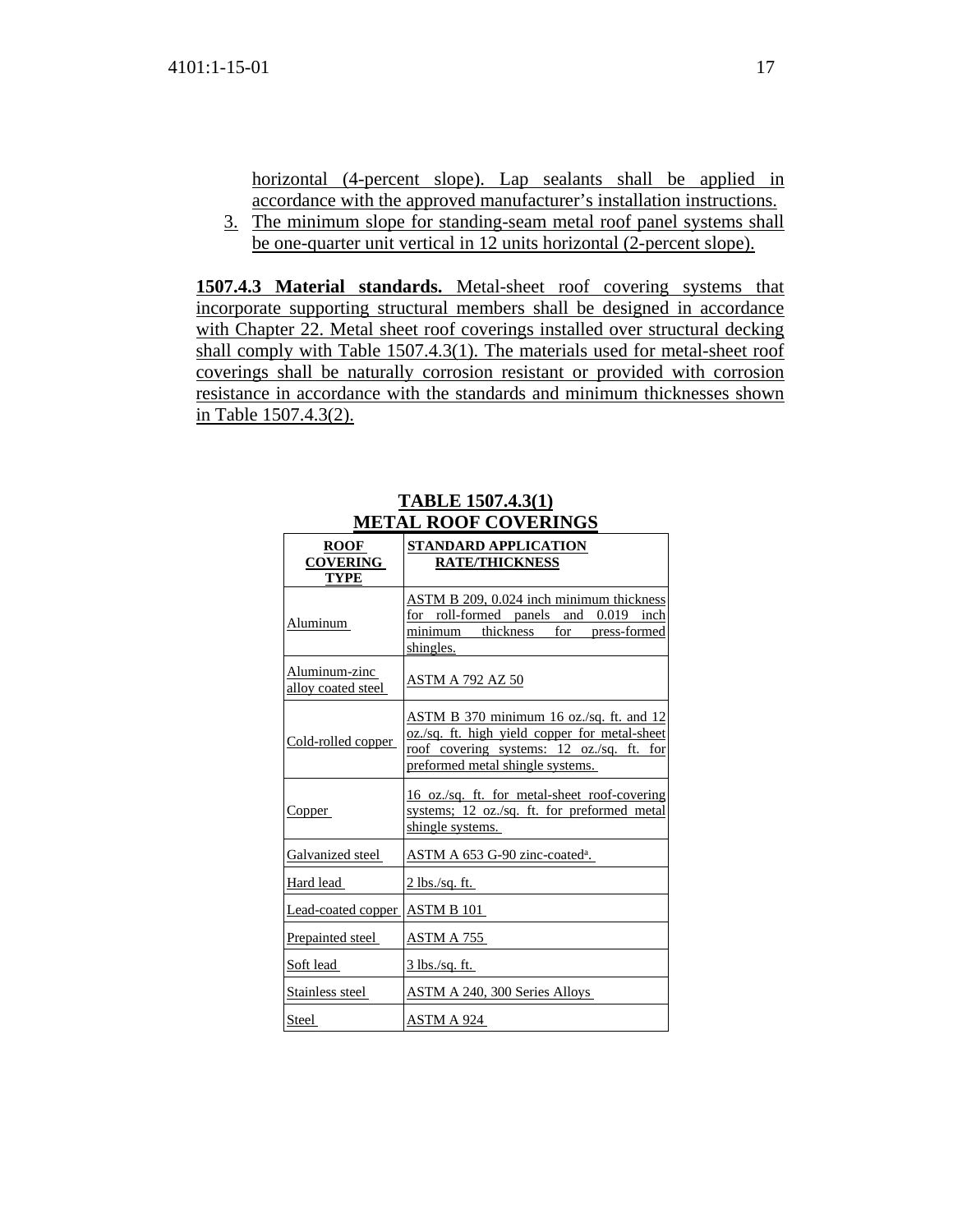horizontal (4-percent slope). Lap sealants shall be applied in accordance with the approved manufacturer's installation instructions.

3. The minimum slope for standing-seam metal roof panel systems shall be one-quarter unit vertical in 12 units horizontal (2-percent slope).

**1507.4.3 Material standards.** Metal-sheet roof covering systems that incorporate supporting structural members shall be designed in accordance with Chapter 22. Metal sheet roof coverings installed over structural decking shall comply with Table 1507.4.3(1). The materials used for metal-sheet roof coverings shall be naturally corrosion resistant or provided with corrosion resistance in accordance with the standards and minimum thicknesses shown in Table 1507.4.3(2).

**TABLE 1507.4.3(1)**
**METAL ROOF COVERINGS**

| ROOF COVERING TYPE | STANDARD APPLICATION RATE/THICKNESS |
|---|---|
| Aluminum | ASTM B 209, 0.024 inch minimum thickness for roll-formed panels and 0.019 inch minimum thickness for press-formed shingles. |
| Aluminum-zinc alloy coated steel | ASTM A 792 AZ 50 |
| Cold-rolled copper | ASTM B 370 minimum 16 oz./sq. ft. and 12 oz./sq. ft. high yield copper for metal-sheet roof covering systems: 12 oz./sq. ft. for preformed metal shingle systems. |
| Copper | 16 oz./sq. ft. for metal-sheet roof-covering systems; 12 oz./sq. ft. for preformed metal shingle systems. |
| Galvanized steel | ASTM A 653 G-90 zinc-coated[a]. |
| Hard lead | 2 lbs./sq. ft. |
| Lead-coated copper | ASTM B 101 |
| Prepainted steel | ASTM A 755 |
| Soft lead | 3 lbs./sq. ft. |
| Stainless steel | ASTM A 240, 300 Series Alloys |
| Steel | ASTM A 924 |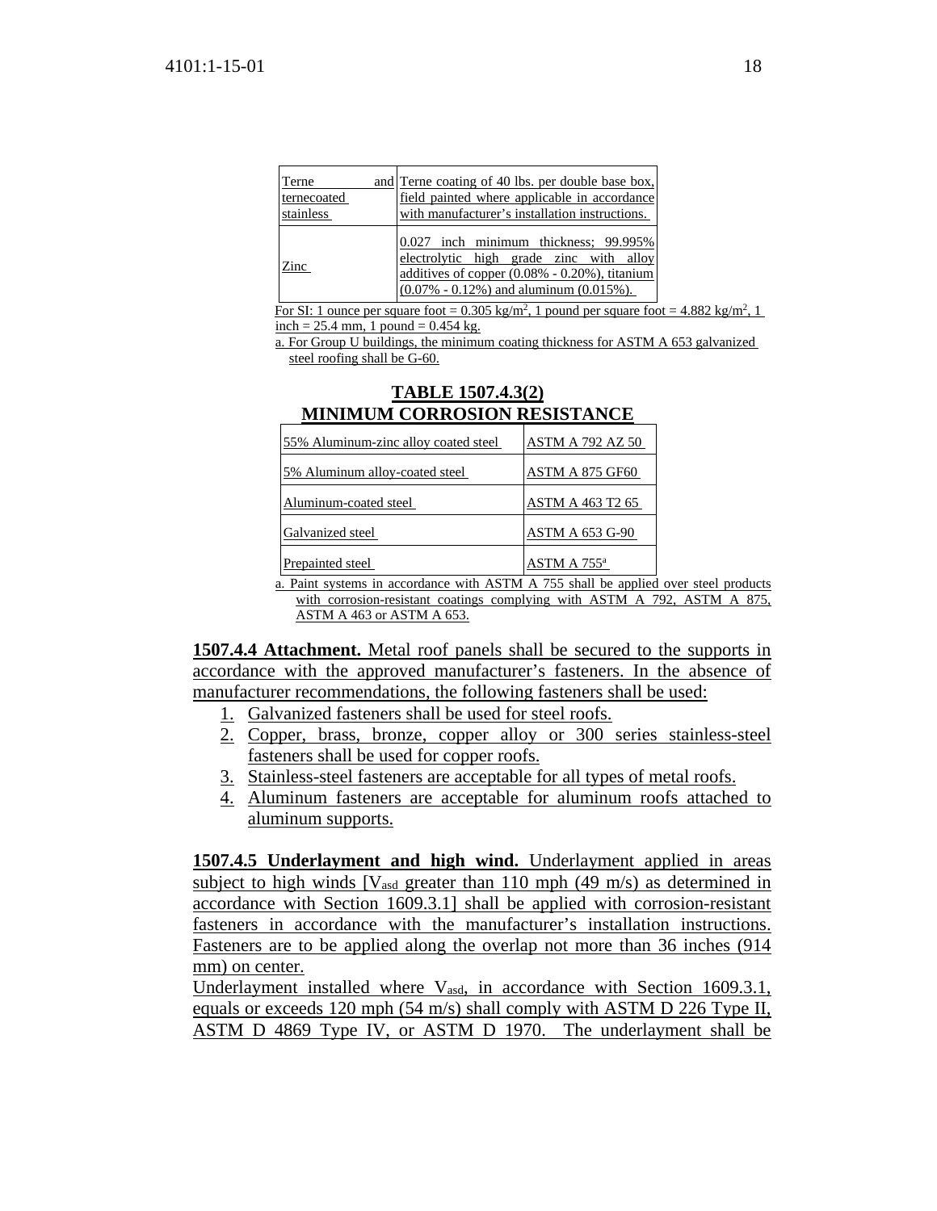| | |
|---|---|
| Terne and ternecoated stainless | Terne coating of 40 lbs. per double base box, field painted where applicable in accordance with manufacturer's installation instructions. |
| Zinc | 0.027 inch minimum thickness; 99.995% electrolytic high grade zinc with alloy additives of copper (0.08% - 0.20%), titanium (0.07% - 0.12%) and aluminum (0.015%). |

For SI: 1 ounce per square foot = 0.305 kg/m², 1 pound per square foot = 4.882 kg/m², 1 inch = 25.4 mm, 1 pound = 0.454 kg.

a. For Group U buildings, the minimum coating thickness for ASTM A 653 galvanized steel roofing shall be G-60.

**TABLE 1507.4.3(2)**
**MINIMUM CORROSION RESISTANCE**

| | |
|---|---|
| 55% Aluminum-zinc alloy coated steel | ASTM A 792 AZ 50 |
| 5% Aluminum alloy-coated steel | ASTM A 875 GF60 |
| Aluminum-coated steel | ASTM A 463 T2 65 |
| Galvanized steel | ASTM A 653 G-90 |
| Prepainted steel | ASTM A 755[a] |

a. Paint systems in accordance with ASTM A 755 shall be applied over steel products with corrosion-resistant coatings complying with ASTM A 792, ASTM A 875, ASTM A 463 or ASTM A 653.

**1507.4.4 Attachment.** Metal roof panels shall be secured to the supports in accordance with the approved manufacturer's fasteners. In the absence of manufacturer recommendations, the following fasteners shall be used:

1. Galvanized fasteners shall be used for steel roofs.
2. Copper, brass, bronze, copper alloy or 300 series stainless-steel fasteners shall be used for copper roofs.
3. Stainless-steel fasteners are acceptable for all types of metal roofs.
4. Aluminum fasteners are acceptable for aluminum roofs attached to aluminum supports.

**1507.4.5 Underlayment and high wind.** Underlayment applied in areas subject to high winds [$V_{asd}$ greater than 110 mph (49 m/s) as determined in accordance with Section 1609.3.1] shall be applied with corrosion-resistant fasteners in accordance with the manufacturer's installation instructions. Fasteners are to be applied along the overlap not more than 36 inches (914 mm) on center.

Underlayment installed where $V_{asd}$, in accordance with Section 1609.3.1, equals or exceeds 120 mph (54 m/s) shall comply with ASTM D 226 Type II, ASTM D 4869 Type IV, or ASTM D 1970. The underlayment shall be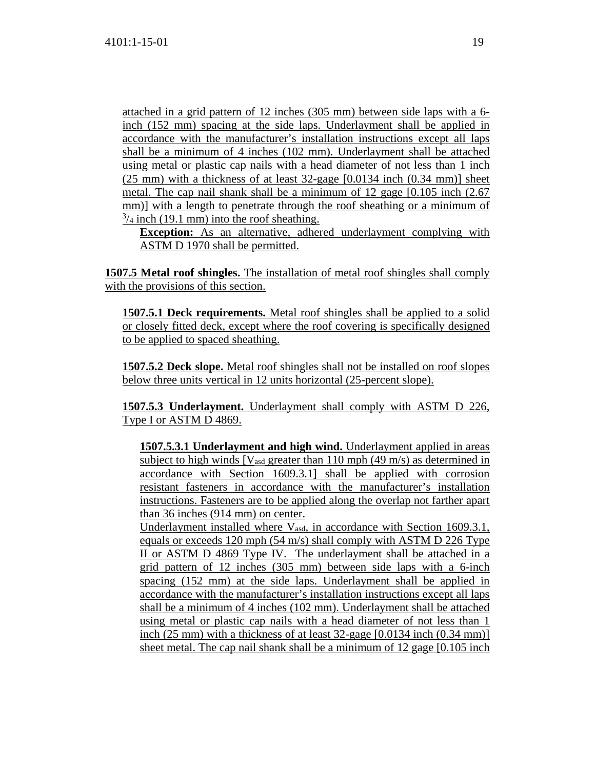attached in a grid pattern of 12 inches (305 mm) between side laps with a 6-inch (152 mm) spacing at the side laps. Underlayment shall be applied in accordance with the manufacturer's installation instructions except all laps shall be a minimum of 4 inches (102 mm). Underlayment shall be attached using metal or plastic cap nails with a head diameter of not less than 1 inch (25 mm) with a thickness of at least 32-gage [0.0134 inch (0.34 mm)] sheet metal. The cap nail shank shall be a minimum of 12 gage [0.105 inch (2.67 mm)] with a length to penetrate through the roof sheathing or a minimum of $^3/_4$ inch (19.1 mm) into the roof sheathing.

**Exception:** As an alternative, adhered underlayment complying with ASTM D 1970 shall be permitted.

**1507.5 Metal roof shingles.** The installation of metal roof shingles shall comply with the provisions of this section.

**1507.5.1 Deck requirements.** Metal roof shingles shall be applied to a solid or closely fitted deck, except where the roof covering is specifically designed to be applied to spaced sheathing.

**1507.5.2 Deck slope.** Metal roof shingles shall not be installed on roof slopes below three units vertical in 12 units horizontal (25-percent slope).

**1507.5.3 Underlayment.** Underlayment shall comply with ASTM D 226, Type I or ASTM D 4869.

**1507.5.3.1 Underlayment and high wind.** Underlayment applied in areas subject to high winds [$V_{asd}$ greater than 110 mph (49 m/s) as determined in accordance with Section 1609.3.1] shall be applied with corrosion resistant fasteners in accordance with the manufacturer's installation instructions. Fasteners are to be applied along the overlap not farther apart than 36 inches (914 mm) on center.

Underlayment installed where $V_{asd}$, in accordance with Section 1609.3.1, equals or exceeds 120 mph (54 m/s) shall comply with ASTM D 226 Type II or ASTM D 4869 Type IV. The underlayment shall be attached in a grid pattern of 12 inches (305 mm) between side laps with a 6-inch spacing (152 mm) at the side laps. Underlayment shall be applied in accordance with the manufacturer's installation instructions except all laps shall be a minimum of 4 inches (102 mm). Underlayment shall be attached using metal or plastic cap nails with a head diameter of not less than 1 inch (25 mm) with a thickness of at least 32-gage [0.0134 inch (0.34 mm)] sheet metal. The cap nail shank shall be a minimum of 12 gage [0.105 inch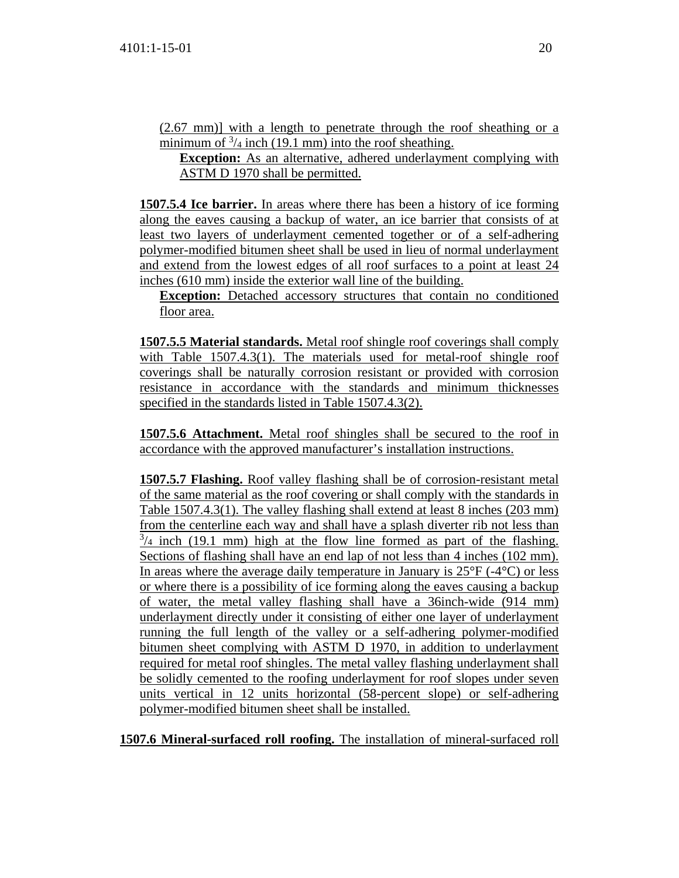(2.67 mm)] with a length to penetrate through the roof sheathing or a minimum of $^{3}/_{4}$ inch (19.1 mm) into the roof sheathing.

**Exception:** As an alternative, adhered underlayment complying with ASTM D 1970 shall be permitted.

**1507.5.4 Ice barrier.** In areas where there has been a history of ice forming along the eaves causing a backup of water, an ice barrier that consists of at least two layers of underlayment cemented together or of a self-adhering polymer-modified bitumen sheet shall be used in lieu of normal underlayment and extend from the lowest edges of all roof surfaces to a point at least 24 inches (610 mm) inside the exterior wall line of the building.

**Exception:** Detached accessory structures that contain no conditioned floor area.

**1507.5.5 Material standards.** Metal roof shingle roof coverings shall comply with Table 1507.4.3(1). The materials used for metal-roof shingle roof coverings shall be naturally corrosion resistant or provided with corrosion resistance in accordance with the standards and minimum thicknesses specified in the standards listed in Table 1507.4.3(2).

**1507.5.6 Attachment.** Metal roof shingles shall be secured to the roof in accordance with the approved manufacturer's installation instructions.

**1507.5.7 Flashing.** Roof valley flashing shall be of corrosion-resistant metal of the same material as the roof covering or shall comply with the standards in Table 1507.4.3(1). The valley flashing shall extend at least 8 inches (203 mm) from the centerline each way and shall have a splash diverter rib not less than $^{3}/_{4}$ inch (19.1 mm) high at the flow line formed as part of the flashing. Sections of flashing shall have an end lap of not less than 4 inches (102 mm). In areas where the average daily temperature in January is 25°F (-4°C) or less or where there is a possibility of ice forming along the eaves causing a backup of water, the metal valley flashing shall have a 36inch-wide (914 mm) underlayment directly under it consisting of either one layer of underlayment running the full length of the valley or a self-adhering polymer-modified bitumen sheet complying with ASTM D 1970, in addition to underlayment required for metal roof shingles. The metal valley flashing underlayment shall be solidly cemented to the roofing underlayment for roof slopes under seven units vertical in 12 units horizontal (58-percent slope) or self-adhering polymer-modified bitumen sheet shall be installed.

**1507.6 Mineral-surfaced roll roofing.** The installation of mineral-surfaced roll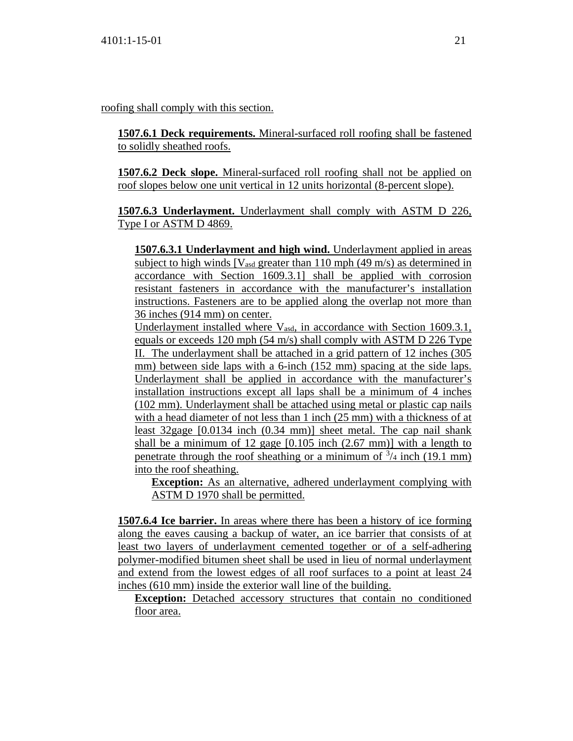roofing shall comply with this section.

**1507.6.1 Deck requirements.** Mineral-surfaced roll roofing shall be fastened to solidly sheathed roofs.

**1507.6.2 Deck slope.** Mineral-surfaced roll roofing shall not be applied on roof slopes below one unit vertical in 12 units horizontal (8-percent slope).

**1507.6.3 Underlayment.** Underlayment shall comply with ASTM D 226, Type I or ASTM D 4869.

**1507.6.3.1 Underlayment and high wind.** Underlayment applied in areas subject to high winds [$V_{asd}$ greater than 110 mph (49 m/s) as determined in accordance with Section 1609.3.1] shall be applied with corrosion resistant fasteners in accordance with the manufacturer's installation instructions. Fasteners are to be applied along the overlap not more than 36 inches (914 mm) on center.

Underlayment installed where $V_{asd}$, in accordance with Section 1609.3.1, equals or exceeds 120 mph (54 m/s) shall comply with ASTM D 226 Type II. The underlayment shall be attached in a grid pattern of 12 inches (305 mm) between side laps with a 6-inch (152 mm) spacing at the side laps. Underlayment shall be applied in accordance with the manufacturer's installation instructions except all laps shall be a minimum of 4 inches (102 mm). Underlayment shall be attached using metal or plastic cap nails with a head diameter of not less than 1 inch (25 mm) with a thickness of at least 32gage [0.0134 inch (0.34 mm)] sheet metal. The cap nail shank shall be a minimum of 12 gage [0.105 inch (2.67 mm)] with a length to penetrate through the roof sheathing or a minimum of $^3/_4$ inch (19.1 mm) into the roof sheathing.

**Exception:** As an alternative, adhered underlayment complying with ASTM D 1970 shall be permitted.

**1507.6.4 Ice barrier.** In areas where there has been a history of ice forming along the eaves causing a backup of water, an ice barrier that consists of at least two layers of underlayment cemented together or of a self-adhering polymer-modified bitumen sheet shall be used in lieu of normal underlayment and extend from the lowest edges of all roof surfaces to a point at least 24 inches (610 mm) inside the exterior wall line of the building.

**Exception:** Detached accessory structures that contain no conditioned floor area.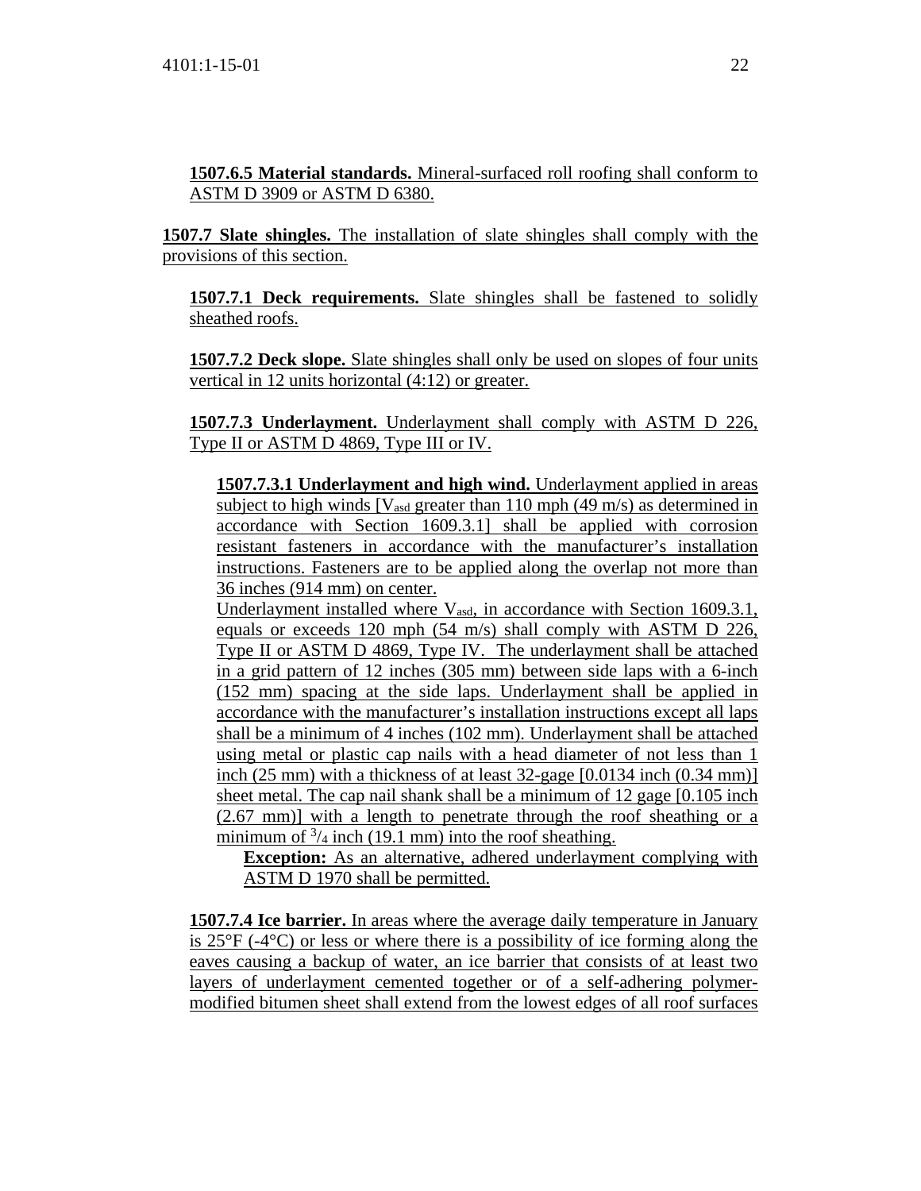**1507.6.5 Material standards.** Mineral-surfaced roll roofing shall conform to ASTM D 3909 or ASTM D 6380.

**1507.7 Slate shingles.** The installation of slate shingles shall comply with the provisions of this section.

**1507.7.1 Deck requirements.** Slate shingles shall be fastened to solidly sheathed roofs.

**1507.7.2 Deck slope.** Slate shingles shall only be used on slopes of four units vertical in 12 units horizontal (4:12) or greater.

**1507.7.3 Underlayment.** Underlayment shall comply with ASTM D 226, Type II or ASTM D 4869, Type III or IV.

**1507.7.3.1 Underlayment and high wind.** Underlayment applied in areas subject to high winds [$V_{asd}$ greater than 110 mph (49 m/s) as determined in accordance with Section 1609.3.1] shall be applied with corrosion resistant fasteners in accordance with the manufacturer's installation instructions. Fasteners are to be applied along the overlap not more than 36 inches (914 mm) on center.

Underlayment installed where $V_{asd}$, in accordance with Section 1609.3.1, equals or exceeds 120 mph (54 m/s) shall comply with ASTM D 226, Type II or ASTM D 4869, Type IV. The underlayment shall be attached in a grid pattern of 12 inches (305 mm) between side laps with a 6-inch (152 mm) spacing at the side laps. Underlayment shall be applied in accordance with the manufacturer's installation instructions except all laps shall be a minimum of 4 inches (102 mm). Underlayment shall be attached using metal or plastic cap nails with a head diameter of not less than 1 inch (25 mm) with a thickness of at least 32-gage [0.0134 inch (0.34 mm)] sheet metal. The cap nail shank shall be a minimum of 12 gage [0.105 inch (2.67 mm)] with a length to penetrate through the roof sheathing or a minimum of $^3/_4$ inch (19.1 mm) into the roof sheathing.

**Exception:** As an alternative, adhered underlayment complying with ASTM D 1970 shall be permitted.

**1507.7.4 Ice barrier.** In areas where the average daily temperature in January is 25°F (-4°C) or less or where there is a possibility of ice forming along the eaves causing a backup of water, an ice barrier that consists of at least two layers of underlayment cemented together or of a self-adhering polymer-modified bitumen sheet shall extend from the lowest edges of all roof surfaces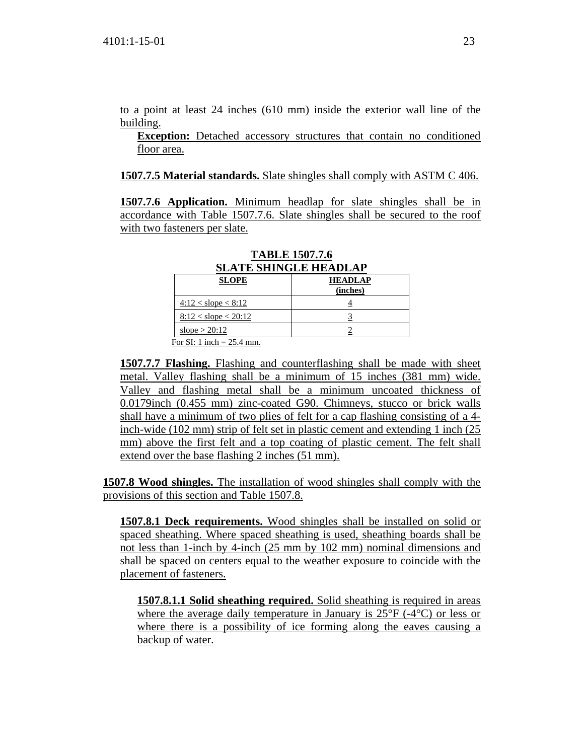to a point at least 24 inches (610 mm) inside the exterior wall line of the building.

**Exception:** Detached accessory structures that contain no conditioned floor area.

**1507.7.5 Material standards.** Slate shingles shall comply with ASTM C 406.

**1507.7.6 Application.** Minimum headlap for slate shingles shall be in accordance with Table 1507.7.6. Slate shingles shall be secured to the roof with two fasteners per slate.

**TABLE 1507.7.6**
**SLATE SHINGLE HEADLAP**

| SLOPE | HEADLAP (inches) |
|---|---|
| 4:12 < slope < 8:12 | 4 |
| 8:12 < slope < 20:12 | 3 |
| slope > 20:12 | 2 |

For SI: 1 inch = 25.4 mm.

**1507.7.7 Flashing.** Flashing and counterflashing shall be made with sheet metal. Valley flashing shall be a minimum of 15 inches (381 mm) wide. Valley and flashing metal shall be a minimum uncoated thickness of 0.0179inch (0.455 mm) zinc-coated G90. Chimneys, stucco or brick walls shall have a minimum of two plies of felt for a cap flashing consisting of a 4-inch-wide (102 mm) strip of felt set in plastic cement and extending 1 inch (25 mm) above the first felt and a top coating of plastic cement. The felt shall extend over the base flashing 2 inches (51 mm).

**1507.8 Wood shingles.** The installation of wood shingles shall comply with the provisions of this section and Table 1507.8.

**1507.8.1 Deck requirements.** Wood shingles shall be installed on solid or spaced sheathing. Where spaced sheathing is used, sheathing boards shall be not less than 1-inch by 4-inch (25 mm by 102 mm) nominal dimensions and shall be spaced on centers equal to the weather exposure to coincide with the placement of fasteners.

**1507.8.1.1 Solid sheathing required.** Solid sheathing is required in areas where the average daily temperature in January is 25°F (-4°C) or less or where there is a possibility of ice forming along the eaves causing a backup of water.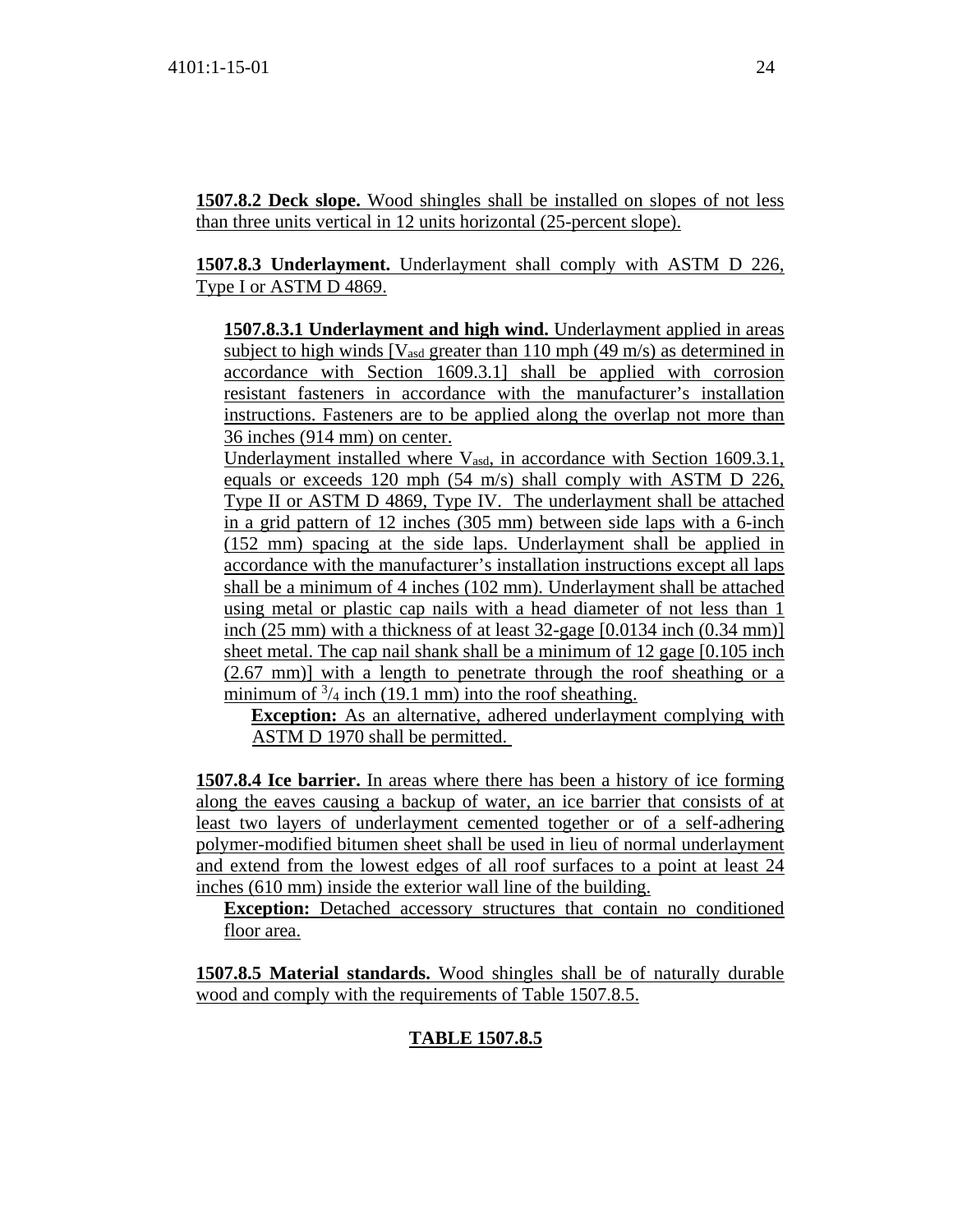**1507.8.2 Deck slope.** Wood shingles shall be installed on slopes of not less than three units vertical in 12 units horizontal (25-percent slope).

**1507.8.3 Underlayment.** Underlayment shall comply with ASTM D 226, Type I or ASTM D 4869.

**1507.8.3.1 Underlayment and high wind.** Underlayment applied in areas subject to high winds [$V_{asd}$ greater than 110 mph (49 m/s) as determined in accordance with Section 1609.3.1] shall be applied with corrosion resistant fasteners in accordance with the manufacturer's installation instructions. Fasteners are to be applied along the overlap not more than 36 inches (914 mm) on center.

Underlayment installed where $V_{asd}$, in accordance with Section 1609.3.1, equals or exceeds 120 mph (54 m/s) shall comply with ASTM D 226, Type II or ASTM D 4869, Type IV. The underlayment shall be attached in a grid pattern of 12 inches (305 mm) between side laps with a 6-inch (152 mm) spacing at the side laps. Underlayment shall be applied in accordance with the manufacturer's installation instructions except all laps shall be a minimum of 4 inches (102 mm). Underlayment shall be attached using metal or plastic cap nails with a head diameter of not less than 1 inch (25 mm) with a thickness of at least 32-gage [0.0134 inch (0.34 mm)] sheet metal. The cap nail shank shall be a minimum of 12 gage [0.105 inch (2.67 mm)] with a length to penetrate through the roof sheathing or a minimum of $^3/_4$ inch (19.1 mm) into the roof sheathing.

**Exception:** As an alternative, adhered underlayment complying with ASTM D 1970 shall be permitted.

**1507.8.4 Ice barrier.** In areas where there has been a history of ice forming along the eaves causing a backup of water, an ice barrier that consists of at least two layers of underlayment cemented together or of a self-adhering polymer-modified bitumen sheet shall be used in lieu of normal underlayment and extend from the lowest edges of all roof surfaces to a point at least 24 inches (610 mm) inside the exterior wall line of the building.

**Exception:** Detached accessory structures that contain no conditioned floor area.

**1507.8.5 Material standards.** Wood shingles shall be of naturally durable wood and comply with the requirements of Table 1507.8.5.

**TABLE 1507.8.5**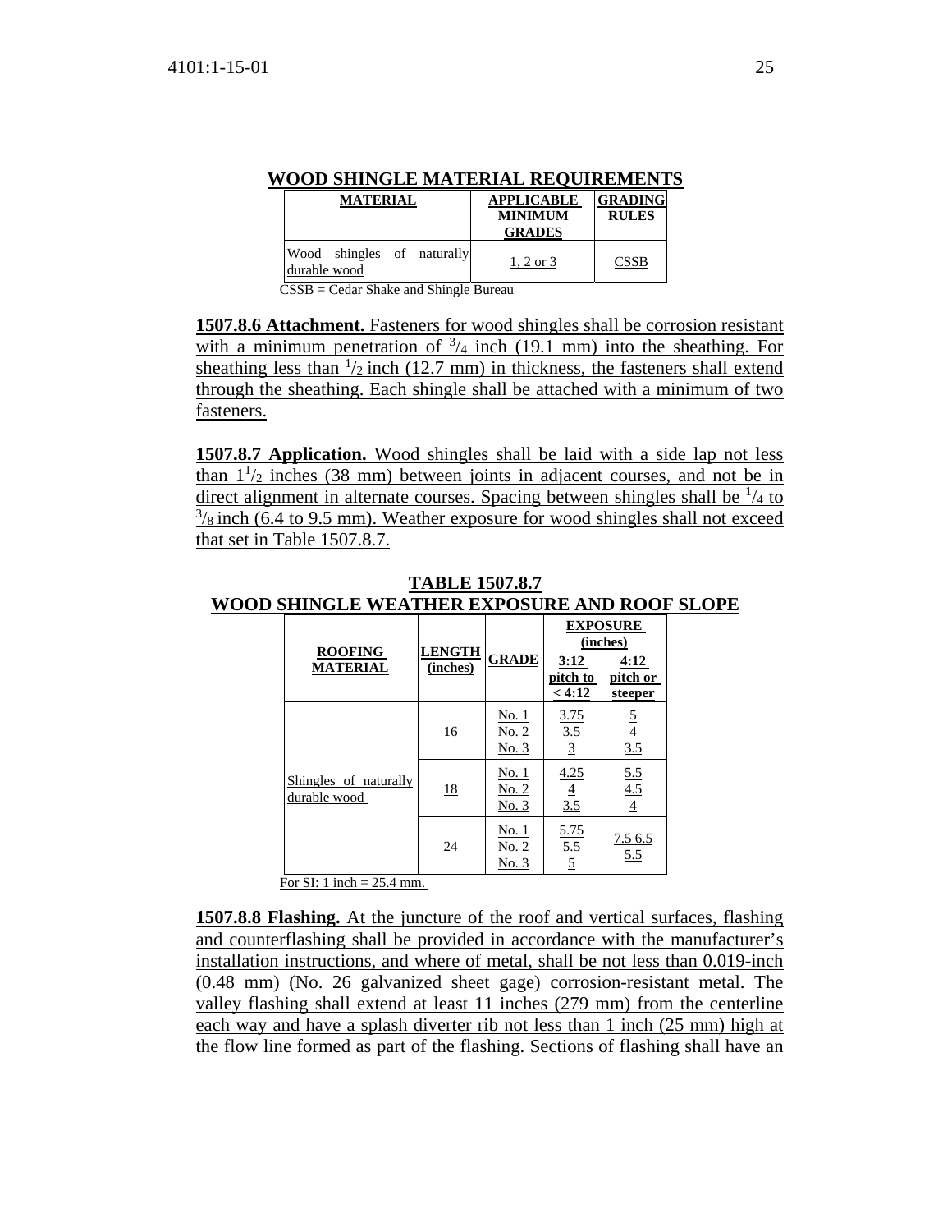**WOOD SHINGLE MATERIAL REQUIREMENTS**

| MATERIAL | APPLICABLE MINIMUM GRADES | GRADING RULES |
|---|---|---|
| Wood shingles of naturally durable wood | 1, 2 or 3 | CSSB |

CSSB = Cedar Shake and Shingle Bureau

**1507.8.6 Attachment.** Fasteners for wood shingles shall be corrosion resistant with a minimum penetration of $^{3}/_{4}$ inch (19.1 mm) into the sheathing. For sheathing less than $^{1}/_{2}$ inch (12.7 mm) in thickness, the fasteners shall extend through the sheathing. Each shingle shall be attached with a minimum of two fasteners.

**1507.8.7 Application.** Wood shingles shall be laid with a side lap not less than $1^{1}/_{2}$ inches (38 mm) between joints in adjacent courses, and not be in direct alignment in alternate courses. Spacing between shingles shall be $^{1}/_{4}$ to $^{3}/_{8}$ inch (6.4 to 9.5 mm). Weather exposure for wood shingles shall not exceed that set in Table 1507.8.7.

**TABLE 1507.8.7**
**WOOD SHINGLE WEATHER EXPOSURE AND ROOF SLOPE**

| ROOFING MATERIAL | LENGTH (inches) | GRADE | EXPOSURE (inches) | |
|---|---|---|---|---|
| | | | 3:12 pitch to < 4:12 | 4:12 pitch or steeper |
| Shingles of naturally durable wood | 16 | No. 1 | 3.75 | 5 |
| | | No. 2 | 3.5 | 4 |
| | | No. 3 | 3 | 3.5 |
| | 18 | No. 1 | 4.25 | 5.5 |
| | | No. 2 | 4 | 4.5 |
| | | No. 3 | 3.5 | 4 |
| | 24 | No. 1 | 5.75 | 7.5 6.5 |
| | | No. 2 | 5.5 | 5.5 |
| | | No. 3 | 5 | |

For SI: 1 inch = 25.4 mm.

**1507.8.8 Flashing.** At the juncture of the roof and vertical surfaces, flashing and counterflashing shall be provided in accordance with the manufacturer's installation instructions, and where of metal, shall be not less than 0.019-inch (0.48 mm) (No. 26 galvanized sheet gage) corrosion-resistant metal. The valley flashing shall extend at least 11 inches (279 mm) from the centerline each way and have a splash diverter rib not less than 1 inch (25 mm) high at the flow line formed as part of the flashing. Sections of flashing shall have an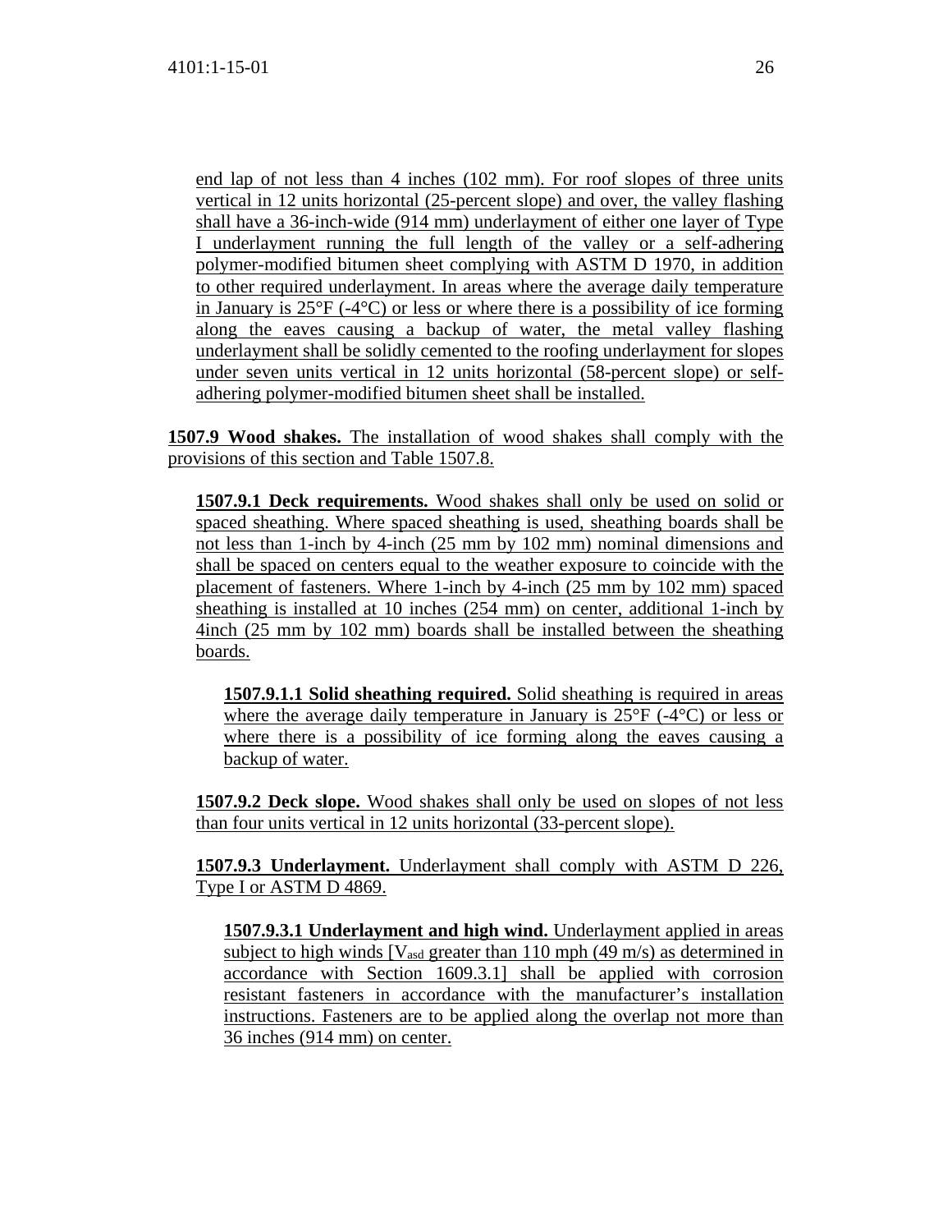end lap of not less than 4 inches (102 mm). For roof slopes of three units vertical in 12 units horizontal (25-percent slope) and over, the valley flashing shall have a 36-inch-wide (914 mm) underlayment of either one layer of Type I underlayment running the full length of the valley or a self-adhering polymer-modified bitumen sheet complying with ASTM D 1970, in addition to other required underlayment. In areas where the average daily temperature in January is 25°F (-4°C) or less or where there is a possibility of ice forming along the eaves causing a backup of water, the metal valley flashing underlayment shall be solidly cemented to the roofing underlayment for slopes under seven units vertical in 12 units horizontal (58-percent slope) or self-adhering polymer-modified bitumen sheet shall be installed.

**1507.9 Wood shakes.** The installation of wood shakes shall comply with the provisions of this section and Table 1507.8.

**1507.9.1 Deck requirements.** Wood shakes shall only be used on solid or spaced sheathing. Where spaced sheathing is used, sheathing boards shall be not less than 1-inch by 4-inch (25 mm by 102 mm) nominal dimensions and shall be spaced on centers equal to the weather exposure to coincide with the placement of fasteners. Where 1-inch by 4-inch (25 mm by 102 mm) spaced sheathing is installed at 10 inches (254 mm) on center, additional 1-inch by 4inch (25 mm by 102 mm) boards shall be installed between the sheathing boards.

**1507.9.1.1 Solid sheathing required.** Solid sheathing is required in areas where the average daily temperature in January is 25°F (-4°C) or less or where there is a possibility of ice forming along the eaves causing a backup of water.

**1507.9.2 Deck slope.** Wood shakes shall only be used on slopes of not less than four units vertical in 12 units horizontal (33-percent slope).

**1507.9.3 Underlayment.** Underlayment shall comply with ASTM D 226, Type I or ASTM D 4869.

**1507.9.3.1 Underlayment and high wind.** Underlayment applied in areas subject to high winds [$V_{asd}$ greater than 110 mph (49 m/s) as determined in accordance with Section 1609.3.1] shall be applied with corrosion resistant fasteners in accordance with the manufacturer's installation instructions. Fasteners are to be applied along the overlap not more than 36 inches (914 mm) on center.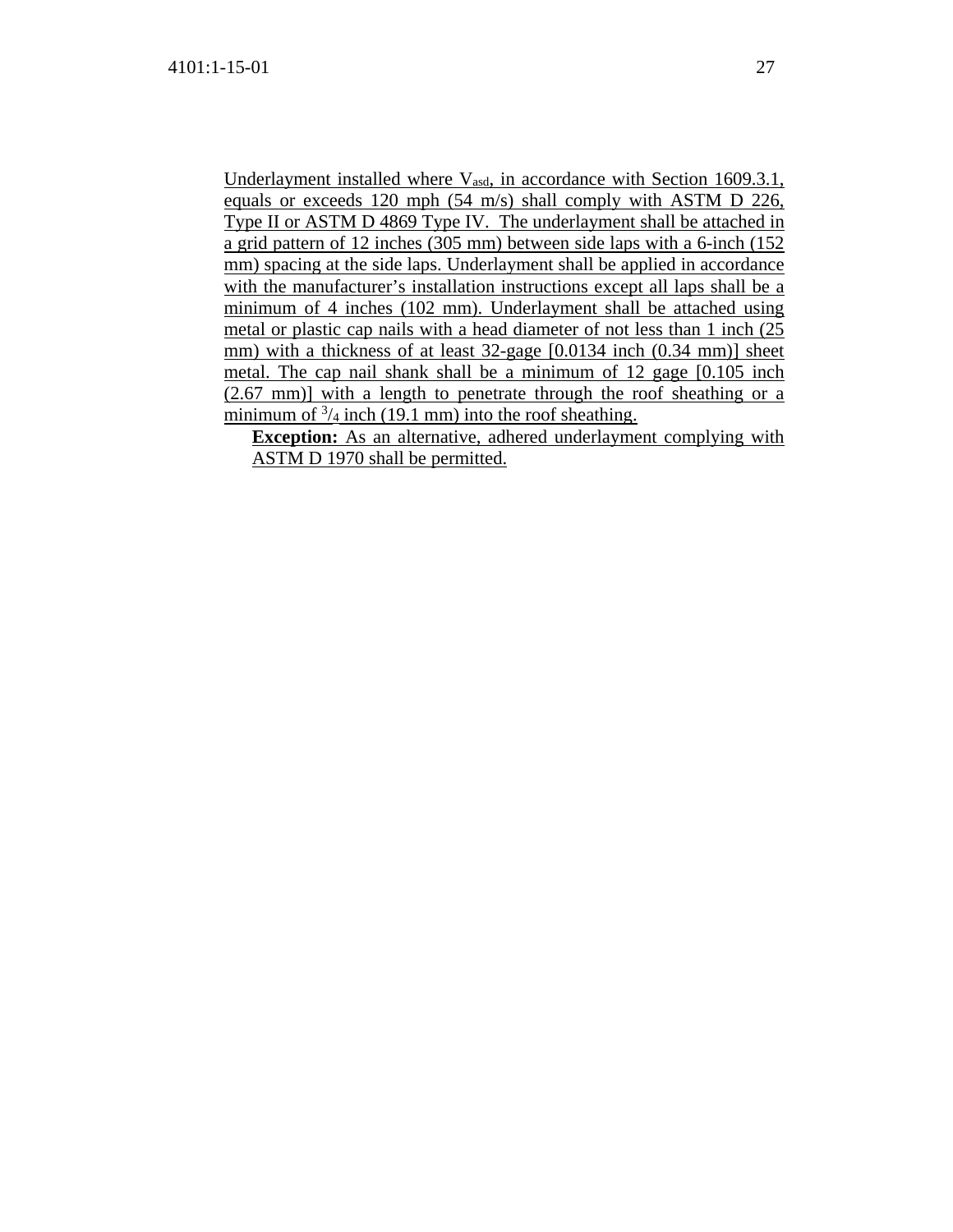Underlayment installed where $V_{asd}$, in accordance with Section 1609.3.1, equals or exceeds 120 mph (54 m/s) shall comply with ASTM D 226, Type II or ASTM D 4869 Type IV. The underlayment shall be attached in a grid pattern of 12 inches (305 mm) between side laps with a 6-inch (152 mm) spacing at the side laps. Underlayment shall be applied in accordance with the manufacturer's installation instructions except all laps shall be a minimum of 4 inches (102 mm). Underlayment shall be attached using metal or plastic cap nails with a head diameter of not less than 1 inch (25 mm) with a thickness of at least 32-gage [0.0134 inch (0.34 mm)] sheet metal. The cap nail shank shall be a minimum of 12 gage [0.105 inch (2.67 mm)] with a length to penetrate through the roof sheathing or a minimum of $^{3}/_{4}$ inch (19.1 mm) into the roof sheathing.

**Exception:** As an alternative, adhered underlayment complying with ASTM D 1970 shall be permitted.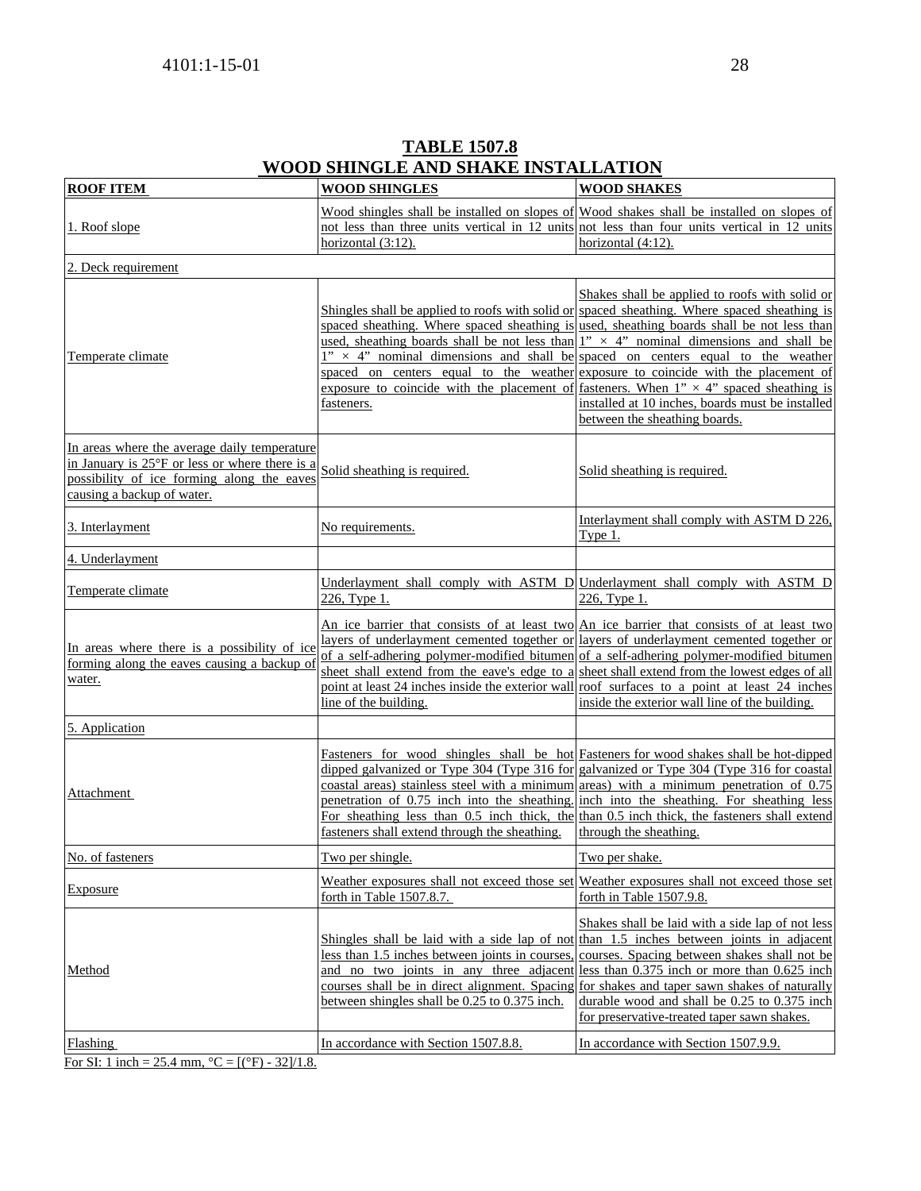**TABLE 1507.8**
**WOOD SHINGLE AND SHAKE INSTALLATION**

| ROOF ITEM | WOOD SHINGLES | WOOD SHAKES |
|---|---|---|
| 1. Roof slope | Wood shingles shall be installed on slopes of not less than three units vertical in 12 units horizontal (3:12). | Wood shakes shall be installed on slopes of not less than four units vertical in 12 units horizontal (4:12). |
| 2. Deck requirement | | |
| Temperate climate | Shingles shall be applied to roofs with solid or spaced sheathing. Where spaced sheathing is used, sheathing boards shall be not less than 1" × 4" nominal dimensions and shall be spaced on centers equal to the weather exposure to coincide with the placement of fasteners. | Shakes shall be applied to roofs with solid or spaced sheathing. Where spaced sheathing is used, sheathing boards shall be not less than 1" × 4" nominal dimensions and shall be spaced on centers equal to the weather exposure to coincide with the placement of fasteners. When 1" × 4" spaced sheathing is installed at 10 inches, boards must be installed between the sheathing boards. |
| In areas where the average daily temperature in January is 25°F or less or where there is a possibility of ice forming along the eaves causing a backup of water. | Solid sheathing is required. | Solid sheathing is required. |
| 3. Interlayment | No requirements. | Interlayment shall comply with ASTM D 226, Type 1. |
| 4. Underlayment | | |
| Temperate climate | Underlayment shall comply with ASTM D 226, Type 1. | Underlayment shall comply with ASTM D 226, Type 1. |
| In areas where there is a possibility of ice forming along the eaves causing a backup of water. | An ice barrier that consists of at least two layers of underlayment cemented together or of a self-adhering polymer-modified bitumen sheet shall extend from the eave's edge to a point at least 24 inches inside the exterior wall line of the building. | An ice barrier that consists of at least two layers of underlayment cemented together or of a self-adhering polymer-modified bitumen sheet shall extend from the lowest edges of all roof surfaces to a point at least 24 inches inside the exterior wall line of the building. |
| 5. Application | | |
| Attachment | Fasteners for wood shingles shall be hot dipped galvanized or Type 304 (Type 316 for coastal areas) stainless steel with a minimum penetration of 0.75 inch into the sheathing. For sheathing less than 0.5 inch thick, the fasteners shall extend through the sheathing. | Fasteners for wood shakes shall be hot-dipped galvanized or Type 304 (Type 316 for coastal areas) with a minimum penetration of 0.75 inch into the sheathing. For sheathing less than 0.5 inch thick, the fasteners shall extend through the sheathing. |
| No. of fasteners | Two per shingle. | Two per shake. |
| Exposure | Weather exposures shall not exceed those set forth in Table 1507.8.7. | Weather exposures shall not exceed those set forth in Table 1507.9.8. |
| Method | Shingles shall be laid with a side lap of not less than 1.5 inches between joints in courses, and no two joints in any three adjacent courses shall be in direct alignment. Spacing between shingles shall be 0.25 to 0.375 inch. | Shakes shall be laid with a side lap of not less than 1.5 inches between joints in adjacent courses. Spacing between shakes shall not be less than 0.375 inch or more than 0.625 inch for shakes and taper sawn shakes of naturally durable wood and shall be 0.25 to 0.375 inch for preservative-treated taper sawn shakes. |
| Flashing | In accordance with Section 1507.8.8. | In accordance with Section 1507.9.9. |

For SI: 1 inch = 25.4 mm, °C = [(°F) - 32]/1.8.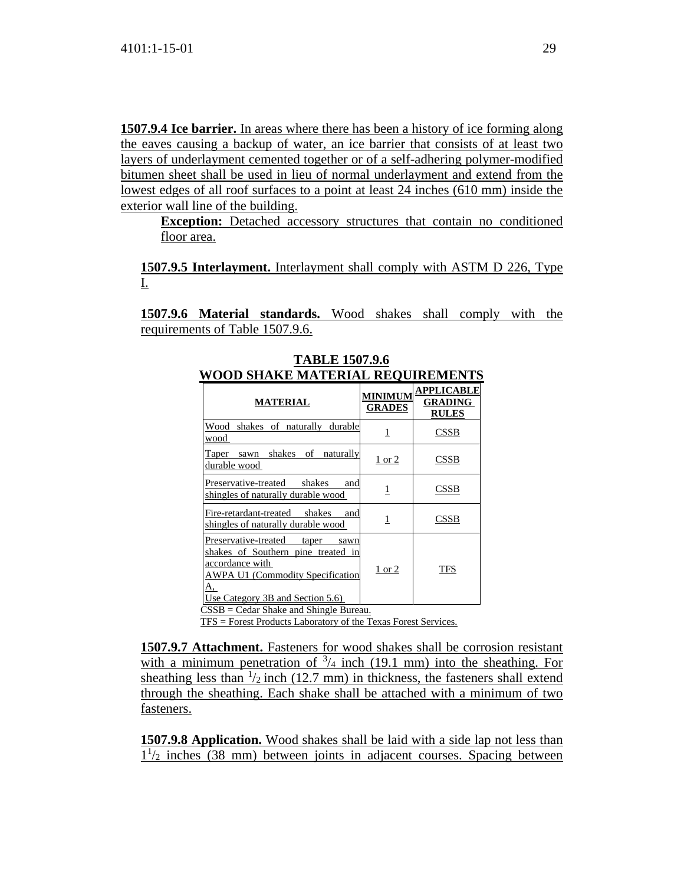**1507.9.4 Ice barrier.** In areas where there has been a history of ice forming along the eaves causing a backup of water, an ice barrier that consists of at least two layers of underlayment cemented together or of a self-adhering polymer-modified bitumen sheet shall be used in lieu of normal underlayment and extend from the lowest edges of all roof surfaces to a point at least 24 inches (610 mm) inside the exterior wall line of the building.

> **Exception:** Detached accessory structures that contain no conditioned floor area.

**1507.9.5 Interlayment.** Interlayment shall comply with ASTM D 226, Type I.

**1507.9.6 Material standards.** Wood shakes shall comply with the requirements of Table 1507.9.6.

**TABLE 1507.9.6**
**WOOD SHAKE MATERIAL REQUIREMENTS**

| MATERIAL | MINIMUM GRADES | APPLICABLE GRADING RULES |
|---|---|---|
| Wood shakes of naturally durable wood | 1 | CSSB |
| Taper sawn shakes of naturally durable wood | 1 or 2 | CSSB |
| Preservative-treated shakes and shingles of naturally durable wood | 1 | CSSB |
| Fire-retardant-treated shakes and shingles of naturally durable wood | 1 | CSSB |
| Preservative-treated taper sawn shakes of Southern pine treated in accordance with AWPA U1 (Commodity Specification A, Use Category 3B and Section 5.6) | 1 or 2 | TFS |

CSSB = Cedar Shake and Shingle Bureau.
TFS = Forest Products Laboratory of the Texas Forest Services.

**1507.9.7 Attachment.** Fasteners for wood shakes shall be corrosion resistant with a minimum penetration of $^{3}/_{4}$ inch (19.1 mm) into the sheathing. For sheathing less than $^{1}/_{2}$ inch (12.7 mm) in thickness, the fasteners shall extend through the sheathing. Each shake shall be attached with a minimum of two fasteners.

**1507.9.8 Application.** Wood shakes shall be laid with a side lap not less than $1^{1}/_{2}$ inches (38 mm) between joints in adjacent courses. Spacing between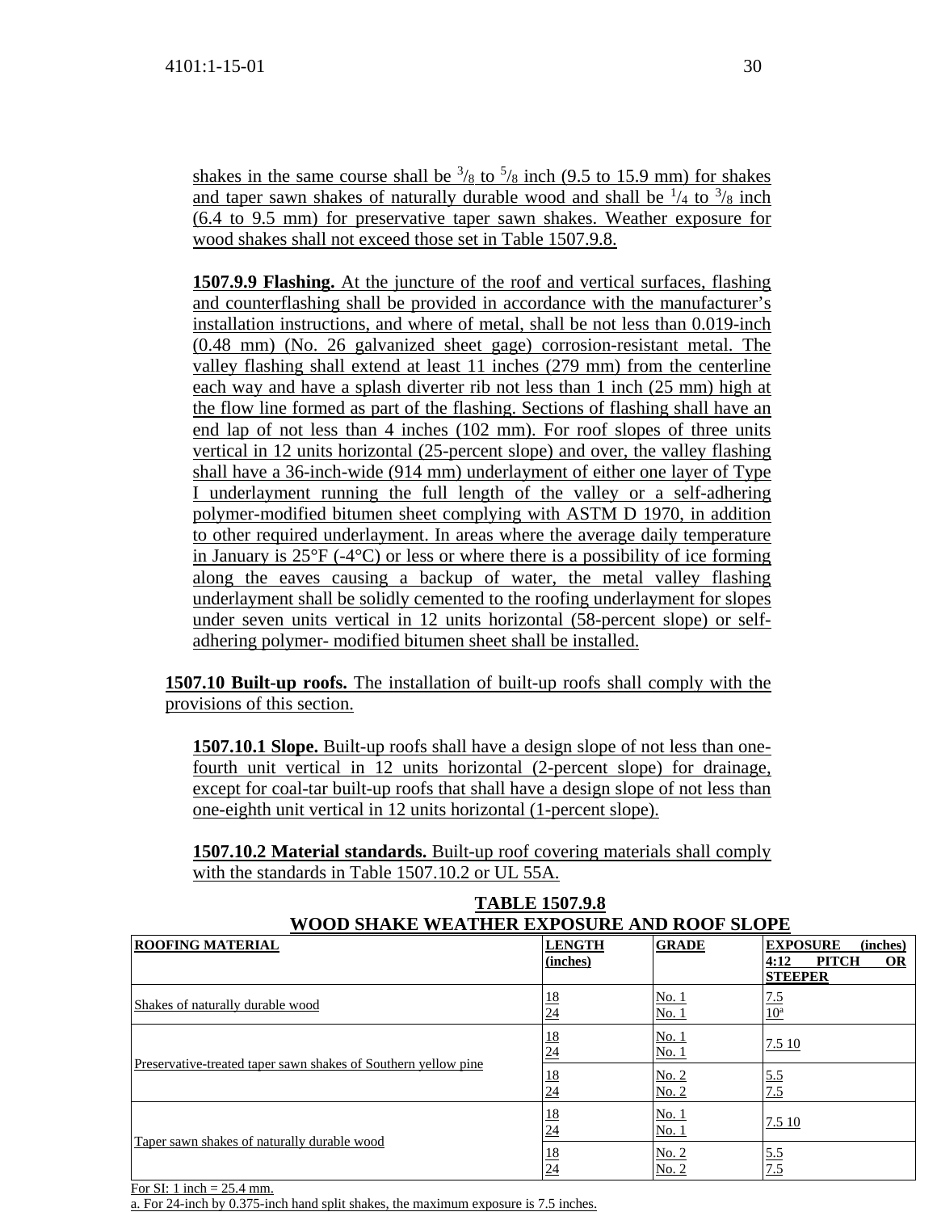shakes in the same course shall be $^3/_8$ to $^5/_8$ inch (9.5 to 15.9 mm) for shakes and taper sawn shakes of naturally durable wood and shall be $^1/_4$ to $^3/_8$ inch (6.4 to 9.5 mm) for preservative taper sawn shakes. Weather exposure for wood shakes shall not exceed those set in Table 1507.9.8.

**1507.9.9 Flashing.** At the juncture of the roof and vertical surfaces, flashing and counterflashing shall be provided in accordance with the manufacturer's installation instructions, and where of metal, shall be not less than 0.019-inch (0.48 mm) (No. 26 galvanized sheet gage) corrosion-resistant metal. The valley flashing shall extend at least 11 inches (279 mm) from the centerline each way and have a splash diverter rib not less than 1 inch (25 mm) high at the flow line formed as part of the flashing. Sections of flashing shall have an end lap of not less than 4 inches (102 mm). For roof slopes of three units vertical in 12 units horizontal (25-percent slope) and over, the valley flashing shall have a 36-inch-wide (914 mm) underlayment of either one layer of Type I underlayment running the full length of the valley or a self-adhering polymer-modified bitumen sheet complying with ASTM D 1970, in addition to other required underlayment. In areas where the average daily temperature in January is 25°F (-4°C) or less or where there is a possibility of ice forming along the eaves causing a backup of water, the metal valley flashing underlayment shall be solidly cemented to the roofing underlayment for slopes under seven units vertical in 12 units horizontal (58-percent slope) or self-adhering polymer- modified bitumen sheet shall be installed.

**1507.10 Built-up roofs.** The installation of built-up roofs shall comply with the provisions of this section.

**1507.10.1 Slope.** Built-up roofs shall have a design slope of not less than one-fourth unit vertical in 12 units horizontal (2-percent slope) for drainage, except for coal-tar built-up roofs that shall have a design slope of not less than one-eighth unit vertical in 12 units horizontal (1-percent slope).

**1507.10.2 Material standards.** Built-up roof covering materials shall comply with the standards in Table 1507.10.2 or UL 55A.

**TABLE 1507.9.8**
**WOOD SHAKE WEATHER EXPOSURE AND ROOF SLOPE**

| ROOFING MATERIAL | LENGTH (inches) | GRADE | EXPOSURE (inches) 4:12 PITCH OR STEEPER |
|---|---|---|---|
| Shakes of naturally durable wood | 18<br>24 | No. 1<br>No. 1 | 7.5<br>10[a] |
| Preservative-treated taper sawn shakes of Southern yellow pine | 18<br>24 | No. 1<br>No. 1 | 7.5 10 |
| | 18<br>24 | No. 2<br>No. 2 | 5.5<br>7.5 |
| Taper sawn shakes of naturally durable wood | 18<br>24 | No. 1<br>No. 1 | 7.5 10 |
| | 18<br>24 | No. 2<br>No. 2 | 5.5<br>7.5 |

For SI: 1 inch = 25.4 mm.
a. For 24-inch by 0.375-inch hand split shakes, the maximum exposure is 7.5 inches.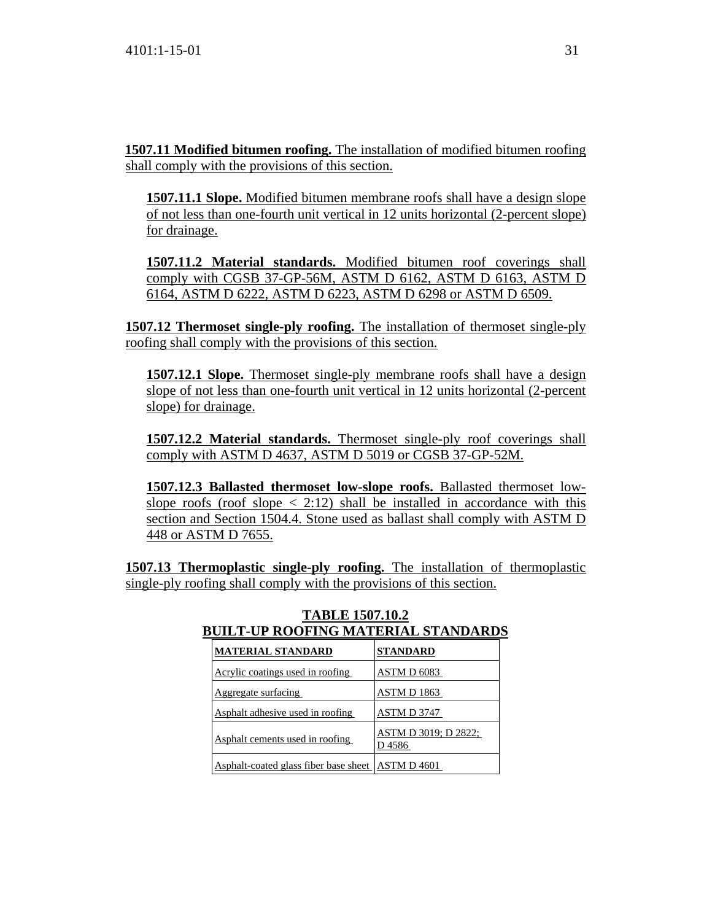**1507.11 Modified bitumen roofing.** The installation of modified bitumen roofing shall comply with the provisions of this section.

**1507.11.1 Slope.** Modified bitumen membrane roofs shall have a design slope of not less than one-fourth unit vertical in 12 units horizontal (2-percent slope) for drainage.

**1507.11.2 Material standards.** Modified bitumen roof coverings shall comply with CGSB 37-GP-56M, ASTM D 6162, ASTM D 6163, ASTM D 6164, ASTM D 6222, ASTM D 6223, ASTM D 6298 or ASTM D 6509.

**1507.12 Thermoset single-ply roofing.** The installation of thermoset single-ply roofing shall comply with the provisions of this section.

**1507.12.1 Slope.** Thermoset single-ply membrane roofs shall have a design slope of not less than one-fourth unit vertical in 12 units horizontal (2-percent slope) for drainage.

**1507.12.2 Material standards.** Thermoset single-ply roof coverings shall comply with ASTM D 4637, ASTM D 5019 or CGSB 37-GP-52M.

**1507.12.3 Ballasted thermoset low-slope roofs.** Ballasted thermoset low-slope roofs (roof slope < 2:12) shall be installed in accordance with this section and Section 1504.4. Stone used as ballast shall comply with ASTM D 448 or ASTM D 7655.

**1507.13 Thermoplastic single-ply roofing.** The installation of thermoplastic single-ply roofing shall comply with the provisions of this section.

**TABLE 1507.10.2**
**BUILT-UP ROOFING MATERIAL STANDARDS**

| MATERIAL STANDARD | STANDARD |
|---|---|
| Acrylic coatings used in roofing | ASTM D 6083 |
| Aggregate surfacing | ASTM D 1863 |
| Asphalt adhesive used in roofing | ASTM D 3747 |
| Asphalt cements used in roofing | ASTM D 3019; D 2822; D 4586 |
| Asphalt-coated glass fiber base sheet | ASTM D 4601 |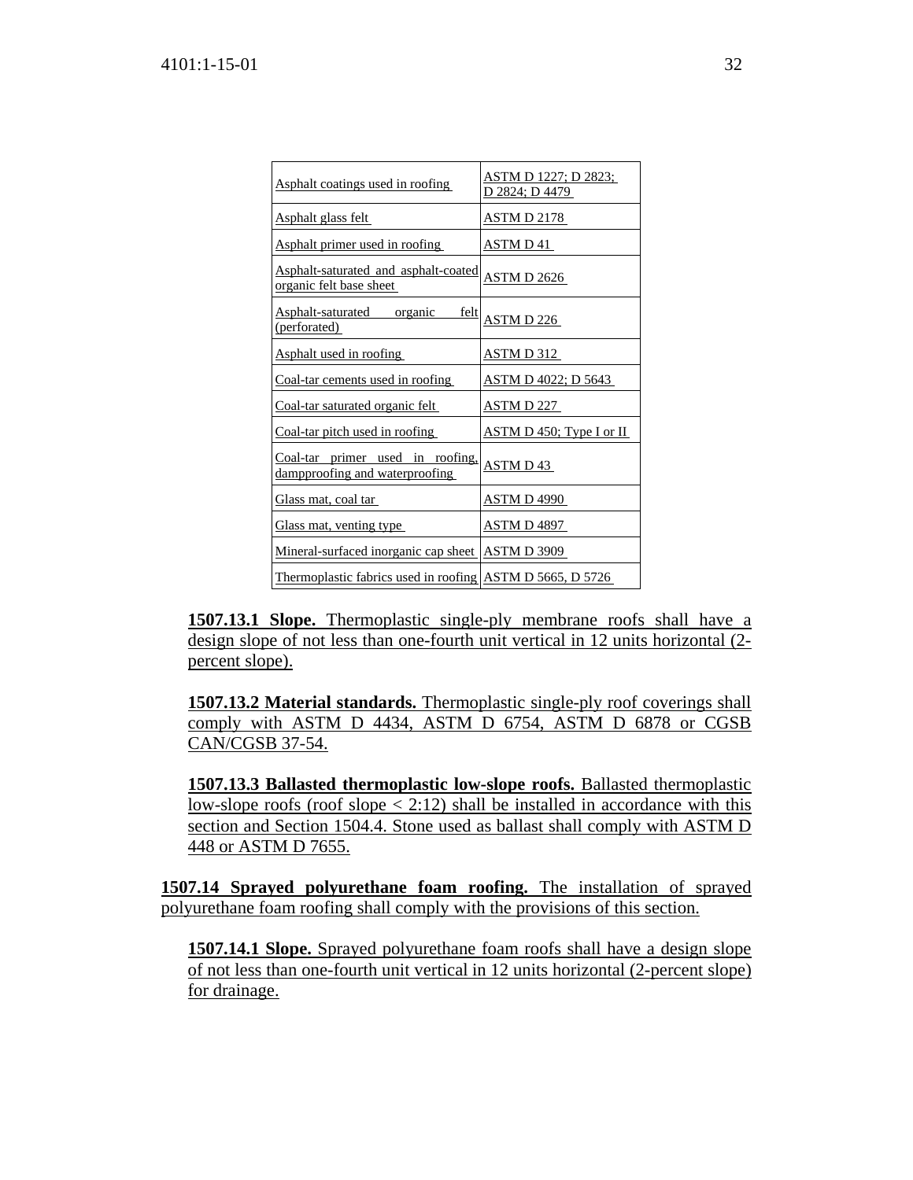| Asphalt coatings used in roofing | ASTM D 1227; D 2823; D 2824; D 4479 |
|---|---|
| Asphalt glass felt | ASTM D 2178 |
| Asphalt primer used in roofing | ASTM D 41 |
| Asphalt-saturated and asphalt-coated organic felt base sheet | ASTM D 2626 |
| Asphalt-saturated organic felt (perforated) | ASTM D 226 |
| Asphalt used in roofing | ASTM D 312 |
| Coal-tar cements used in roofing | ASTM D 4022; D 5643 |
| Coal-tar saturated organic felt | ASTM D 227 |
| Coal-tar pitch used in roofing | ASTM D 450; Type I or II |
| Coal-tar primer used in roofing, dampproofing and waterproofing | ASTM D 43 |
| Glass mat, coal tar | ASTM D 4990 |
| Glass mat, venting type | ASTM D 4897 |
| Mineral-surfaced inorganic cap sheet | ASTM D 3909 |
| Thermoplastic fabrics used in roofing | ASTM D 5665, D 5726 |

**1507.13.1 Slope.** Thermoplastic single-ply membrane roofs shall have a design slope of not less than one-fourth unit vertical in 12 units horizontal (2-percent slope).

**1507.13.2 Material standards.** Thermoplastic single-ply roof coverings shall comply with ASTM D 4434, ASTM D 6754, ASTM D 6878 or CGSB CAN/CGSB 37-54.

**1507.13.3 Ballasted thermoplastic low-slope roofs.** Ballasted thermoplastic low-slope roofs (roof slope < 2:12) shall be installed in accordance with this section and Section 1504.4. Stone used as ballast shall comply with ASTM D 448 or ASTM D 7655.

**1507.14 Sprayed polyurethane foam roofing.** The installation of sprayed polyurethane foam roofing shall comply with the provisions of this section.

**1507.14.1 Slope.** Sprayed polyurethane foam roofs shall have a design slope of not less than one-fourth unit vertical in 12 units horizontal (2-percent slope) for drainage.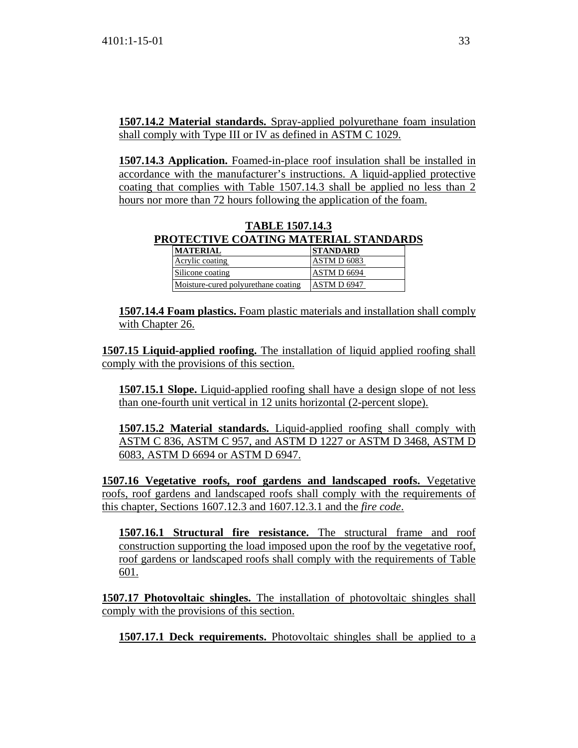**1507.14.2 Material standards.** Spray-applied polyurethane foam insulation shall comply with Type III or IV as defined in ASTM C 1029.

**1507.14.3 Application.** Foamed-in-place roof insulation shall be installed in accordance with the manufacturer's instructions. A liquid-applied protective coating that complies with Table 1507.14.3 shall be applied no less than 2 hours nor more than 72 hours following the application of the foam.

**TABLE 1507.14.3**
**PROTECTIVE COATING MATERIAL STANDARDS**

| MATERIAL | STANDARD |
|---|---|
| Acrylic coating | ASTM D 6083 |
| Silicone coating | ASTM D 6694 |
| Moisture-cured polyurethane coating | ASTM D 6947 |

**1507.14.4 Foam plastics.** Foam plastic materials and installation shall comply with Chapter 26.

**1507.15 Liquid-applied roofing.** The installation of liquid applied roofing shall comply with the provisions of this section.

**1507.15.1 Slope.** Liquid-applied roofing shall have a design slope of not less than one-fourth unit vertical in 12 units horizontal (2-percent slope).

**1507.15.2 Material standards.** Liquid-applied roofing shall comply with ASTM C 836, ASTM C 957, and ASTM D 1227 or ASTM D 3468, ASTM D 6083, ASTM D 6694 or ASTM D 6947.

**1507.16 Vegetative roofs, roof gardens and landscaped roofs.** Vegetative roofs, roof gardens and landscaped roofs shall comply with the requirements of this chapter, Sections 1607.12.3 and 1607.12.3.1 and the *fire code*.

**1507.16.1 Structural fire resistance.** The structural frame and roof construction supporting the load imposed upon the roof by the vegetative roof, roof gardens or landscaped roofs shall comply with the requirements of Table 601.

**1507.17 Photovoltaic shingles.** The installation of photovoltaic shingles shall comply with the provisions of this section.

**1507.17.1 Deck requirements.** Photovoltaic shingles shall be applied to a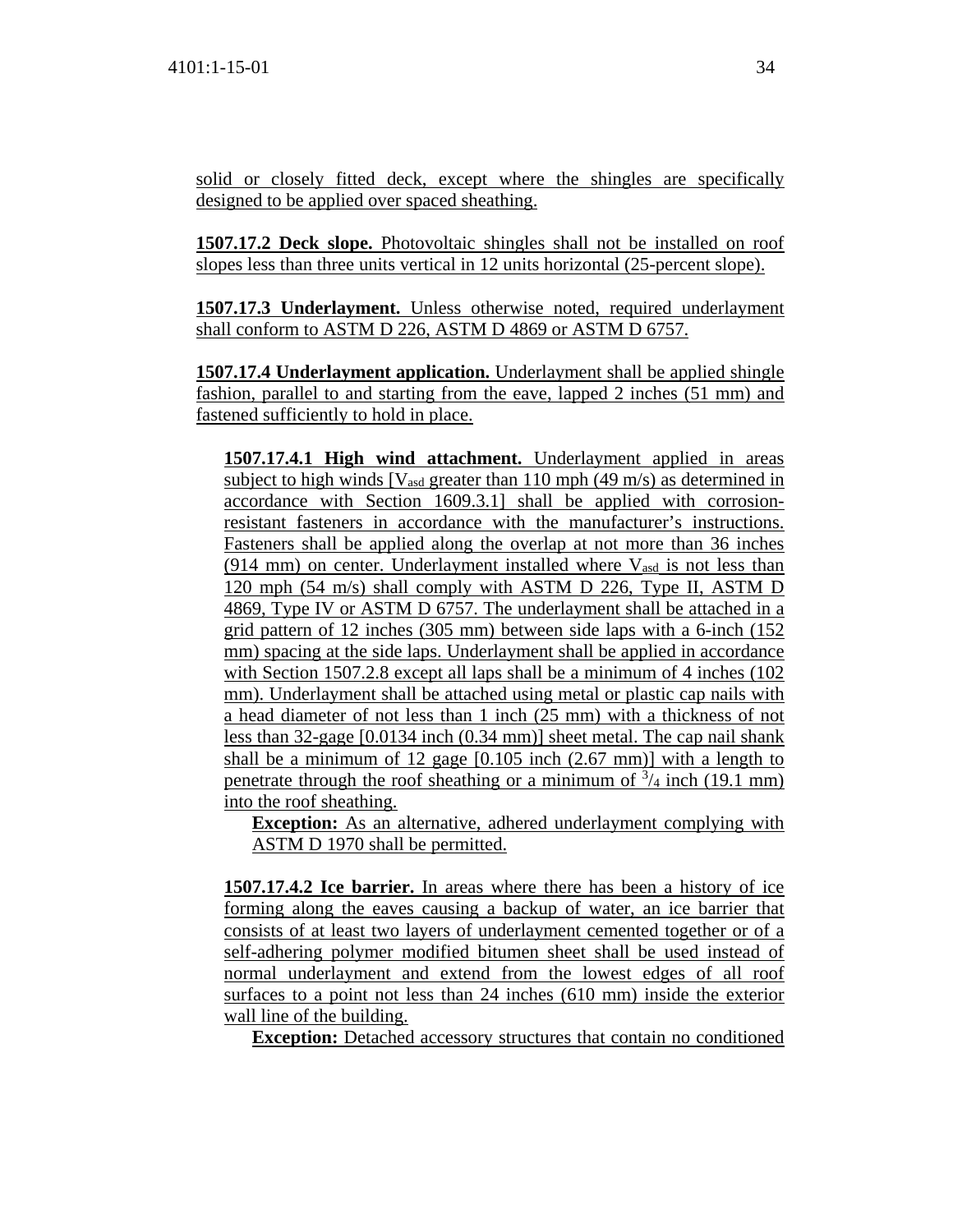solid or closely fitted deck, except where the shingles are specifically designed to be applied over spaced sheathing.

**1507.17.2 Deck slope.** Photovoltaic shingles shall not be installed on roof slopes less than three units vertical in 12 units horizontal (25-percent slope).

**1507.17.3 Underlayment.** Unless otherwise noted, required underlayment shall conform to ASTM D 226, ASTM D 4869 or ASTM D 6757.

**1507.17.4 Underlayment application.** Underlayment shall be applied shingle fashion, parallel to and starting from the eave, lapped 2 inches (51 mm) and fastened sufficiently to hold in place.

**1507.17.4.1 High wind attachment.** Underlayment applied in areas subject to high winds [$V_{asd}$ greater than 110 mph (49 m/s) as determined in accordance with Section 1609.3.1] shall be applied with corrosion-resistant fasteners in accordance with the manufacturer's instructions. Fasteners shall be applied along the overlap at not more than 36 inches (914 mm) on center. Underlayment installed where $V_{asd}$ is not less than 120 mph (54 m/s) shall comply with ASTM D 226, Type II, ASTM D 4869, Type IV or ASTM D 6757. The underlayment shall be attached in a grid pattern of 12 inches (305 mm) between side laps with a 6-inch (152 mm) spacing at the side laps. Underlayment shall be applied in accordance with Section 1507.2.8 except all laps shall be a minimum of 4 inches (102 mm). Underlayment shall be attached using metal or plastic cap nails with a head diameter of not less than 1 inch (25 mm) with a thickness of not less than 32-gage [0.0134 inch (0.34 mm)] sheet metal. The cap nail shank shall be a minimum of 12 gage [0.105 inch (2.67 mm)] with a length to penetrate through the roof sheathing or a minimum of $^{3}/_{4}$ inch (19.1 mm) into the roof sheathing.

**Exception:** As an alternative, adhered underlayment complying with ASTM D 1970 shall be permitted.

**1507.17.4.2 Ice barrier.** In areas where there has been a history of ice forming along the eaves causing a backup of water, an ice barrier that consists of at least two layers of underlayment cemented together or of a self-adhering polymer modified bitumen sheet shall be used instead of normal underlayment and extend from the lowest edges of all roof surfaces to a point not less than 24 inches (610 mm) inside the exterior wall line of the building.

**Exception:** Detached accessory structures that contain no conditioned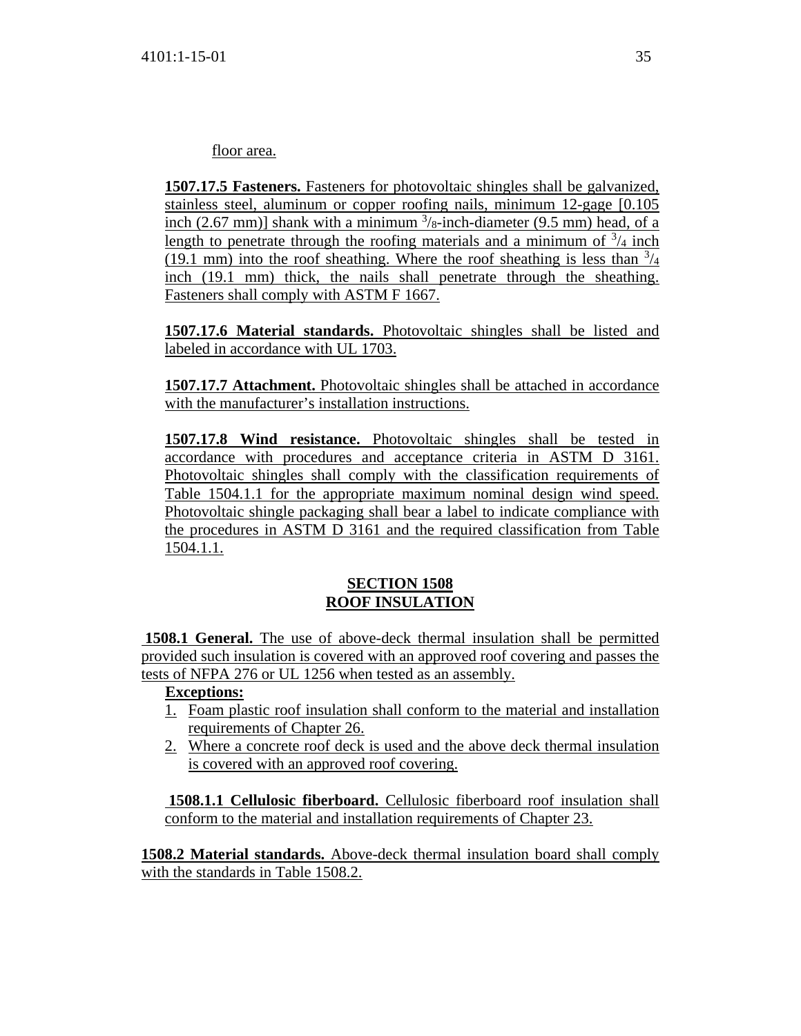floor area.

**1507.17.5 Fasteners.** Fasteners for photovoltaic shingles shall be galvanized, stainless steel, aluminum or copper roofing nails, minimum 12-gage [0.105 inch (2.67 mm)] shank with a minimum $^{3}/_{8}$-inch-diameter (9.5 mm) head, of a length to penetrate through the roofing materials and a minimum of $^{3}/_{4}$ inch (19.1 mm) into the roof sheathing. Where the roof sheathing is less than $^{3}/_{4}$ inch (19.1 mm) thick, the nails shall penetrate through the sheathing. Fasteners shall comply with ASTM F 1667.

**1507.17.6 Material standards.** Photovoltaic shingles shall be listed and labeled in accordance with UL 1703.

**1507.17.7 Attachment.** Photovoltaic shingles shall be attached in accordance with the manufacturer's installation instructions.

**1507.17.8 Wind resistance.** Photovoltaic shingles shall be tested in accordance with procedures and acceptance criteria in ASTM D 3161. Photovoltaic shingles shall comply with the classification requirements of Table 1504.1.1 for the appropriate maximum nominal design wind speed. Photovoltaic shingle packaging shall bear a label to indicate compliance with the procedures in ASTM D 3161 and the required classification from Table 1504.1.1.

## SECTION 1508
## ROOF INSULATION

**1508.1 General.** The use of above-deck thermal insulation shall be permitted provided such insulation is covered with an approved roof covering and passes the tests of NFPA 276 or UL 1256 when tested as an assembly.

**Exceptions:**

1. Foam plastic roof insulation shall conform to the material and installation requirements of Chapter 26.
2. Where a concrete roof deck is used and the above deck thermal insulation is covered with an approved roof covering.

**1508.1.1 Cellulosic fiberboard.** Cellulosic fiberboard roof insulation shall conform to the material and installation requirements of Chapter 23.

**1508.2 Material standards.** Above-deck thermal insulation board shall comply with the standards in Table 1508.2.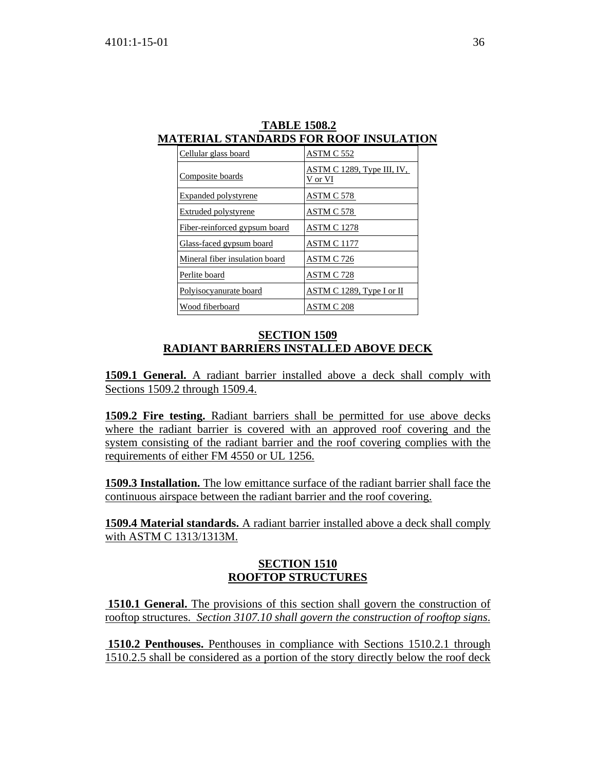**TABLE 1508.2**
**MATERIAL STANDARDS FOR ROOF INSULATION**

| Material | Standard |
| --- | --- |
| Cellular glass board | ASTM C 552 |
| Composite boards | ASTM C 1289, Type III, IV, V or VI |
| Expanded polystyrene | ASTM C 578 |
| Extruded polystyrene | ASTM C 578 |
| Fiber-reinforced gypsum board | ASTM C 1278 |
| Glass-faced gypsum board | ASTM C 1177 |
| Mineral fiber insulation board | ASTM C 726 |
| Perlite board | ASTM C 728 |
| Polyisocyanurate board | ASTM C 1289, Type I or II |
| Wood fiberboard | ASTM C 208 |

## SECTION 1509
## RADIANT BARRIERS INSTALLED ABOVE DECK

**1509.1 General.** A radiant barrier installed above a deck shall comply with Sections 1509.2 through 1509.4.

**1509.2 Fire testing.** Radiant barriers shall be permitted for use above decks where the radiant barrier is covered with an approved roof covering and the system consisting of the radiant barrier and the roof covering complies with the requirements of either FM 4550 or UL 1256.

**1509.3 Installation.** The low emittance surface of the radiant barrier shall face the continuous airspace between the radiant barrier and the roof covering.

**1509.4 Material standards.** A radiant barrier installed above a deck shall comply with ASTM C 1313/1313M.

## SECTION 1510
## ROOFTOP STRUCTURES

**1510.1 General.** The provisions of this section shall govern the construction of rooftop structures. *Section 3107.10 shall govern the construction of rooftop signs.*

**1510.2 Penthouses.** Penthouses in compliance with Sections 1510.2.1 through 1510.2.5 shall be considered as a portion of the story directly below the roof deck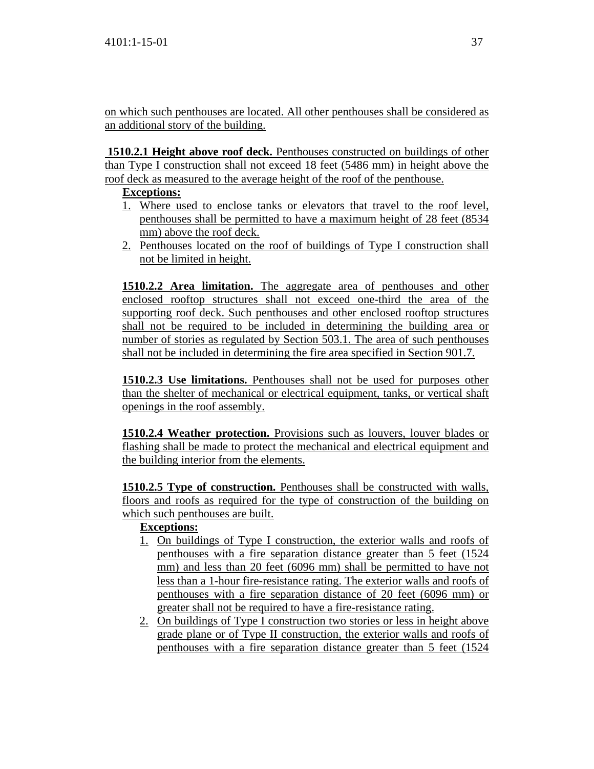on which such penthouses are located. All other penthouses shall be considered as an additional story of the building.

**1510.2.1 Height above roof deck.** Penthouses constructed on buildings of other than Type I construction shall not exceed 18 feet (5486 mm) in height above the roof deck as measured to the average height of the roof of the penthouse.

**Exceptions:**

1. Where used to enclose tanks or elevators that travel to the roof level, penthouses shall be permitted to have a maximum height of 28 feet (8534 mm) above the roof deck.
2. Penthouses located on the roof of buildings of Type I construction shall not be limited in height.

**1510.2.2 Area limitation.** The aggregate area of penthouses and other enclosed rooftop structures shall not exceed one-third the area of the supporting roof deck. Such penthouses and other enclosed rooftop structures shall not be required to be included in determining the building area or number of stories as regulated by Section 503.1. The area of such penthouses shall not be included in determining the fire area specified in Section 901.7.

**1510.2.3 Use limitations.** Penthouses shall not be used for purposes other than the shelter of mechanical or electrical equipment, tanks, or vertical shaft openings in the roof assembly.

**1510.2.4 Weather protection.** Provisions such as louvers, louver blades or flashing shall be made to protect the mechanical and electrical equipment and the building interior from the elements.

**1510.2.5 Type of construction.** Penthouses shall be constructed with walls, floors and roofs as required for the type of construction of the building on which such penthouses are built.

**Exceptions:**

1. On buildings of Type I construction, the exterior walls and roofs of penthouses with a fire separation distance greater than 5 feet (1524 mm) and less than 20 feet (6096 mm) shall be permitted to have not less than a 1-hour fire-resistance rating. The exterior walls and roofs of penthouses with a fire separation distance of 20 feet (6096 mm) or greater shall not be required to have a fire-resistance rating.
2. On buildings of Type I construction two stories or less in height above grade plane or of Type II construction, the exterior walls and roofs of penthouses with a fire separation distance greater than 5 feet (1524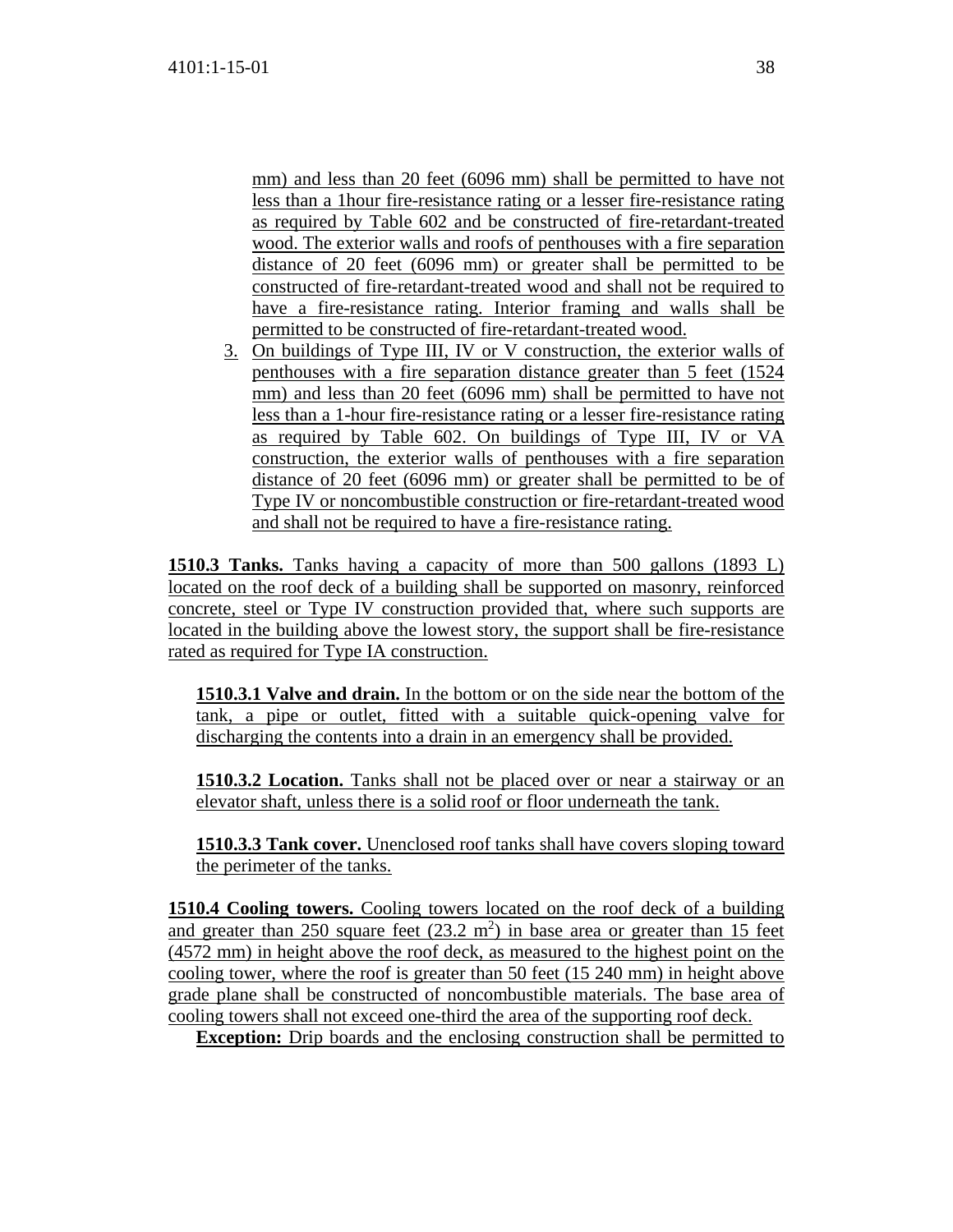mm) and less than 20 feet (6096 mm) shall be permitted to have not less than a 1hour fire-resistance rating or a lesser fire-resistance rating as required by Table 602 and be constructed of fire-retardant-treated wood. The exterior walls and roofs of penthouses with a fire separation distance of 20 feet (6096 mm) or greater shall be permitted to be constructed of fire-retardant-treated wood and shall not be required to have a fire-resistance rating. Interior framing and walls shall be permitted to be constructed of fire-retardant-treated wood.

3. On buildings of Type III, IV or V construction, the exterior walls of penthouses with a fire separation distance greater than 5 feet (1524 mm) and less than 20 feet (6096 mm) shall be permitted to have not less than a 1-hour fire-resistance rating or a lesser fire-resistance rating as required by Table 602. On buildings of Type III, IV or VA construction, the exterior walls of penthouses with a fire separation distance of 20 feet (6096 mm) or greater shall be permitted to be of Type IV or noncombustible construction or fire-retardant-treated wood and shall not be required to have a fire-resistance rating.

**1510.3 Tanks.** Tanks having a capacity of more than 500 gallons (1893 L) located on the roof deck of a building shall be supported on masonry, reinforced concrete, steel or Type IV construction provided that, where such supports are located in the building above the lowest story, the support shall be fire-resistance rated as required for Type IA construction.

**1510.3.1 Valve and drain.** In the bottom or on the side near the bottom of the tank, a pipe or outlet, fitted with a suitable quick-opening valve for discharging the contents into a drain in an emergency shall be provided.

**1510.3.2 Location.** Tanks shall not be placed over or near a stairway or an elevator shaft, unless there is a solid roof or floor underneath the tank.

**1510.3.3 Tank cover.** Unenclosed roof tanks shall have covers sloping toward the perimeter of the tanks.

**1510.4 Cooling towers.** Cooling towers located on the roof deck of a building and greater than 250 square feet (23.2 $m^2$) in base area or greater than 15 feet (4572 mm) in height above the roof deck, as measured to the highest point on the cooling tower, where the roof is greater than 50 feet (15 240 mm) in height above grade plane shall be constructed of noncombustible materials. The base area of cooling towers shall not exceed one-third the area of the supporting roof deck.

**Exception:** Drip boards and the enclosing construction shall be permitted to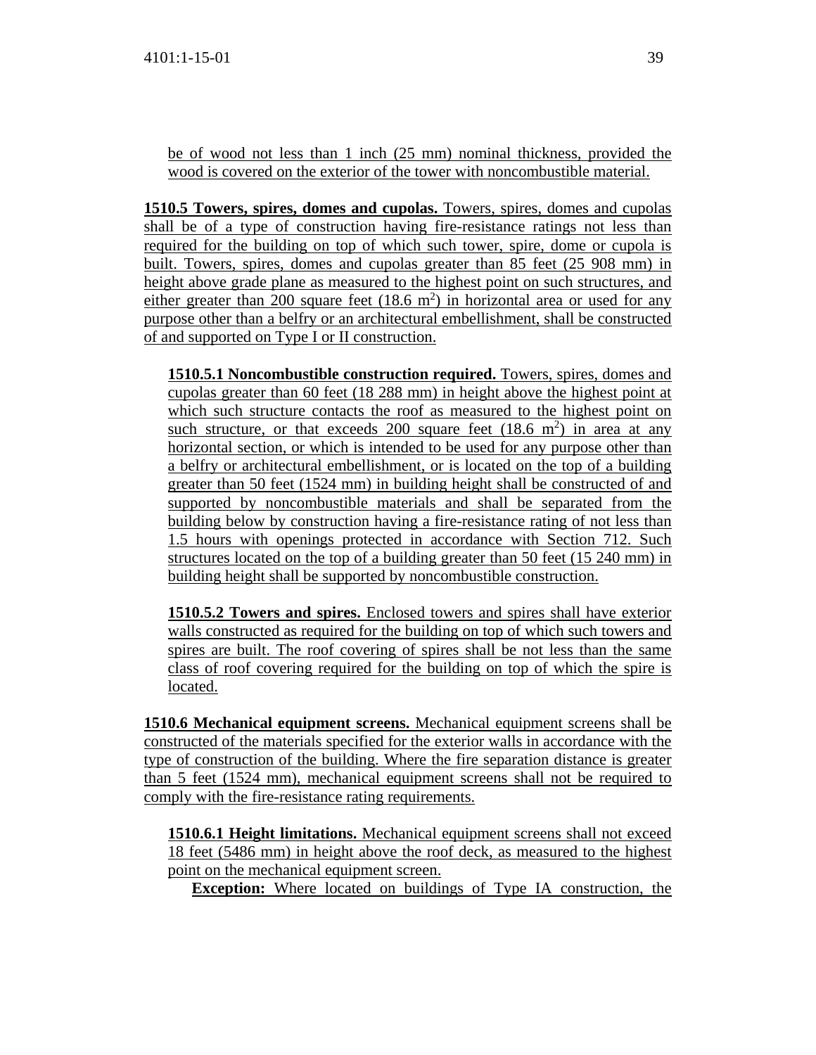be of wood not less than 1 inch (25 mm) nominal thickness, provided the wood is covered on the exterior of the tower with noncombustible material.

**1510.5 Towers, spires, domes and cupolas.** Towers, spires, domes and cupolas shall be of a type of construction having fire-resistance ratings not less than required for the building on top of which such tower, spire, dome or cupola is built. Towers, spires, domes and cupolas greater than 85 feet (25 908 mm) in height above grade plane as measured to the highest point on such structures, and either greater than 200 square feet (18.6 $m^2$) in horizontal area or used for any purpose other than a belfry or an architectural embellishment, shall be constructed of and supported on Type I or II construction.

**1510.5.1 Noncombustible construction required.** Towers, spires, domes and cupolas greater than 60 feet (18 288 mm) in height above the highest point at which such structure contacts the roof as measured to the highest point on such structure, or that exceeds 200 square feet (18.6 $m^2$) in area at any horizontal section, or which is intended to be used for any purpose other than a belfry or architectural embellishment, or is located on the top of a building greater than 50 feet (1524 mm) in building height shall be constructed of and supported by noncombustible materials and shall be separated from the building below by construction having a fire-resistance rating of not less than 1.5 hours with openings protected in accordance with Section 712. Such structures located on the top of a building greater than 50 feet (15 240 mm) in building height shall be supported by noncombustible construction.

**1510.5.2 Towers and spires.** Enclosed towers and spires shall have exterior walls constructed as required for the building on top of which such towers and spires are built. The roof covering of spires shall be not less than the same class of roof covering required for the building on top of which the spire is located.

**1510.6 Mechanical equipment screens.** Mechanical equipment screens shall be constructed of the materials specified for the exterior walls in accordance with the type of construction of the building. Where the fire separation distance is greater than 5 feet (1524 mm), mechanical equipment screens shall not be required to comply with the fire-resistance rating requirements.

**1510.6.1 Height limitations.** Mechanical equipment screens shall not exceed 18 feet (5486 mm) in height above the roof deck, as measured to the highest point on the mechanical equipment screen.

**Exception:** Where located on buildings of Type IA construction, the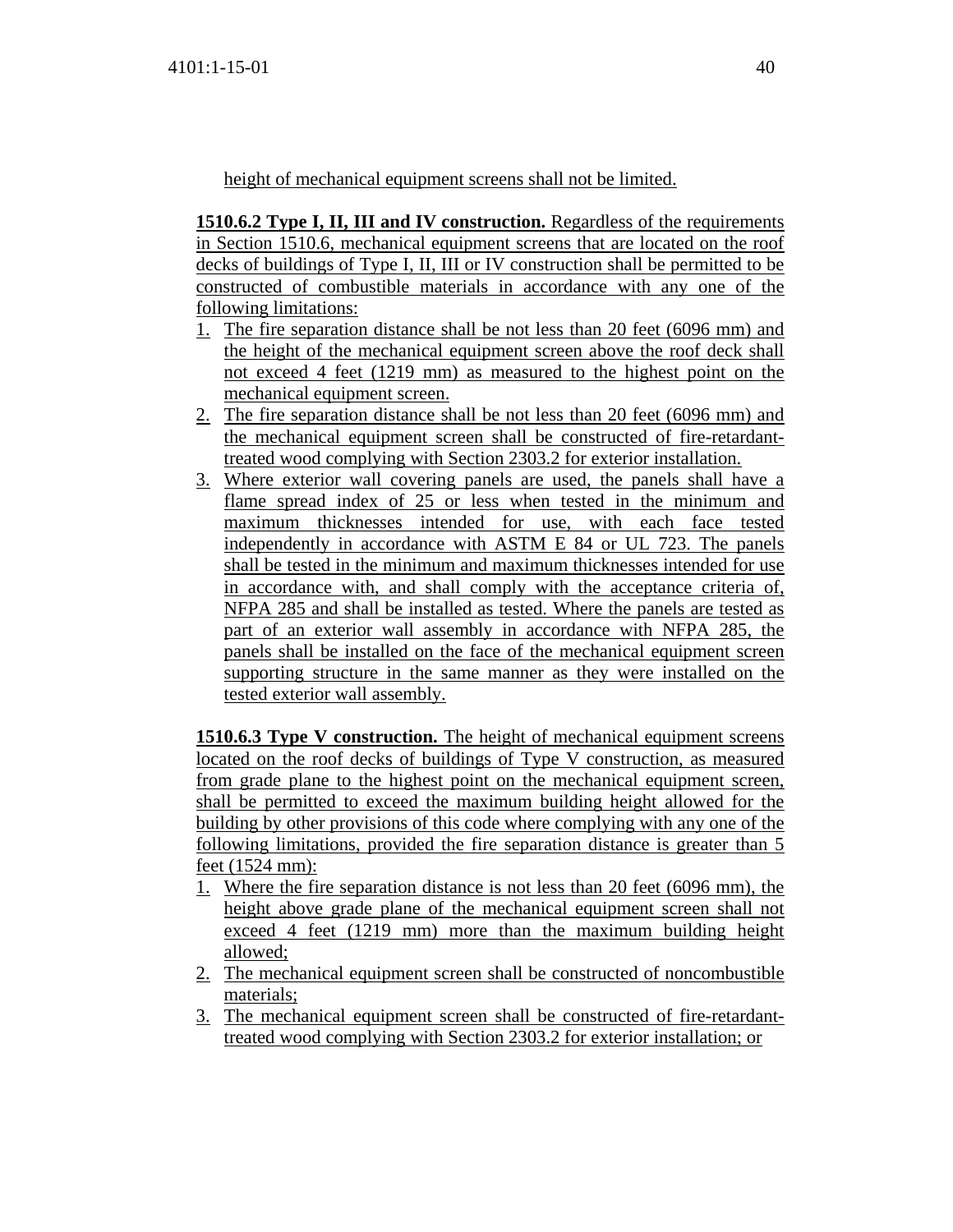height of mechanical equipment screens shall not be limited.

**1510.6.2 Type I, II, III and IV construction.** Regardless of the requirements in Section 1510.6, mechanical equipment screens that are located on the roof decks of buildings of Type I, II, III or IV construction shall be permitted to be constructed of combustible materials in accordance with any one of the following limitations:

1. The fire separation distance shall be not less than 20 feet (6096 mm) and the height of the mechanical equipment screen above the roof deck shall not exceed 4 feet (1219 mm) as measured to the highest point on the mechanical equipment screen.
2. The fire separation distance shall be not less than 20 feet (6096 mm) and the mechanical equipment screen shall be constructed of fire-retardant-treated wood complying with Section 2303.2 for exterior installation.
3. Where exterior wall covering panels are used, the panels shall have a flame spread index of 25 or less when tested in the minimum and maximum thicknesses intended for use, with each face tested independently in accordance with ASTM E 84 or UL 723. The panels shall be tested in the minimum and maximum thicknesses intended for use in accordance with, and shall comply with the acceptance criteria of, NFPA 285 and shall be installed as tested. Where the panels are tested as part of an exterior wall assembly in accordance with NFPA 285, the panels shall be installed on the face of the mechanical equipment screen supporting structure in the same manner as they were installed on the tested exterior wall assembly.

**1510.6.3 Type V construction.** The height of mechanical equipment screens located on the roof decks of buildings of Type V construction, as measured from grade plane to the highest point on the mechanical equipment screen, shall be permitted to exceed the maximum building height allowed for the building by other provisions of this code where complying with any one of the following limitations, provided the fire separation distance is greater than 5 feet (1524 mm):

1. Where the fire separation distance is not less than 20 feet (6096 mm), the height above grade plane of the mechanical equipment screen shall not exceed 4 feet (1219 mm) more than the maximum building height allowed;
2. The mechanical equipment screen shall be constructed of noncombustible materials;
3. The mechanical equipment screen shall be constructed of fire-retardant-treated wood complying with Section 2303.2 for exterior installation; or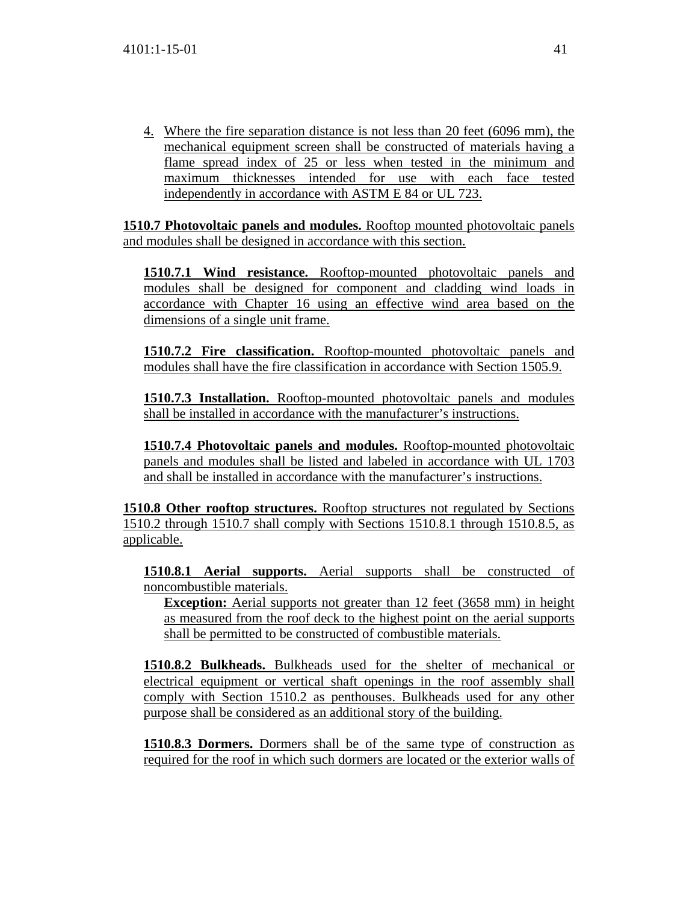4. Where the fire separation distance is not less than 20 feet (6096 mm), the mechanical equipment screen shall be constructed of materials having a flame spread index of 25 or less when tested in the minimum and maximum thicknesses intended for use with each face tested independently in accordance with ASTM E 84 or UL 723.

**1510.7 Photovoltaic panels and modules.** Rooftop mounted photovoltaic panels and modules shall be designed in accordance with this section.

**1510.7.1 Wind resistance.** Rooftop-mounted photovoltaic panels and modules shall be designed for component and cladding wind loads in accordance with Chapter 16 using an effective wind area based on the dimensions of a single unit frame.

**1510.7.2 Fire classification.** Rooftop-mounted photovoltaic panels and modules shall have the fire classification in accordance with Section 1505.9.

**1510.7.3 Installation.** Rooftop-mounted photovoltaic panels and modules shall be installed in accordance with the manufacturer's instructions.

**1510.7.4 Photovoltaic panels and modules.** Rooftop-mounted photovoltaic panels and modules shall be listed and labeled in accordance with UL 1703 and shall be installed in accordance with the manufacturer's instructions.

**1510.8 Other rooftop structures.** Rooftop structures not regulated by Sections 1510.2 through 1510.7 shall comply with Sections 1510.8.1 through 1510.8.5, as applicable.

**1510.8.1 Aerial supports.** Aerial supports shall be constructed of noncombustible materials.

**Exception:** Aerial supports not greater than 12 feet (3658 mm) in height as measured from the roof deck to the highest point on the aerial supports shall be permitted to be constructed of combustible materials.

**1510.8.2 Bulkheads.** Bulkheads used for the shelter of mechanical or electrical equipment or vertical shaft openings in the roof assembly shall comply with Section 1510.2 as penthouses. Bulkheads used for any other purpose shall be considered as an additional story of the building.

**1510.8.3 Dormers.** Dormers shall be of the same type of construction as required for the roof in which such dormers are located or the exterior walls of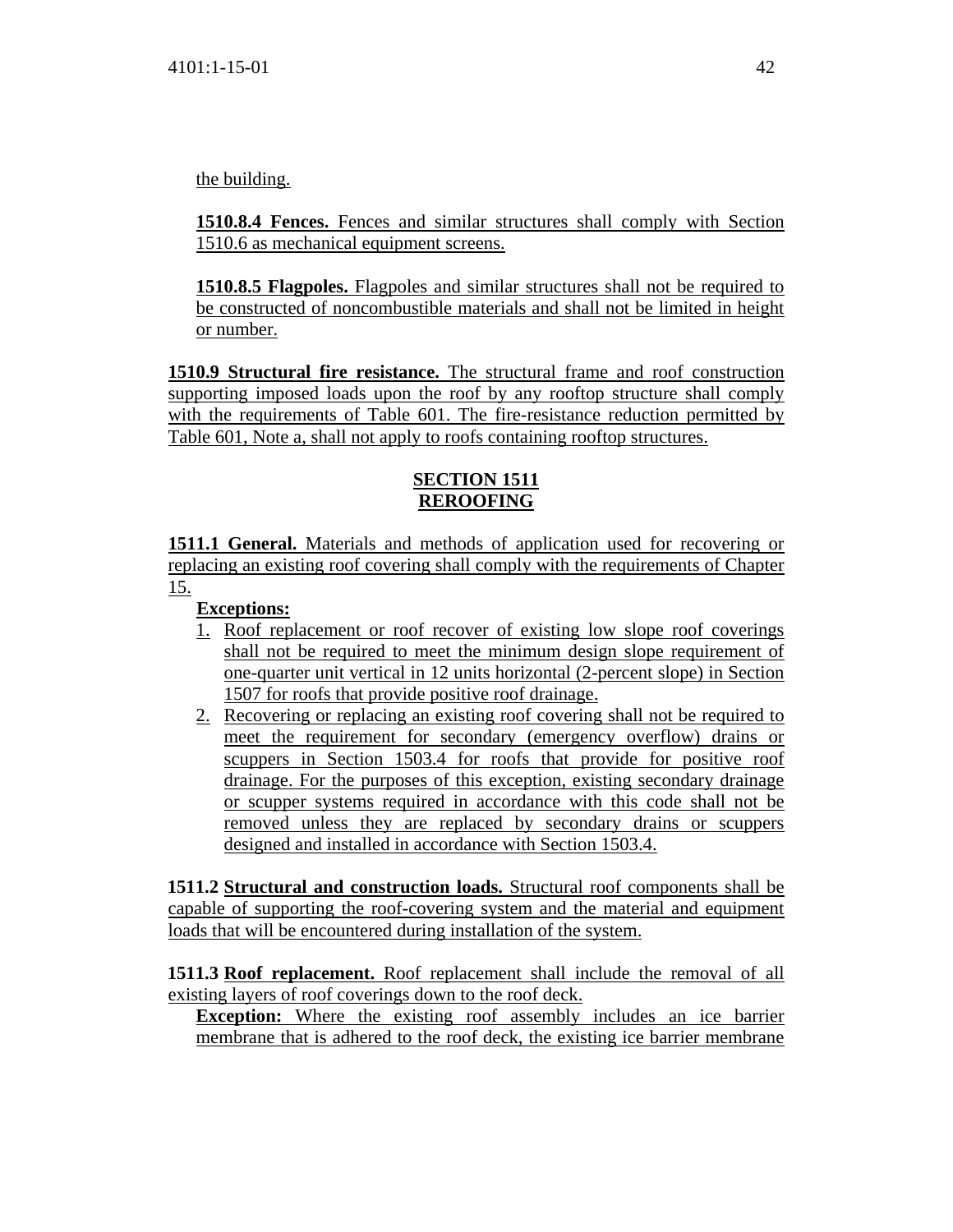the building.

**1510.8.4 Fences.** Fences and similar structures shall comply with Section 1510.6 as mechanical equipment screens.

**1510.8.5 Flagpoles.** Flagpoles and similar structures shall not be required to be constructed of noncombustible materials and shall not be limited in height or number.

**1510.9 Structural fire resistance.** The structural frame and roof construction supporting imposed loads upon the roof by any rooftop structure shall comply with the requirements of Table 601. The fire-resistance reduction permitted by Table 601, Note a, shall not apply to roofs containing rooftop structures.

## SECTION 1511
## REROOFING

**1511.1 General.** Materials and methods of application used for recovering or replacing an existing roof covering shall comply with the requirements of Chapter 15.

**Exceptions:**

1. Roof replacement or roof recover of existing low slope roof coverings shall not be required to meet the minimum design slope requirement of one-quarter unit vertical in 12 units horizontal (2-percent slope) in Section 1507 for roofs that provide positive roof drainage.
2. Recovering or replacing an existing roof covering shall not be required to meet the requirement for secondary (emergency overflow) drains or scuppers in Section 1503.4 for roofs that provide for positive roof drainage. For the purposes of this exception, existing secondary drainage or scupper systems required in accordance with this code shall not be removed unless they are replaced by secondary drains or scuppers designed and installed in accordance with Section 1503.4.

**1511.2 Structural and construction loads.** Structural roof components shall be capable of supporting the roof-covering system and the material and equipment loads that will be encountered during installation of the system.

**1511.3 Roof replacement.** Roof replacement shall include the removal of all existing layers of roof coverings down to the roof deck.

**Exception:** Where the existing roof assembly includes an ice barrier membrane that is adhered to the roof deck, the existing ice barrier membrane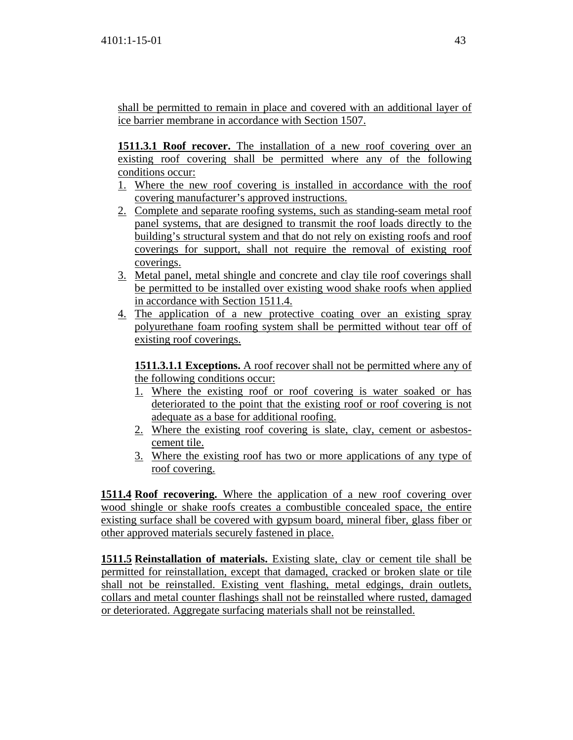shall be permitted to remain in place and covered with an additional layer of ice barrier membrane in accordance with Section 1507.

**1511.3.1 Roof recover.** The installation of a new roof covering over an existing roof covering shall be permitted where any of the following conditions occur:

1. Where the new roof covering is installed in accordance with the roof covering manufacturer's approved instructions.
2. Complete and separate roofing systems, such as standing-seam metal roof panel systems, that are designed to transmit the roof loads directly to the building's structural system and that do not rely on existing roofs and roof coverings for support, shall not require the removal of existing roof coverings.
3. Metal panel, metal shingle and concrete and clay tile roof coverings shall be permitted to be installed over existing wood shake roofs when applied in accordance with Section 1511.4.
4. The application of a new protective coating over an existing spray polyurethane foam roofing system shall be permitted without tear off of existing roof coverings.

**1511.3.1.1 Exceptions.** A roof recover shall not be permitted where any of the following conditions occur:

1. Where the existing roof or roof covering is water soaked or has deteriorated to the point that the existing roof or roof covering is not adequate as a base for additional roofing.
2. Where the existing roof covering is slate, clay, cement or asbestos-cement tile.
3. Where the existing roof has two or more applications of any type of roof covering.

**1511.4 Roof recovering.** Where the application of a new roof covering over wood shingle or shake roofs creates a combustible concealed space, the entire existing surface shall be covered with gypsum board, mineral fiber, glass fiber or other approved materials securely fastened in place.

**1511.5 Reinstallation of materials.** Existing slate, clay or cement tile shall be permitted for reinstallation, except that damaged, cracked or broken slate or tile shall not be reinstalled. Existing vent flashing, metal edgings, drain outlets, collars and metal counter flashings shall not be reinstalled where rusted, damaged or deteriorated. Aggregate surfacing materials shall not be reinstalled.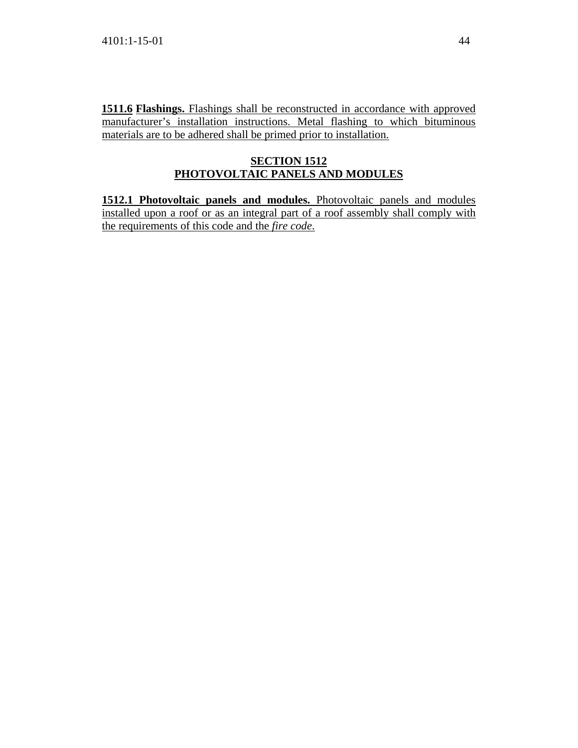**1511.6 Flashings.** Flashings shall be reconstructed in accordance with approved manufacturer's installation instructions. Metal flashing to which bituminous materials are to be adhered shall be primed prior to installation.

## SECTION 1512
## PHOTOVOLTAIC PANELS AND MODULES

**1512.1 Photovoltaic panels and modules.** Photovoltaic panels and modules installed upon a roof or as an integral part of a roof assembly shall comply with the requirements of this code and the *fire code*.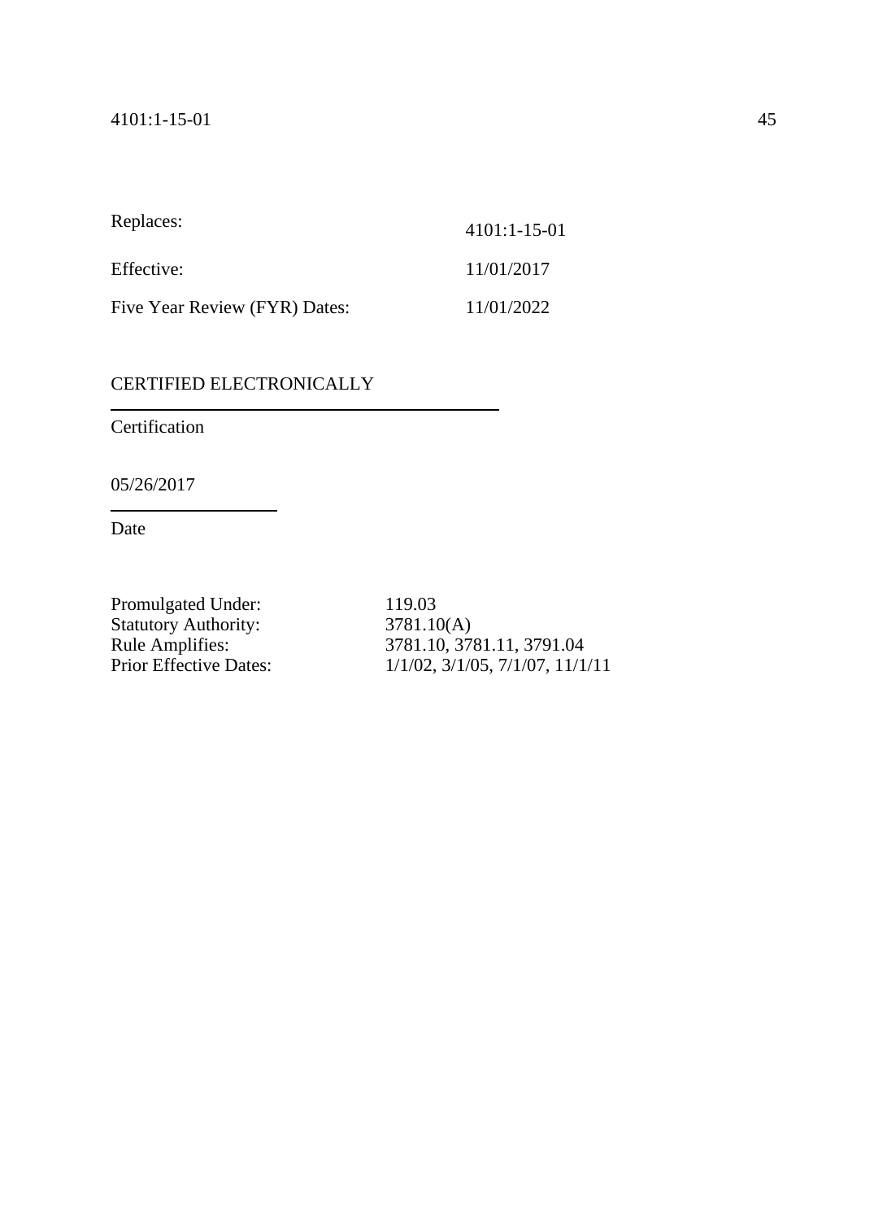| | |
|---|---|
| Replaces: | 4101:1-15-01 |
| Effective: | 11/01/2017 |
| Five Year Review (FYR) Dates: | 11/01/2022 |

CERTIFIED ELECTRONICALLY

Certification

05/26/2017

Date

| | |
|---|---|
| Promulgated Under: | 119.03 |
| Statutory Authority: | 3781.10(A) |
| Rule Amplifies: | 3781.10, 3781.11, 3791.04 |
| Prior Effective Dates: | 1/1/02, 3/1/05, 7/1/07, 11/1/11 |